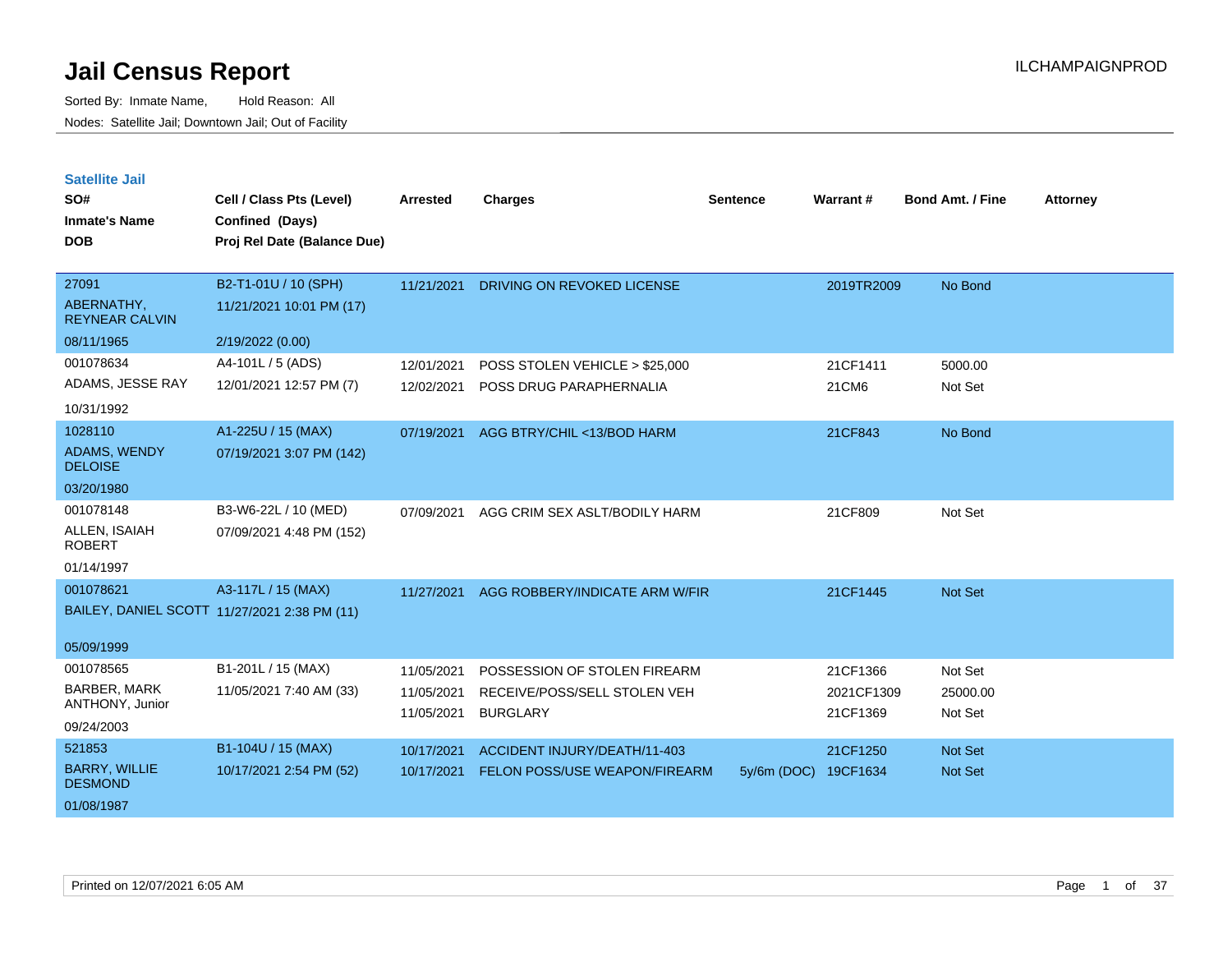# Jail Census Report

ILCHAMPAIGNPROD

Sorted By: Inmate Name, Hold Reason: All

Nodes: Satellite Jail; Downtown Jail; Out of Facility

## Satellite Jail

| SO# / Inmate's Name / DOB | Cell / Class Pts (Level) / Confined (Days) / Proj Rel Date (Balance Due) | Arrested | Charges | Sentence | Warrant # | Bond Amt. / Fine | Attorney |
|---|---|---|---|---|---|---|---|
| 27091<br>ABERNATHY, REYNEAR CALVIN<br>08/11/1965 | B2-T1-01U / 10 (SPH)<br>11/21/2021 10:01 PM (17)<br>2/19/2022 (0.00) | 11/21/2021 | DRIVING ON REVOKED LICENSE | | 2019TR2009 | No Bond | |
| 001078634<br>ADAMS, JESSE RAY<br>10/31/1992 | A4-101L / 5 (ADS)<br>12/01/2021 12:57 PM (7) | 12/01/2021 | POSS STOLEN VEHICLE > $25,000 | | 21CF1411 | 5000.00 | |
| | | 12/02/2021 | POSS DRUG PARAPHERNALIA | | 21CM6 | Not Set | |
| 1028110<br>ADAMS, WENDY DELOISE<br>03/20/1980 | A1-225U / 15 (MAX)<br>07/19/2021 3:07 PM (142) | 07/19/2021 | AGG BTRY/CHIL <13/BOD HARM | | 21CF843 | No Bond | |
| 001078148<br>ALLEN, ISAIAH ROBERT<br>01/14/1997 | B3-W6-22L / 10 (MED)<br>07/09/2021 4:48 PM (152) | 07/09/2021 | AGG CRIM SEX ASLT/BODILY HARM | | 21CF809 | Not Set | |
| 001078621<br>BAILEY, DANIEL SCOTT<br>05/09/1999 | A3-117L / 15 (MAX)<br>11/27/2021 2:38 PM (11) | 11/27/2021 | AGG ROBBERY/INDICATE ARM W/FIR | | 21CF1445 | Not Set | |
| 001078565<br>BARBER, MARK ANTHONY, Junior<br>09/24/2003 | B1-201L / 15 (MAX)<br>11/05/2021 7:40 AM (33) | 11/05/2021 | POSSESSION OF STOLEN FIREARM | | 21CF1366 | Not Set | |
| | | 11/05/2021 | RECEIVE/POSS/SELL STOLEN VEH | | 2021CF1309 | 25000.00 | |
| | | 11/05/2021 | BURGLARY | | 21CF1369 | Not Set | |
| 521853<br>BARRY, WILLIE DESMOND<br>01/08/1987 | B1-104U / 15 (MAX)<br>10/17/2021 2:54 PM (52) | 10/17/2021 | ACCIDENT INJURY/DEATH/11-403 | | 21CF1250 | Not Set | |
| | | 10/17/2021 | FELON POSS/USE WEAPON/FIREARM | 5y/6m (DOC) | 19CF1634 | Not Set | |

Printed on 12/07/2021 6:05 AM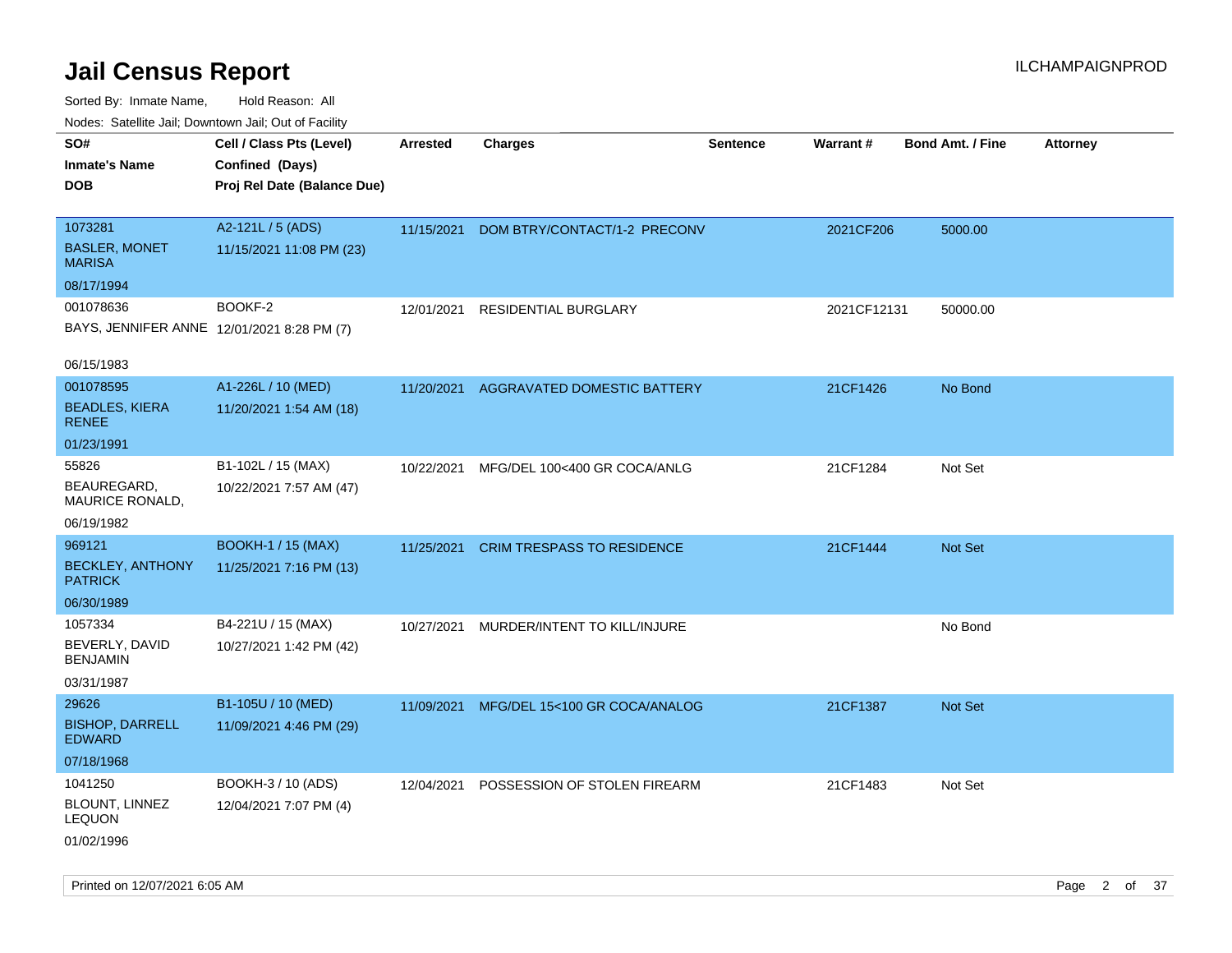# Jail Census Report

ILCHAMPAIGNPROD

Sorted By: Inmate Name, Hold Reason: All

Nodes: Satellite Jail; Downtown Jail; Out of Facility

| SO# / Inmate's Name / DOB | Cell / Class Pts (Level) / Confined (Days) / Proj Rel Date (Balance Due) | Arrested | Charges | Sentence | Warrant # | Bond Amt. / Fine | Attorney |
|---|---|---|---|---|---|---|---|
| 1073281<br>BASLER, MONET MARISA<br>08/17/1994 | A2-121L / 5 (ADS)<br>11/15/2021 11:08 PM (23) | 11/15/2021 | DOM BTRY/CONTACT/1-2 PRECONV | | 2021CF206 | 5000.00 | |
| 001078636<br>BAYS, JENNIFER ANNE<br>06/15/1983 | BOOKF-2<br>12/01/2021 8:28 PM (7) | 12/01/2021 | RESIDENTIAL BURGLARY | | 2021CF12131 | 50000.00 | |
| 001078595<br>BEADLES, KIERA RENEE<br>01/23/1991 | A1-226L / 10 (MED)<br>11/20/2021 1:54 AM (18) | 11/20/2021 | AGGRAVATED DOMESTIC BATTERY | | 21CF1426 | No Bond | |
| 55826<br>BEAUREGARD, MAURICE RONALD,<br>06/19/1982 | B1-102L / 15 (MAX)<br>10/22/2021 7:57 AM (47) | 10/22/2021 | MFG/DEL 100<400 GR COCA/ANLG | | 21CF1284 | Not Set | |
| 969121<br>BECKLEY, ANTHONY PATRICK<br>06/30/1989 | BOOKH-1 / 15 (MAX)<br>11/25/2021 7:16 PM (13) | 11/25/2021 | CRIM TRESPASS TO RESIDENCE | | 21CF1444 | Not Set | |
| 1057334<br>BEVERLY, DAVID BENJAMIN<br>03/31/1987 | B4-221U / 15 (MAX)<br>10/27/2021 1:42 PM (42) | 10/27/2021 | MURDER/INTENT TO KILL/INJURE | | | No Bond | |
| 29626<br>BISHOP, DARRELL EDWARD<br>07/18/1968 | B1-105U / 10 (MED)<br>11/09/2021 4:46 PM (29) | 11/09/2021 | MFG/DEL 15<100 GR COCA/ANALOG | | 21CF1387 | Not Set | |
| 1041250<br>BLOUNT, LINNEZ LEQUON<br>01/02/1996 | BOOKH-3 / 10 (ADS)<br>12/04/2021 7:07 PM (4) | 12/04/2021 | POSSESSION OF STOLEN FIREARM | | 21CF1483 | Not Set | |

Printed on 12/07/2021 6:05 AM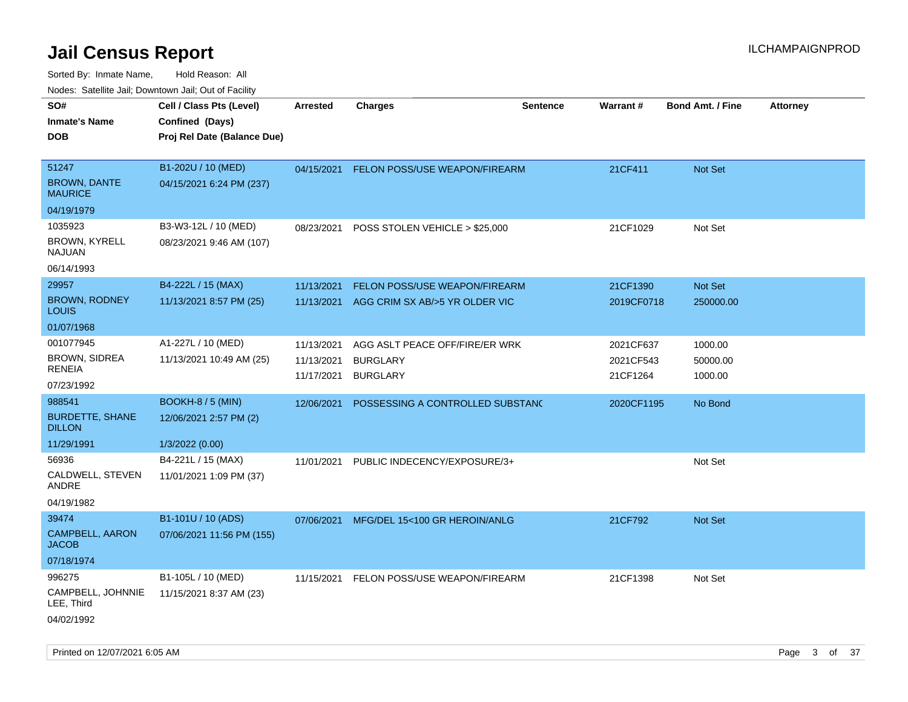# Jail Census Report

ILCHAMPAIGNPROD

Sorted By: Inmate Name, Hold Reason: All

Nodes: Satellite Jail; Downtown Jail; Out of Facility

| SO# / Inmate's Name / DOB | Cell / Class Pts (Level) / Confined (Days) / Proj Rel Date (Balance Due) | Arrested | Charges | Sentence | Warrant # | Bond Amt. / Fine | Attorney |
|---|---|---|---|---|---|---|---|
| 51247<br>BROWN, DANTE MAURICE<br>04/19/1979 | B1-202U / 10 (MED)<br>04/15/2021 6:24 PM (237) | 04/15/2021 | FELON POSS/USE WEAPON/FIREARM | | 21CF411 | Not Set | |
| 1035923<br>BROWN, KYRELL NAJUAN<br>06/14/1993 | B3-W3-12L / 10 (MED)<br>08/23/2021 9:46 AM (107) | 08/23/2021 | POSS STOLEN VEHICLE > $25,000 | | 21CF1029 | Not Set | |
| 29957<br>BROWN, RODNEY LOUIS<br>01/07/1968 | B4-222L / 15 (MAX)<br>11/13/2021 8:57 PM (25) | 11/13/2021<br>11/13/2021 | FELON POSS/USE WEAPON/FIREARM<br>AGG CRIM SX AB/>5 YR OLDER VIC | | 21CF1390<br>2019CF0718 | Not Set<br>250000.00 | |
| 001077945<br>BROWN, SIDREA RENEIA<br>07/23/1992 | A1-227L / 10 (MED)<br>11/13/2021 10:49 AM (25) | 11/13/2021<br>11/13/2021<br>11/17/2021 | AGG ASLT PEACE OFF/FIRE/ER WRK<br>BURGLARY<br>BURGLARY | | 2021CF637<br>2021CF543<br>21CF1264 | 1000.00<br>50000.00<br>1000.00 | |
| 988541<br>BURDETTE, SHANE DILLON<br>11/29/1991 | BOOKH-8 / 5 (MIN)<br>12/06/2021 2:57 PM (2)<br>1/3/2022 (0.00) | 12/06/2021 | POSSESSING A CONTROLLED SUBSTANC | | 2020CF1195 | No Bond | |
| 56936<br>CALDWELL, STEVEN ANDRE<br>04/19/1982 | B4-221L / 15 (MAX)<br>11/01/2021 1:09 PM (37) | 11/01/2021 | PUBLIC INDECENCY/EXPOSURE/3+ | | | Not Set | |
| 39474<br>CAMPBELL, AARON JACOB<br>07/18/1974 | B1-101U / 10 (ADS)<br>07/06/2021 11:56 PM (155) | 07/06/2021 | MFG/DEL 15<100 GR HEROIN/ANLG | | 21CF792 | Not Set | |
| 996275<br>CAMPBELL, JOHNNIE LEE, Third<br>04/02/1992 | B1-105L / 10 (MED)<br>11/15/2021 8:37 AM (23) | 11/15/2021 | FELON POSS/USE WEAPON/FIREARM | | 21CF1398 | Not Set | |

Printed on 12/07/2021 6:05 AM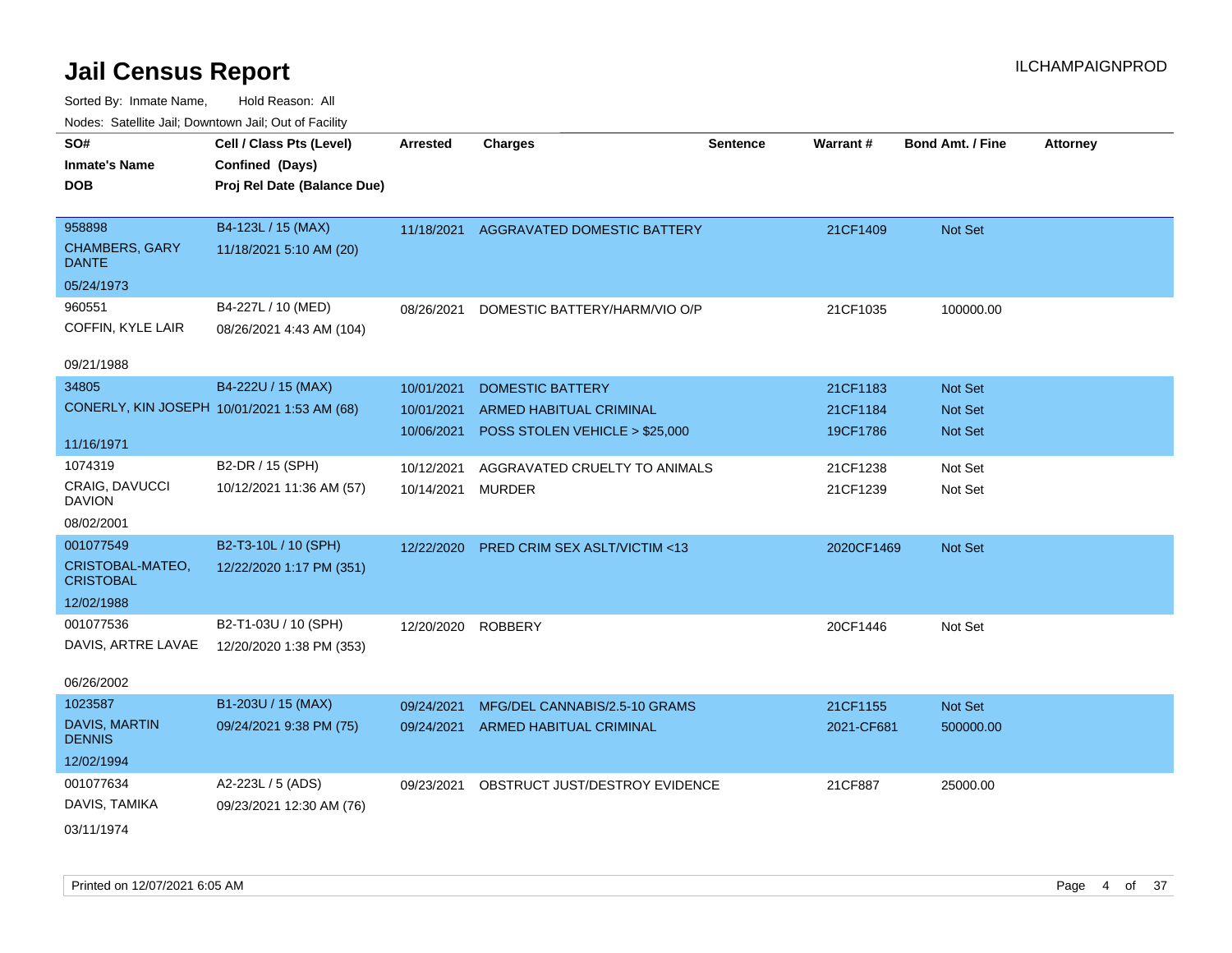# Jail Census Report

ILCHAMPAIGNPROD

Sorted By: Inmate Name, Hold Reason: All

Nodes: Satellite Jail; Downtown Jail; Out of Facility

| SO# / Inmate's Name / DOB | Cell / Class Pts (Level) / Confined (Days) / Proj Rel Date (Balance Due) | Arrested | Charges | Sentence | Warrant # | Bond Amt. / Fine | Attorney |
|---|---|---|---|---|---|---|---|
| 958898 CHAMBERS, GARY DANTE 05/24/1973 | B4-123L / 15 (MAX) 11/18/2021 5:10 AM (20) | 11/18/2021 | AGGRAVATED DOMESTIC BATTERY | | 21CF1409 | Not Set | |
| 960551 COFFIN, KYLE LAIR 09/21/1988 | B4-227L / 10 (MED) 08/26/2021 4:43 AM (104) | 08/26/2021 | DOMESTIC BATTERY/HARM/VIO O/P | | 21CF1035 | 100000.00 | |
| 34805 CONERLY, KIN JOSEPH 11/16/1971 | B4-222U / 15 (MAX) 10/01/2021 1:53 AM (68) | 10/01/2021 | DOMESTIC BATTERY | | 21CF1183 | Not Set | |
| | | 10/01/2021 | ARMED HABITUAL CRIMINAL | | 21CF1184 | Not Set | |
| | | 10/06/2021 | POSS STOLEN VEHICLE > $25,000 | | 19CF1786 | Not Set | |
| 1074319 CRAIG, DAVUCCI DAVION 08/02/2001 | B2-DR / 15 (SPH) 10/12/2021 11:36 AM (57) | 10/12/2021 | AGGRAVATED CRUELTY TO ANIMALS | | 21CF1238 | Not Set | |
| | | 10/14/2021 | MURDER | | 21CF1239 | Not Set | |
| 001077549 CRISTOBAL-MATEO, CRISTOBAL 12/02/1988 | B2-T3-10L / 10 (SPH) 12/22/2020 1:17 PM (351) | 12/22/2020 | PRED CRIM SEX ASLT/VICTIM <13 | | 2020CF1469 | Not Set | |
| 001077536 DAVIS, ARTRE LAVAE 06/26/2002 | B2-T1-03U / 10 (SPH) 12/20/2020 1:38 PM (353) | 12/20/2020 | ROBBERY | | 20CF1446 | Not Set | |
| 1023587 DAVIS, MARTIN DENNIS 12/02/1994 | B1-203U / 15 (MAX) 09/24/2021 9:38 PM (75) | 09/24/2021 | MFG/DEL CANNABIS/2.5-10 GRAMS | | 21CF1155 | Not Set | |
| | | 09/24/2021 | ARMED HABITUAL CRIMINAL | | 2021-CF681 | 500000.00 | |
| 001077634 DAVIS, TAMIKA 03/11/1974 | A2-223L / 5 (ADS) 09/23/2021 12:30 AM (76) | 09/23/2021 | OBSTRUCT JUST/DESTROY EVIDENCE | | 21CF887 | 25000.00 | |

Printed on 12/07/2021 6:05 AM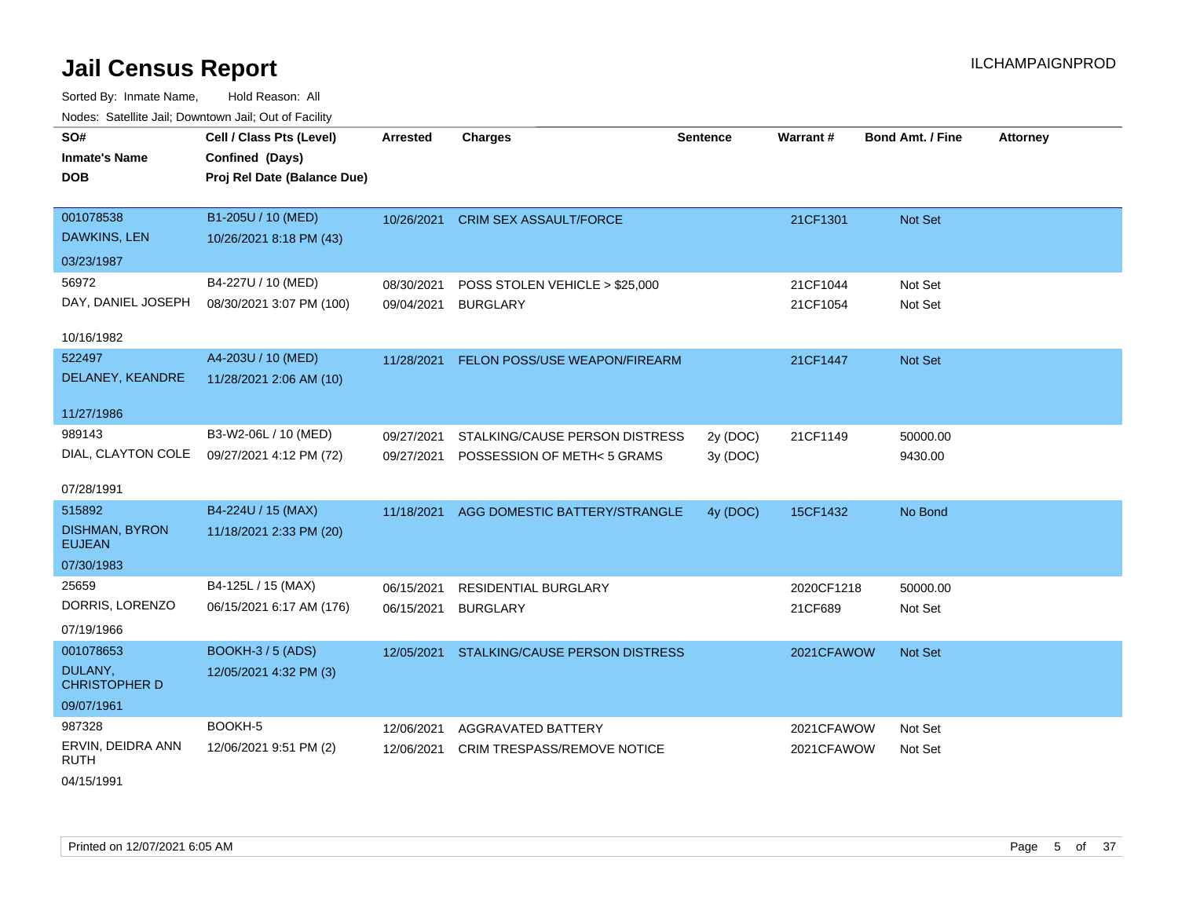# Jail Census Report

ILCHAMPAIGNPROD

Sorted By: Inmate Name, Hold Reason: All

Nodes: Satellite Jail; Downtown Jail; Out of Facility

| SO# / Inmate's Name / DOB | Cell / Class Pts (Level) / Confined (Days) / Proj Rel Date (Balance Due) | Arrested | Charges | Sentence | Warrant # | Bond Amt. / Fine | Attorney |
|---|---|---|---|---|---|---|---|
| 001078538<br>DAWKINS, LEN<br>03/23/1987 | B1-205U / 10 (MED)<br>10/26/2021 8:18 PM (43) | 10/26/2021 | CRIM SEX ASSAULT/FORCE | | 21CF1301 | Not Set | |
| 56972<br>DAY, DANIEL JOSEPH<br>10/16/1982 | B4-227U / 10 (MED)<br>08/30/2021 3:07 PM (100) | 08/30/2021<br>09/04/2021 | POSS STOLEN VEHICLE > $25,000<br>BURGLARY | | 21CF1044<br>21CF1054 | Not Set<br>Not Set | |
| 522497<br>DELANEY, KEANDRE<br>11/27/1986 | A4-203U / 10 (MED)<br>11/28/2021 2:06 AM (10) | 11/28/2021 | FELON POSS/USE WEAPON/FIREARM | | 21CF1447 | Not Set | |
| 989143<br>DIAL, CLAYTON COLE<br>07/28/1991 | B3-W2-06L / 10 (MED)<br>09/27/2021 4:12 PM (72) | 09/27/2021<br>09/27/2021 | STALKING/CAUSE PERSON DISTRESS<br>POSSESSION OF METH< 5 GRAMS | 2y (DOC)<br>3y (DOC) | 21CF1149 | 50000.00<br>9430.00 | |
| 515892<br>DISHMAN, BYRON EUJEAN<br>07/30/1983 | B4-224U / 15 (MAX)<br>11/18/2021 2:33 PM (20) | 11/18/2021 | AGG DOMESTIC BATTERY/STRANGLE | 4y (DOC) | 15CF1432 | No Bond | |
| 25659<br>DORRIS, LORENZO<br>07/19/1966 | B4-125L / 15 (MAX)<br>06/15/2021 6:17 AM (176) | 06/15/2021<br>06/15/2021 | RESIDENTIAL BURGLARY<br>BURGLARY | | 2020CF1218<br>21CF689 | 50000.00<br>Not Set | |
| 001078653<br>DULANY, CHRISTOPHER D<br>09/07/1961 | BOOKH-3 / 5 (ADS)<br>12/05/2021 4:32 PM (3) | 12/05/2021 | STALKING/CAUSE PERSON DISTRESS | | 2021CFAWOW | Not Set | |
| 987328<br>ERVIN, DEIDRA ANN RUTH<br>04/15/1991 | BOOKH-5<br>12/06/2021 9:51 PM (2) | 12/06/2021<br>12/06/2021 | AGGRAVATED BATTERY<br>CRIM TRESPASS/REMOVE NOTICE | | 2021CFAWOW<br>2021CFAWOW | Not Set<br>Not Set | |

Printed on 12/07/2021 6:05 AM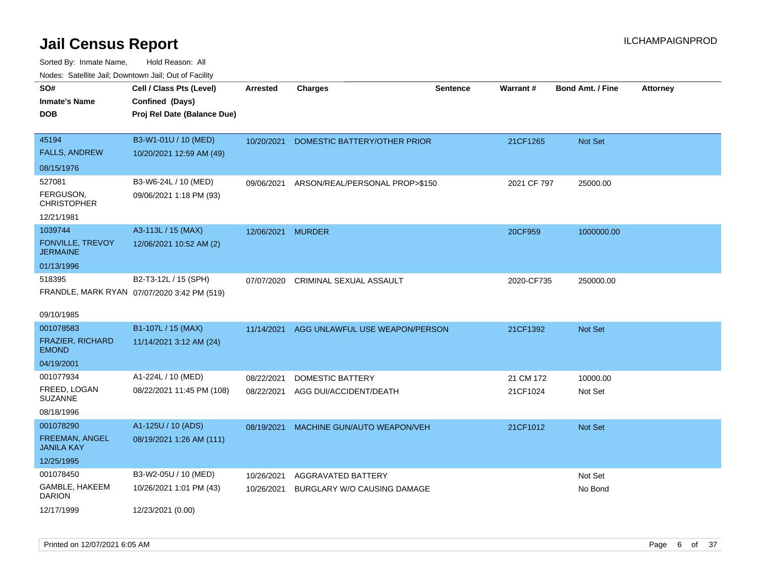# Jail Census Report

ILCHAMPAIGNPROD

Sorted By: Inmate Name, Hold Reason: All

Nodes: Satellite Jail; Downtown Jail; Out of Facility

| SO# / Inmate's Name / DOB | Cell / Class Pts (Level) / Confined (Days) / Proj Rel Date (Balance Due) | Arrested | Charges | Sentence | Warrant # | Bond Amt. / Fine | Attorney |
|---|---|---|---|---|---|---|---|
| 45194<br>FALLS, ANDREW<br>08/15/1976 | B3-W1-01U / 10 (MED)<br>10/20/2021 12:59 AM (49) | 10/20/2021 | DOMESTIC BATTERY/OTHER PRIOR | | 21CF1265 | Not Set | |
| 527081<br>FERGUSON, CHRISTOPHER<br>12/21/1981 | B3-W6-24L / 10 (MED)<br>09/06/2021 1:18 PM (93) | 09/06/2021 | ARSON/REAL/PERSONAL PROP>$150 | | 2021 CF 797 | 25000.00 | |
| 1039744<br>FONVILLE, TREVOY JERMAINE<br>01/13/1996 | A3-113L / 15 (MAX)<br>12/06/2021 10:52 AM (2) | 12/06/2021 | MURDER | | 20CF959 | 1000000.00 | |
| 518395<br>FRANDLE, MARK RYAN<br>09/10/1985 | B2-T3-12L / 15 (SPH)<br>07/07/2020 3:42 PM (519) | 07/07/2020 | CRIMINAL SEXUAL ASSAULT | | 2020-CF735 | 250000.00 | |
| 001078583<br>FRAZIER, RICHARD EMOND<br>04/19/2001 | B1-107L / 15 (MAX)<br>11/14/2021 3:12 AM (24) | 11/14/2021 | AGG UNLAWFUL USE WEAPON/PERSON | | 21CF1392 | Not Set | |
| 001077934<br>FREED, LOGAN SUZANNE<br>08/18/1996 | A1-224L / 10 (MED)<br>08/22/2021 11:45 PM (108) | 08/22/2021<br>08/22/2021 | DOMESTIC BATTERY<br>AGG DUI/ACCIDENT/DEATH | | 21 CM 172<br>21CF1024 | 10000.00<br>Not Set | |
| 001078290<br>FREEMAN, ANGEL JANILA KAY<br>12/25/1995 | A1-125U / 10 (ADS)<br>08/19/2021 1:26 AM (111) | 08/19/2021 | MACHINE GUN/AUTO WEAPON/VEH | | 21CF1012 | Not Set | |
| 001078450<br>GAMBLE, HAKEEM DARION<br>12/17/1999 | B3-W2-05U / 10 (MED)<br>10/26/2021 1:01 PM (43)<br>12/23/2021 (0.00) | 10/26/2021<br>10/26/2021 | AGGRAVATED BATTERY<br>BURGLARY W/O CAUSING DAMAGE | | | Not Set<br>No Bond | |

Printed on 12/07/2021 6:05 AM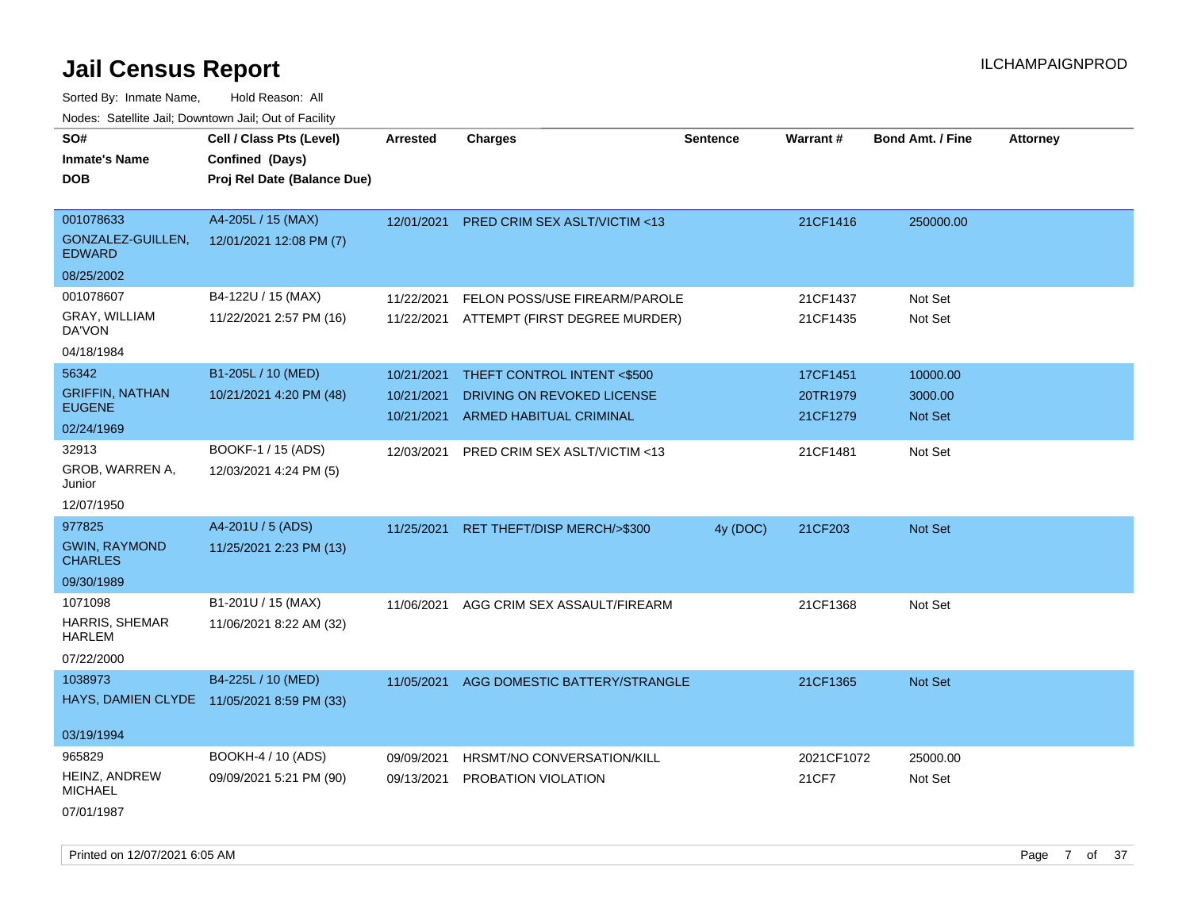# Jail Census Report

Sorted By: Inmate Name, Hold Reason: All

Nodes: Satellite Jail; Downtown Jail; Out of Facility

| SO# / Inmate's Name / DOB | Cell / Class Pts (Level) / Confined (Days) / Proj Rel Date (Balance Due) | Arrested | Charges | Sentence | Warrant # | Bond Amt. / Fine | Attorney |
|---|---|---|---|---|---|---|---|
| 001078633<br>GONZALEZ-GUILLEN, EDWARD<br>08/25/2002 | A4-205L / 15 (MAX)<br>12/01/2021 12:08 PM (7) | 12/01/2021 | PRED CRIM SEX ASLT/VICTIM <13 | | 21CF1416 | 250000.00 | |
| 001078607<br>GRAY, WILLIAM DA'VON<br>04/18/1984 | B4-122U / 15 (MAX)<br>11/22/2021 2:57 PM (16) | 11/22/2021 | FELON POSS/USE FIREARM/PAROLE | | 21CF1437 | Not Set | |
| | | 11/22/2021 | ATTEMPT (FIRST DEGREE MURDER) | | 21CF1435 | Not Set | |
| 56342<br>GRIFFIN, NATHAN EUGENE<br>02/24/1969 | B1-205L / 10 (MED)<br>10/21/2021 4:20 PM (48) | 10/21/2021 | THEFT CONTROL INTENT <$500 | | 17CF1451 | 10000.00 | |
| | | 10/21/2021 | DRIVING ON REVOKED LICENSE | | 20TR1979 | 3000.00 | |
| | | 10/21/2021 | ARMED HABITUAL CRIMINAL | | 21CF1279 | Not Set | |
| 32913<br>GROB, WARREN A, Junior<br>12/07/1950 | BOOKF-1 / 15 (ADS)<br>12/03/2021 4:24 PM (5) | 12/03/2021 | PRED CRIM SEX ASLT/VICTIM <13 | | 21CF1481 | Not Set | |
| 977825<br>GWIN, RAYMOND CHARLES<br>09/30/1989 | A4-201U / 5 (ADS)<br>11/25/2021 2:23 PM (13) | 11/25/2021 | RET THEFT/DISP MERCH/>$300 | 4y (DOC) | 21CF203 | Not Set | |
| 1071098<br>HARRIS, SHEMAR HARLEM<br>07/22/2000 | B1-201U / 15 (MAX)<br>11/06/2021 8:22 AM (32) | 11/06/2021 | AGG CRIM SEX ASSAULT/FIREARM | | 21CF1368 | Not Set | |
| 1038973<br>HAYS, DAMIEN CLYDE<br>03/19/1994 | B4-225L / 10 (MED)<br>11/05/2021 8:59 PM (33) | 11/05/2021 | AGG DOMESTIC BATTERY/STRANGLE | | 21CF1365 | Not Set | |
| 965829<br>HEINZ, ANDREW MICHAEL<br>07/01/1987 | BOOKH-4 / 10 (ADS)<br>09/09/2021 5:21 PM (90) | 09/09/2021 | HRSMT/NO CONVERSATION/KILL | | 2021CF1072 | 25000.00 | |
| | | 09/13/2021 | PROBATION VIOLATION | | 21CF7 | Not Set | |

Printed on 12/07/2021 6:05 AM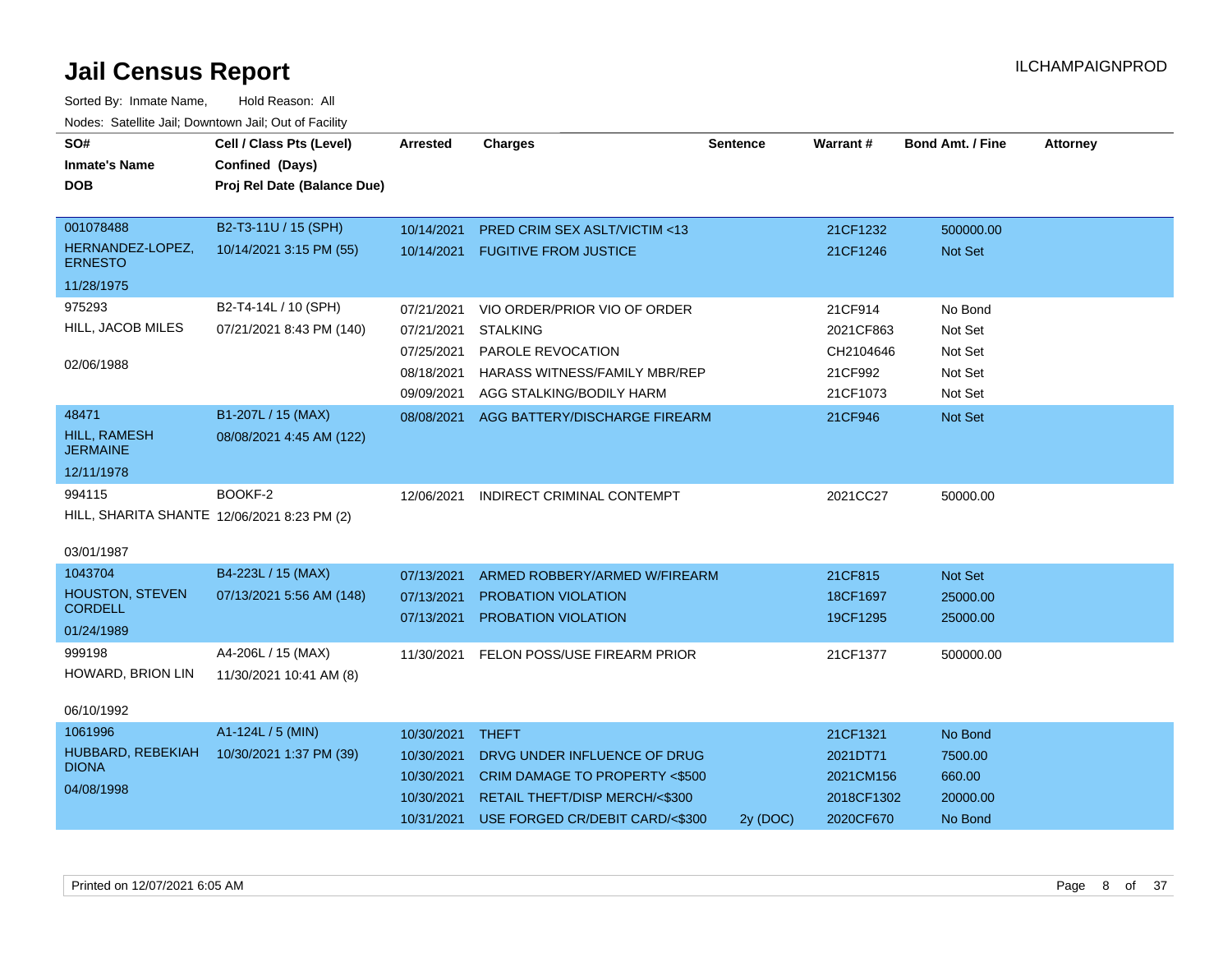# Jail Census Report

ILCHAMPAIGNPROD

Sorted By: Inmate Name, Hold Reason: All

Nodes: Satellite Jail; Downtown Jail; Out of Facility

| SO# / Inmate's Name / DOB | Cell / Class Pts (Level) / Confined (Days) / Proj Rel Date (Balance Due) | Arrested | Charges | Sentence | Warrant # | Bond Amt. / Fine | Attorney |
|---|---|---|---|---|---|---|---|
| 001078488<br>HERNANDEZ-LOPEZ, ERNESTO<br>11/28/1975 | B2-T3-11U / 15 (SPH)<br>10/14/2021 3:15 PM (55) | 10/14/2021 | PRED CRIM SEX ASLT/VICTIM <13 | | 21CF1232 | 500000.00 | |
| | | 10/14/2021 | FUGITIVE FROM JUSTICE | | 21CF1246 | Not Set | |
| 975293<br>HILL, JACOB MILES<br>02/06/1988 | B2-T4-14L / 10 (SPH)<br>07/21/2021 8:43 PM (140) | 07/21/2021 | VIO ORDER/PRIOR VIO OF ORDER | | 21CF914 | No Bond | |
| | | 07/21/2021 | STALKING | | 2021CF863 | Not Set | |
| | | 07/25/2021 | PAROLE REVOCATION | | CH2104646 | Not Set | |
| | | 08/18/2021 | HARASS WITNESS/FAMILY MBR/REP | | 21CF992 | Not Set | |
| | | 09/09/2021 | AGG STALKING/BODILY HARM | | 21CF1073 | Not Set | |
| 48471<br>HILL, RAMESH JERMAINE<br>12/11/1978 | B1-207L / 15 (MAX)<br>08/08/2021 4:45 AM (122) | 08/08/2021 | AGG BATTERY/DISCHARGE FIREARM | | 21CF946 | Not Set | |
| 994115<br>HILL, SHARITA SHANTE<br>03/01/1987 | BOOKF-2<br>12/06/2021 8:23 PM (2) | 12/06/2021 | INDIRECT CRIMINAL CONTEMPT | | 2021CC27 | 50000.00 | |
| 1043704<br>HOUSTON, STEVEN CORDELL<br>01/24/1989 | B4-223L / 15 (MAX)<br>07/13/2021 5:56 AM (148) | 07/13/2021 | ARMED ROBBERY/ARMED W/FIREARM | | 21CF815 | Not Set | |
| | | 07/13/2021 | PROBATION VIOLATION | | 18CF1697 | 25000.00 | |
| | | 07/13/2021 | PROBATION VIOLATION | | 19CF1295 | 25000.00 | |
| 999198<br>HOWARD, BRION LIN<br>06/10/1992 | A4-206L / 15 (MAX)<br>11/30/2021 10:41 AM (8) | 11/30/2021 | FELON POSS/USE FIREARM PRIOR | | 21CF1377 | 500000.00 | |
| 1061996<br>HUBBARD, REBEKIAH DIONA<br>04/08/1998 | A1-124L / 5 (MIN)<br>10/30/2021 1:37 PM (39) | 10/30/2021 | THEFT | | 21CF1321 | No Bond | |
| | | 10/30/2021 | DRVG UNDER INFLUENCE OF DRUG | | 2021DT71 | 7500.00 | |
| | | 10/30/2021 | CRIM DAMAGE TO PROPERTY <$500 | | 2021CM156 | 660.00 | |
| | | 10/30/2021 | RETAIL THEFT/DISP MERCH/<$300 | | 2018CF1302 | 20000.00 | |
| | | 10/31/2021 | USE FORGED CR/DEBIT CARD/<$300 | 2y (DOC) | 2020CF670 | No Bond | |

Printed on 12/07/2021 6:05 AM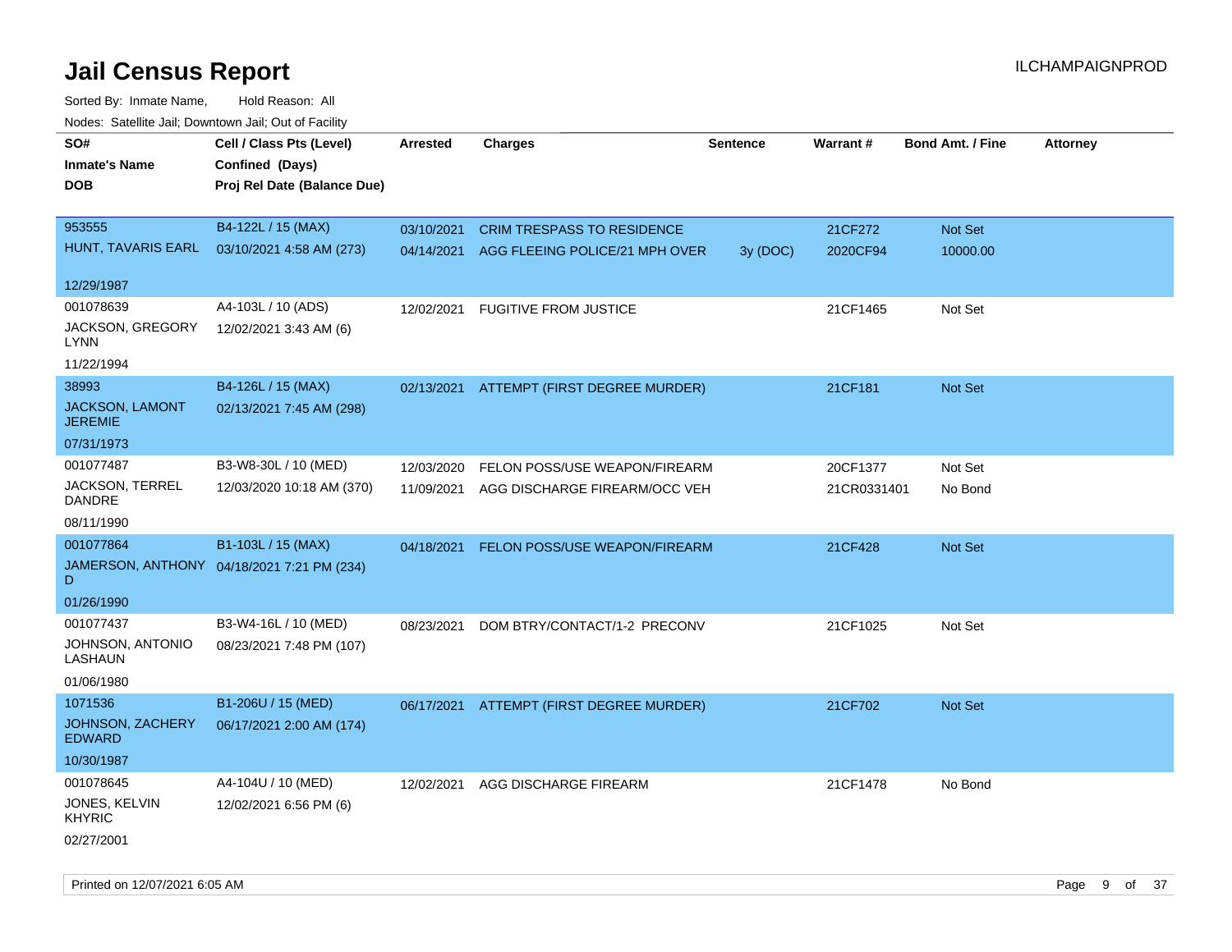# Jail Census Report

ILCHAMPAIGNPROD

Sorted By: Inmate Name, Hold Reason: All

Nodes: Satellite Jail; Downtown Jail; Out of Facility

| SO# / Inmate's Name / DOB | Cell / Class Pts (Level) / Confined (Days) / Proj Rel Date (Balance Due) | Arrested | Charges | Sentence | Warrant # | Bond Amt. / Fine | Attorney |
|---|---|---|---|---|---|---|---|
| 953555<br>HUNT, TAVARIS EARL<br>12/29/1987 | B4-122L / 15 (MAX)<br>03/10/2021 4:58 AM (273) | 03/10/2021<br>04/14/2021 | CRIM TRESPASS TO RESIDENCE<br>AGG FLEEING POLICE/21 MPH OVER | <br>3y (DOC) | 21CF272<br>2020CF94 | Not Set<br>10000.00 | |
| 001078639<br>JACKSON, GREGORY LYNN<br>11/22/1994 | A4-103L / 10 (ADS)<br>12/02/2021 3:43 AM (6) | 12/02/2021 | FUGITIVE FROM JUSTICE | | 21CF1465 | Not Set | |
| 38993<br>JACKSON, LAMONT JEREMIE<br>07/31/1973 | B4-126L / 15 (MAX)<br>02/13/2021 7:45 AM (298) | 02/13/2021 | ATTEMPT (FIRST DEGREE MURDER) | | 21CF181 | Not Set | |
| 001077487<br>JACKSON, TERREL DANDRE<br>08/11/1990 | B3-W8-30L / 10 (MED)<br>12/03/2020 10:18 AM (370) | 12/03/2020<br>11/09/2021 | FELON POSS/USE WEAPON/FIREARM<br>AGG DISCHARGE FIREARM/OCC VEH | | 20CF1377<br>21CR0331401 | Not Set<br>No Bond | |
| 001077864<br>JAMERSON, ANTHONY D<br>01/26/1990 | B1-103L / 15 (MAX)<br>04/18/2021 7:21 PM (234) | 04/18/2021 | FELON POSS/USE WEAPON/FIREARM | | 21CF428 | Not Set | |
| 001077437<br>JOHNSON, ANTONIO LASHAUN<br>01/06/1980 | B3-W4-16L / 10 (MED)<br>08/23/2021 7:48 PM (107) | 08/23/2021 | DOM BTRY/CONTACT/1-2 PRECONV | | 21CF1025 | Not Set | |
| 1071536<br>JOHNSON, ZACHERY EDWARD<br>10/30/1987 | B1-206U / 15 (MED)<br>06/17/2021 2:00 AM (174) | 06/17/2021 | ATTEMPT (FIRST DEGREE MURDER) | | 21CF702 | Not Set | |
| 001078645<br>JONES, KELVIN KHYRIC<br>02/27/2001 | A4-104U / 10 (MED)<br>12/02/2021 6:56 PM (6) | 12/02/2021 | AGG DISCHARGE FIREARM | | 21CF1478 | No Bond | |

Printed on 12/07/2021 6:05 AM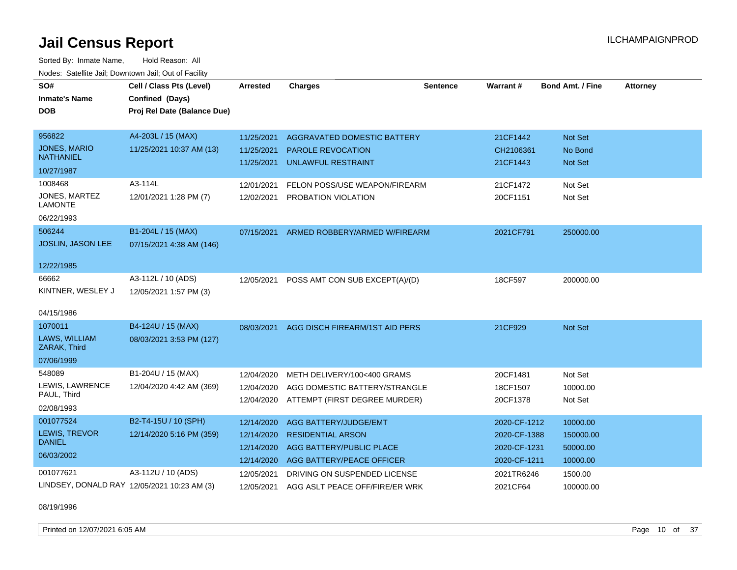# Jail Census Report

ILCHAMPAIGNPROD

Sorted By: Inmate Name, Hold Reason: All

Nodes: Satellite Jail; Downtown Jail; Out of Facility

| SO# / Inmate's Name / DOB | Cell / Class Pts (Level) / Confined (Days) / Proj Rel Date (Balance Due) | Arrested | Charges | Sentence | Warrant # | Bond Amt. / Fine | Attorney |
|---|---|---|---|---|---|---|---|
| 956822<br>JONES, MARIO NATHANIEL<br>10/27/1987 | A4-203L / 15 (MAX)<br>11/25/2021 10:37 AM (13) | 11/25/2021<br>11/25/2021<br>11/25/2021 | AGGRAVATED DOMESTIC BATTERY<br>PAROLE REVOCATION<br>UNLAWFUL RESTRAINT | | 21CF1442<br>CH2106361<br>21CF1443 | Not Set<br>No Bond<br>Not Set | |
| 1008468<br>JONES, MARTEZ LAMONTE<br>06/22/1993 | A3-114L<br>12/01/2021 1:28 PM (7) | 12/01/2021<br>12/02/2021 | FELON POSS/USE WEAPON/FIREARM<br>PROBATION VIOLATION | | 21CF1472<br>20CF1151 | Not Set<br>Not Set | |
| 506244<br>JOSLIN, JASON LEE<br>12/22/1985 | B1-204L / 15 (MAX)<br>07/15/2021 4:38 AM (146) | 07/15/2021 | ARMED ROBBERY/ARMED W/FIREARM | | 2021CF791 | 250000.00 | |
| 66662<br>KINTNER, WESLEY J<br>04/15/1986 | A3-112L / 10 (ADS)<br>12/05/2021 1:57 PM (3) | 12/05/2021 | POSS AMT CON SUB EXCEPT(A)/(D) | | 18CF597 | 200000.00 | |
| 1070011<br>LAWS, WILLIAM ZARAK, Third<br>07/06/1999 | B4-124U / 15 (MAX)<br>08/03/2021 3:53 PM (127) | 08/03/2021 | AGG DISCH FIREARM/1ST AID PERS | | 21CF929 | Not Set | |
| 548089<br>LEWIS, LAWRENCE PAUL, Third<br>02/08/1993 | B1-204U / 15 (MAX)<br>12/04/2020 4:42 AM (369) | 12/04/2020<br>12/04/2020<br>12/04/2020 | METH DELIVERY/100<400 GRAMS<br>AGG DOMESTIC BATTERY/STRANGLE<br>ATTEMPT (FIRST DEGREE MURDER) | | 20CF1481<br>18CF1507<br>20CF1378 | Not Set<br>10000.00<br>Not Set | |
| 001077524<br>LEWIS, TREVOR DANIEL<br>06/03/2002 | B2-T4-15U / 10 (SPH)<br>12/14/2020 5:16 PM (359) | 12/14/2020<br>12/14/2020<br>12/14/2020<br>12/14/2020 | AGG BATTERY/JUDGE/EMT<br>RESIDENTIAL ARSON<br>AGG BATTERY/PUBLIC PLACE<br>AGG BATTERY/PEACE OFFICER | | 2020-CF-1212<br>2020-CF-1388<br>2020-CF-1231<br>2020-CF-1211 | 10000.00<br>150000.00<br>50000.00<br>10000.00 | |
| 001077621<br>LINDSEY, DONALD RAY<br>08/19/1996 | A3-112U / 10 (ADS)<br>12/05/2021 10:23 AM (3) | 12/05/2021<br>12/05/2021 | DRIVING ON SUSPENDED LICENSE<br>AGG ASLT PEACE OFF/FIRE/ER WRK | | 2021TR6246<br>2021CF64 | 1500.00<br>100000.00 | |

Printed on 12/07/2021 6:05 AM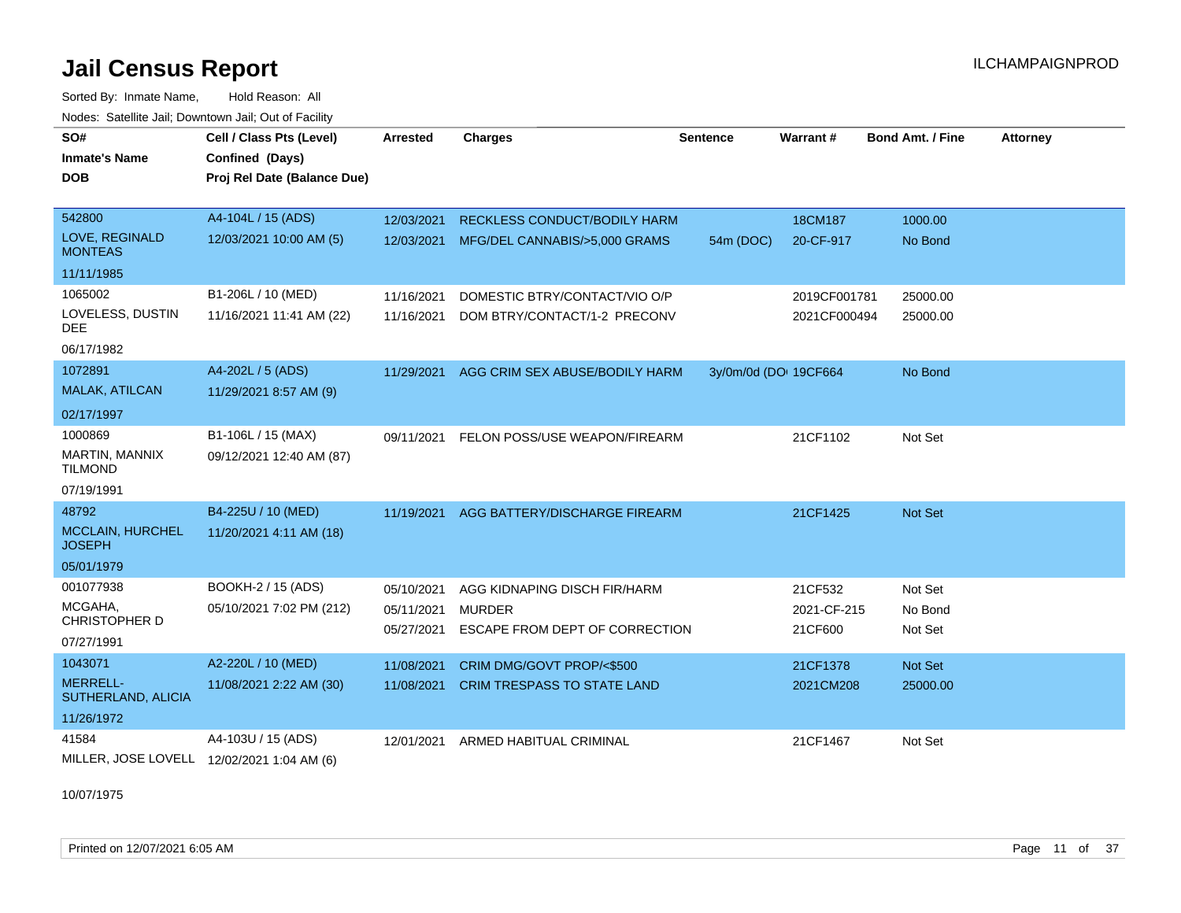# Jail Census Report

Sorted By: Inmate Name, Hold Reason: All

Nodes: Satellite Jail; Downtown Jail; Out of Facility

| SO# / Inmate's Name / DOB | Cell / Class Pts (Level) / Confined (Days) / Proj Rel Date (Balance Due) | Arrested | Charges | Sentence | Warrant # | Bond Amt. / Fine | Attorney |
|---|---|---|---|---|---|---|---|
| 542800<br>LOVE, REGINALD MONTEAS<br>11/11/1985 | A4-104L / 15 (ADS)<br>12/03/2021 10:00 AM (5) | 12/03/2021 | RECKLESS CONDUCT/BODILY HARM | | 18CM187 | 1000.00 | |
| | | 12/03/2021 | MFG/DEL CANNABIS/>5,000 GRAMS | 54m (DOC) | 20-CF-917 | No Bond | |
| 1065002<br>LOVELESS, DUSTIN DEE<br>06/17/1982 | B1-206L / 10 (MED)<br>11/16/2021 11:41 AM (22) | 11/16/2021 | DOMESTIC BTRY/CONTACT/VIO O/P | | 2019CF001781 | 25000.00 | |
| | | 11/16/2021 | DOM BTRY/CONTACT/1-2 PRECONV | | 2021CF000494 | 25000.00 | |
| 1072891<br>MALAK, ATILCAN<br>02/17/1997 | A4-202L / 5 (ADS)<br>11/29/2021 8:57 AM (9) | 11/29/2021 | AGG CRIM SEX ABUSE/BODILY HARM | 3y/0m/0d (DOC | 19CF664 | No Bond | |
| 1000869<br>MARTIN, MANNIX TILMOND<br>07/19/1991 | B1-106L / 15 (MAX)<br>09/12/2021 12:40 AM (87) | 09/11/2021 | FELON POSS/USE WEAPON/FIREARM | | 21CF1102 | Not Set | |
| 48792<br>MCCLAIN, HURCHEL JOSEPH<br>05/01/1979 | B4-225U / 10 (MED)<br>11/20/2021 4:11 AM (18) | 11/19/2021 | AGG BATTERY/DISCHARGE FIREARM | | 21CF1425 | Not Set | |
| 001077938<br>MCGAHA, CHRISTOPHER D<br>07/27/1991 | BOOKH-2 / 15 (ADS)<br>05/10/2021 7:02 PM (212) | 05/10/2021 | AGG KIDNAPING DISCH FIR/HARM | | 21CF532 | Not Set | |
| | | 05/11/2021 | MURDER | | 2021-CF-215 | No Bond | |
| | | 05/27/2021 | ESCAPE FROM DEPT OF CORRECTION | | 21CF600 | Not Set | |
| 1043071<br>MERRELL-SUTHERLAND, ALICIA<br>11/26/1972 | A2-220L / 10 (MED)<br>11/08/2021 2:22 AM (30) | 11/08/2021 | CRIM DMG/GOVT PROP/<$500 | | 21CF1378 | Not Set | |
| | | 11/08/2021 | CRIM TRESPASS TO STATE LAND | | 2021CM208 | 25000.00 | |
| 41584<br>MILLER, JOSE LOVELL<br>10/07/1975 | A4-103U / 15 (ADS)<br>12/02/2021 1:04 AM (6) | 12/01/2021 | ARMED HABITUAL CRIMINAL | | 21CF1467 | Not Set | |

Printed on 12/07/2021 6:05 AM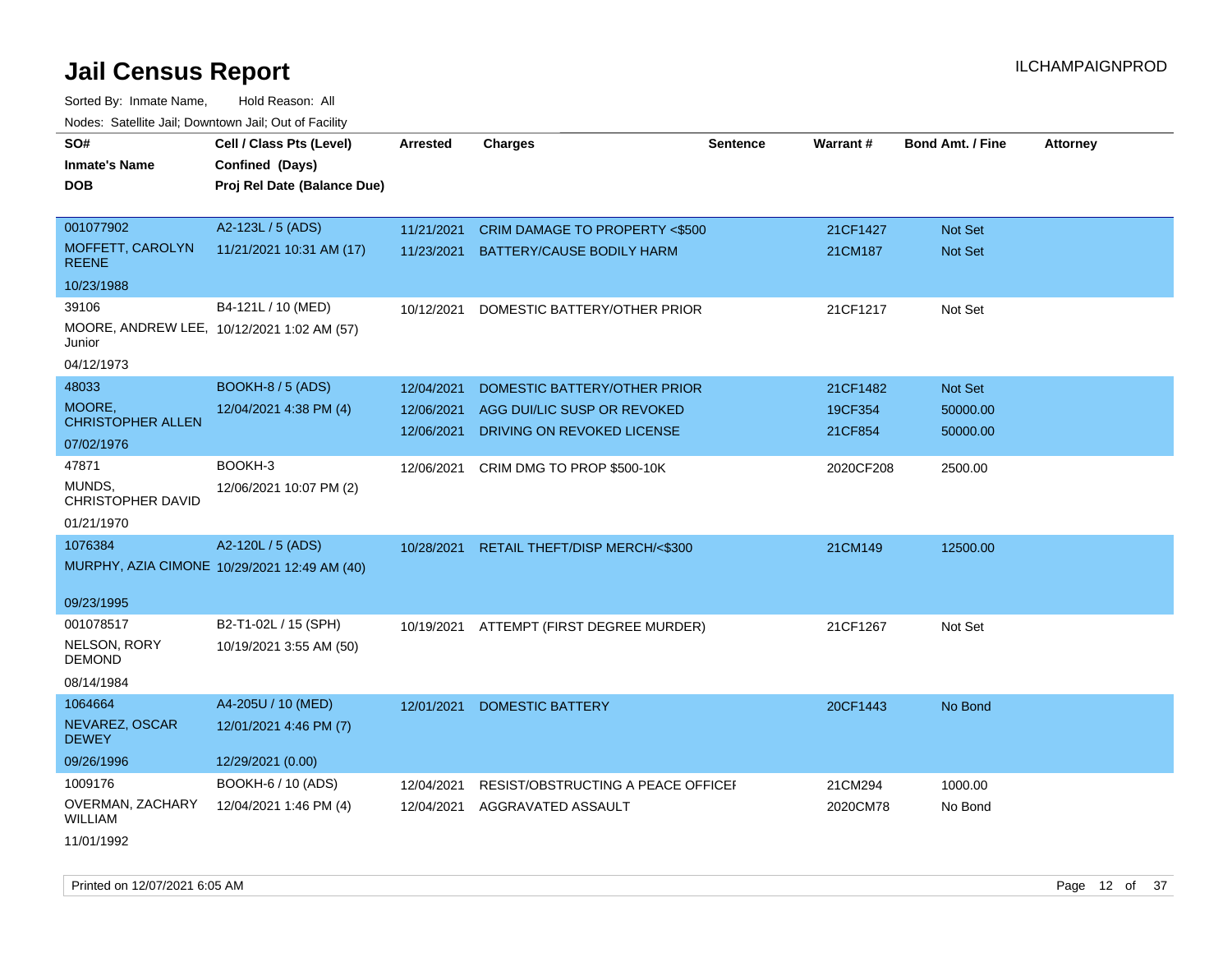# Jail Census Report

ILCHAMPAIGNPROD

Sorted By: Inmate Name, Hold Reason: All

Nodes: Satellite Jail; Downtown Jail; Out of Facility

| SO# / Inmate's Name / DOB | Cell / Class Pts (Level) / Confined (Days) / Proj Rel Date (Balance Due) | Arrested | Charges | Sentence | Warrant # | Bond Amt. / Fine | Attorney |
|---|---|---|---|---|---|---|---|
| 001077902 MOFFETT, CAROLYN REENE 10/23/1988 | A2-123L / 5 (ADS) 11/21/2021 10:31 AM (17) | 11/21/2021 | CRIM DAMAGE TO PROPERTY <$500 | | 21CF1427 | Not Set | |
| | | 11/23/2021 | BATTERY/CAUSE BODILY HARM | | 21CM187 | Not Set | |
| 39106 MOORE, ANDREW LEE, Junior 04/12/1973 | B4-121L / 10 (MED) 10/12/2021 1:02 AM (57) | 10/12/2021 | DOMESTIC BATTERY/OTHER PRIOR | | 21CF1217 | Not Set | |
| 48033 MOORE, CHRISTOPHER ALLEN 07/02/1976 | BOOKH-8 / 5 (ADS) 12/04/2021 4:38 PM (4) | 12/04/2021 | DOMESTIC BATTERY/OTHER PRIOR | | 21CF1482 | Not Set | |
| | | 12/06/2021 | AGG DUI/LIC SUSP OR REVOKED | | 19CF354 | 50000.00 | |
| | | 12/06/2021 | DRIVING ON REVOKED LICENSE | | 21CF854 | 50000.00 | |
| 47871 MUNDS, CHRISTOPHER DAVID 01/21/1970 | BOOKH-3 12/06/2021 10:07 PM (2) | 12/06/2021 | CRIM DMG TO PROP $500-10K | | 2020CF208 | 2500.00 | |
| 1076384 MURPHY, AZIA CIMONE 09/23/1995 | A2-120L / 5 (ADS) 10/29/2021 12:49 AM (40) | 10/28/2021 | RETAIL THEFT/DISP MERCH/<$300 | | 21CM149 | 12500.00 | |
| 001078517 NELSON, RORY DEMOND 08/14/1984 | B2-T1-02L / 15 (SPH) 10/19/2021 3:55 AM (50) | 10/19/2021 | ATTEMPT (FIRST DEGREE MURDER) | | 21CF1267 | Not Set | |
| 1064664 NEVAREZ, OSCAR DEWEY 09/26/1996 | A4-205U / 10 (MED) 12/01/2021 4:46 PM (7) 12/29/2021 (0.00) | 12/01/2021 | DOMESTIC BATTERY | | 20CF1443 | No Bond | |
| 1009176 OVERMAN, ZACHARY WILLIAM 11/01/1992 | BOOKH-6 / 10 (ADS) 12/04/2021 1:46 PM (4) | 12/04/2021 | RESIST/OBSTRUCTING A PEACE OFFICEI | | 21CM294 | 1000.00 | |
| | | 12/04/2021 | AGGRAVATED ASSAULT | | 2020CM78 | No Bond | |

Printed on 12/07/2021 6:05 AM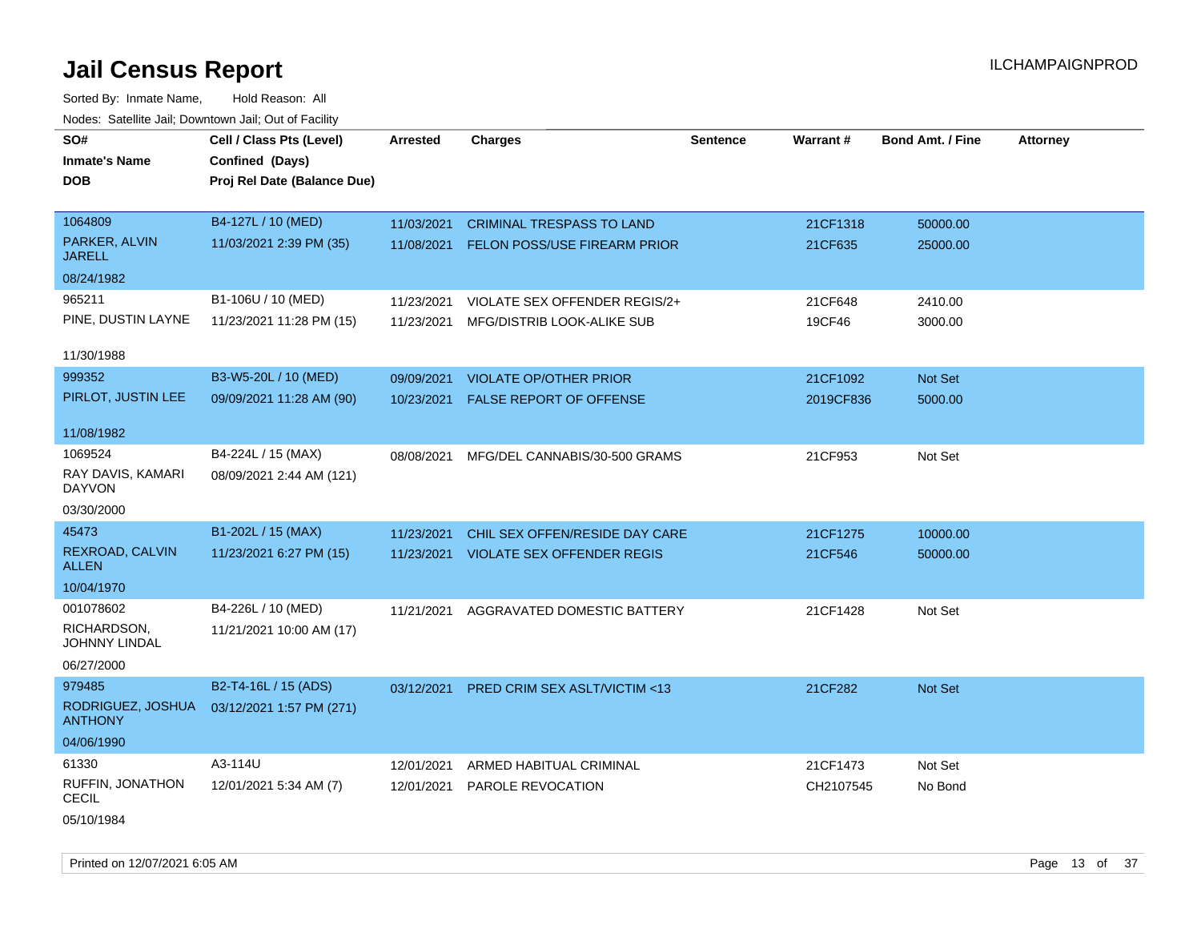# Jail Census Report

Sorted By: Inmate Name, Hold Reason: All

Nodes: Satellite Jail; Downtown Jail; Out of Facility

| SO# / Inmate's Name / DOB | Cell / Class Pts (Level) / Confined (Days) / Proj Rel Date (Balance Due) | Arrested | Charges | Sentence | Warrant # | Bond Amt. / Fine | Attorney |
|---|---|---|---|---|---|---|---|
| 1064809<br>PARKER, ALVIN JARELL<br>08/24/1982 | B4-127L / 10 (MED)<br>11/03/2021 2:39 PM (35) | 11/03/2021<br>11/08/2021 | CRIMINAL TRESPASS TO LAND<br>FELON POSS/USE FIREARM PRIOR | | 21CF1318<br>21CF635 | 50000.00<br>25000.00 | |
| 965211<br>PINE, DUSTIN LAYNE<br>11/30/1988 | B1-106U / 10 (MED)<br>11/23/2021 11:28 PM (15) | 11/23/2021<br>11/23/2021 | VIOLATE SEX OFFENDER REGIS/2+<br>MFG/DISTRIB LOOK-ALIKE SUB | | 21CF648<br>19CF46 | 2410.00<br>3000.00 | |
| 999352<br>PIRLOT, JUSTIN LEE<br>11/08/1982 | B3-W5-20L / 10 (MED)<br>09/09/2021 11:28 AM (90) | 09/09/2021<br>10/23/2021 | VIOLATE OP/OTHER PRIOR<br>FALSE REPORT OF OFFENSE | | 21CF1092<br>2019CF836 | Not Set<br>5000.00 | |
| 1069524<br>RAY DAVIS, KAMARI DAYVON<br>03/30/2000 | B4-224L / 15 (MAX)<br>08/09/2021 2:44 AM (121) | 08/08/2021 | MFG/DEL CANNABIS/30-500 GRAMS | | 21CF953 | Not Set | |
| 45473<br>REXROAD, CALVIN ALLEN<br>10/04/1970 | B1-202L / 15 (MAX)<br>11/23/2021 6:27 PM (15) | 11/23/2021<br>11/23/2021 | CHIL SEX OFFEN/RESIDE DAY CARE<br>VIOLATE SEX OFFENDER REGIS | | 21CF1275<br>21CF546 | 10000.00<br>50000.00 | |
| 001078602<br>RICHARDSON, JOHNNY LINDAL<br>06/27/2000 | B4-226L / 10 (MED)<br>11/21/2021 10:00 AM (17) | 11/21/2021 | AGGRAVATED DOMESTIC BATTERY | | 21CF1428 | Not Set | |
| 979485<br>RODRIGUEZ, JOSHUA ANTHONY<br>04/06/1990 | B2-T4-16L / 15 (ADS)<br>03/12/2021 1:57 PM (271) | 03/12/2021 | PRED CRIM SEX ASLT/VICTIM <13 | | 21CF282 | Not Set | |
| 61330<br>RUFFIN, JONATHON CECIL<br>05/10/1984 | A3-114U<br>12/01/2021 5:34 AM (7) | 12/01/2021<br>12/01/2021 | ARMED HABITUAL CRIMINAL<br>PAROLE REVOCATION | | 21CF1473<br>CH2107545 | Not Set<br>No Bond | |

Printed on 12/07/2021 6:05 AM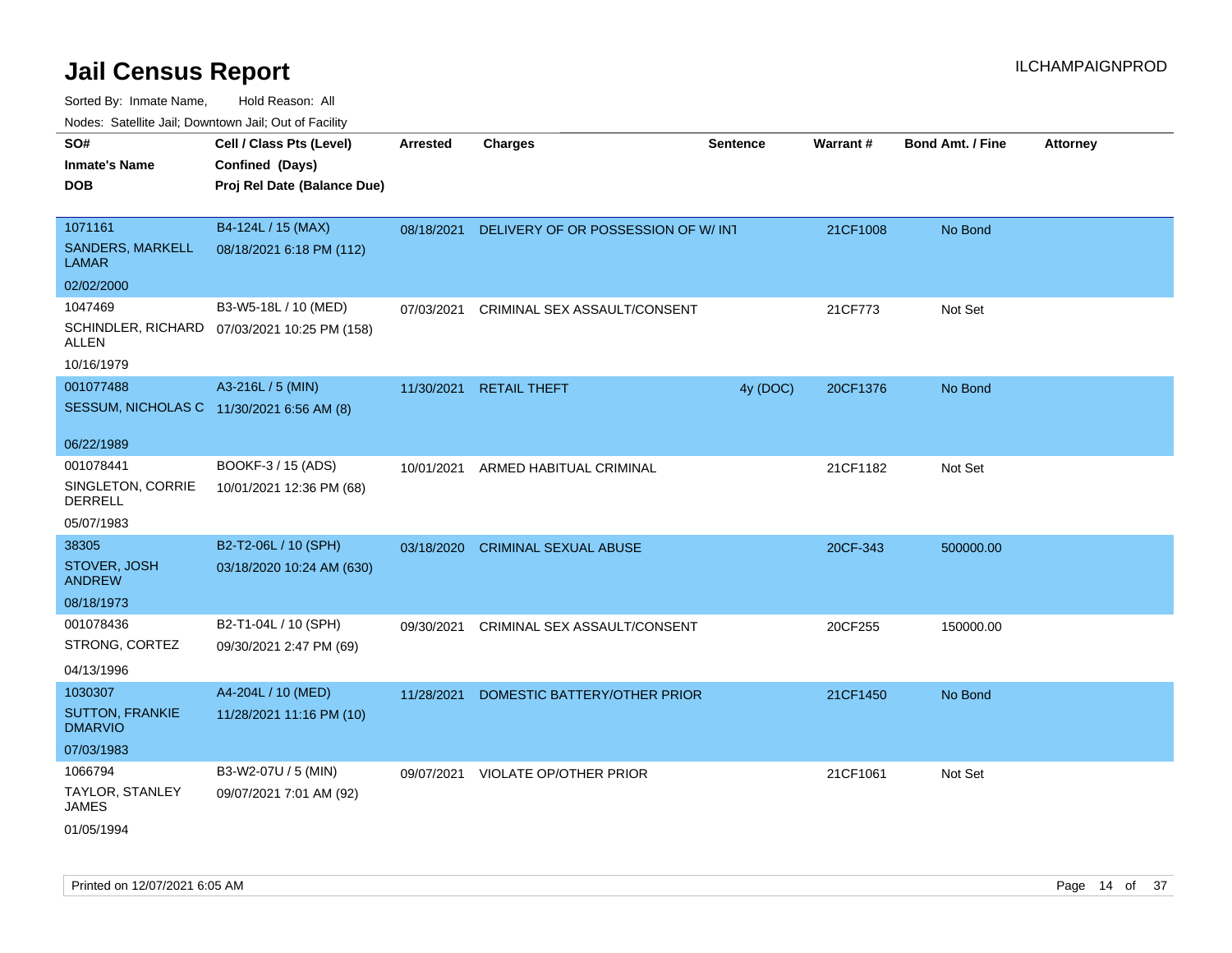# Jail Census Report

ILCHAMPAIGNPROD

Sorted By: Inmate Name, Hold Reason: All

Nodes: Satellite Jail; Downtown Jail; Out of Facility

| SO# / Inmate's Name / DOB | Cell / Class Pts (Level) / Confined (Days) / Proj Rel Date (Balance Due) | Arrested | Charges | Sentence | Warrant # | Bond Amt. / Fine | Attorney |
|---|---|---|---|---|---|---|---|
| 1071161 SANDERS, MARKELL LAMAR 02/02/2000 | B4-124L / 15 (MAX) 08/18/2021 6:18 PM (112) | 08/18/2021 | DELIVERY OF OR POSSESSION OF W/ INT | | 21CF1008 | No Bond | |
| 1047469 SCHINDLER, RICHARD ALLEN 10/16/1979 | B3-W5-18L / 10 (MED) 07/03/2021 10:25 PM (158) | 07/03/2021 | CRIMINAL SEX ASSAULT/CONSENT | | 21CF773 | Not Set | |
| 001077488 SESSUM, NICHOLAS C 06/22/1989 | A3-216L / 5 (MIN) 11/30/2021 6:56 AM (8) | 11/30/2021 | RETAIL THEFT | 4y (DOC) | 20CF1376 | No Bond | |
| 001078441 SINGLETON, CORRIE DERRELL 05/07/1983 | BOOKF-3 / 15 (ADS) 10/01/2021 12:36 PM (68) | 10/01/2021 | ARMED HABITUAL CRIMINAL | | 21CF1182 | Not Set | |
| 38305 STOVER, JOSH ANDREW 08/18/1973 | B2-T2-06L / 10 (SPH) 03/18/2020 10:24 AM (630) | 03/18/2020 | CRIMINAL SEXUAL ABUSE | | 20CF-343 | 500000.00 | |
| 001078436 STRONG, CORTEZ 04/13/1996 | B2-T1-04L / 10 (SPH) 09/30/2021 2:47 PM (69) | 09/30/2021 | CRIMINAL SEX ASSAULT/CONSENT | | 20CF255 | 150000.00 | |
| 1030307 SUTTON, FRANKIE DMARVIO 07/03/1983 | A4-204L / 10 (MED) 11/28/2021 11:16 PM (10) | 11/28/2021 | DOMESTIC BATTERY/OTHER PRIOR | | 21CF1450 | No Bond | |
| 1066794 TAYLOR, STANLEY JAMES 01/05/1994 | B3-W2-07U / 5 (MIN) 09/07/2021 7:01 AM (92) | 09/07/2021 | VIOLATE OP/OTHER PRIOR | | 21CF1061 | Not Set | |

Printed on 12/07/2021 6:05 AM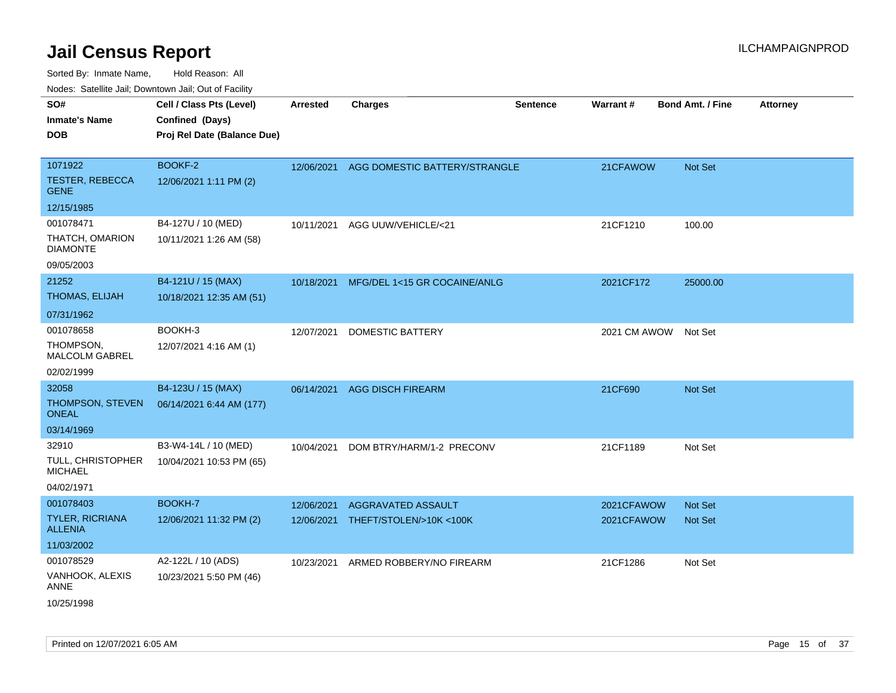# Jail Census Report

ILCHAMPAIGNPROD

Sorted By: Inmate Name, Hold Reason: All

Nodes: Satellite Jail; Downtown Jail; Out of Facility

| SO# / Inmate's Name / DOB | Cell / Class Pts (Level) / Confined (Days) / Proj Rel Date (Balance Due) | Arrested | Charges | Sentence | Warrant # | Bond Amt. / Fine | Attorney |
|---|---|---|---|---|---|---|---|
| 1071922<br>TESTER, REBECCA GENE<br>12/15/1985 | BOOKF-2<br>12/06/2021 1:11 PM (2) | 12/06/2021 | AGG DOMESTIC BATTERY/STRANGLE | | 21CFAWOW | Not Set | |
| 001078471<br>THATCH, OMARION DIAMONTE<br>09/05/2003 | B4-127U / 10 (MED)<br>10/11/2021 1:26 AM (58) | 10/11/2021 | AGG UUW/VEHICLE/<21 | | 21CF1210 | 100.00 | |
| 21252<br>THOMAS, ELIJAH<br>07/31/1962 | B4-121U / 15 (MAX)<br>10/18/2021 12:35 AM (51) | 10/18/2021 | MFG/DEL 1<15 GR COCAINE/ANLG | | 2021CF172 | 25000.00 | |
| 001078658<br>THOMPSON, MALCOLM GABREL<br>02/02/1999 | BOOKH-3<br>12/07/2021 4:16 AM (1) | 12/07/2021 | DOMESTIC BATTERY | | 2021 CM AWOW | Not Set | |
| 32058<br>THOMPSON, STEVEN ONEAL<br>03/14/1969 | B4-123U / 15 (MAX)<br>06/14/2021 6:44 AM (177) | 06/14/2021 | AGG DISCH FIREARM | | 21CF690 | Not Set | |
| 32910<br>TULL, CHRISTOPHER MICHAEL<br>04/02/1971 | B3-W4-14L / 10 (MED)<br>10/04/2021 10:53 PM (65) | 10/04/2021 | DOM BTRY/HARM/1-2 PRECONV | | 21CF1189 | Not Set | |
| 001078403<br>TYLER, RICRIANA ALLENIA<br>11/03/2002 | BOOKH-7<br>12/06/2021 11:32 PM (2) | 12/06/2021<br>12/06/2021 | AGGRAVATED ASSAULT<br>THEFT/STOLEN/>10K <100K | | 2021CFAWOW<br>2021CFAWOW | Not Set<br>Not Set | |
| 001078529<br>VANHOOK, ALEXIS ANNE<br>10/25/1998 | A2-122L / 10 (ADS)<br>10/23/2021 5:50 PM (46) | 10/23/2021 | ARMED ROBBERY/NO FIREARM | | 21CF1286 | Not Set | |

Printed on 12/07/2021 6:05 AM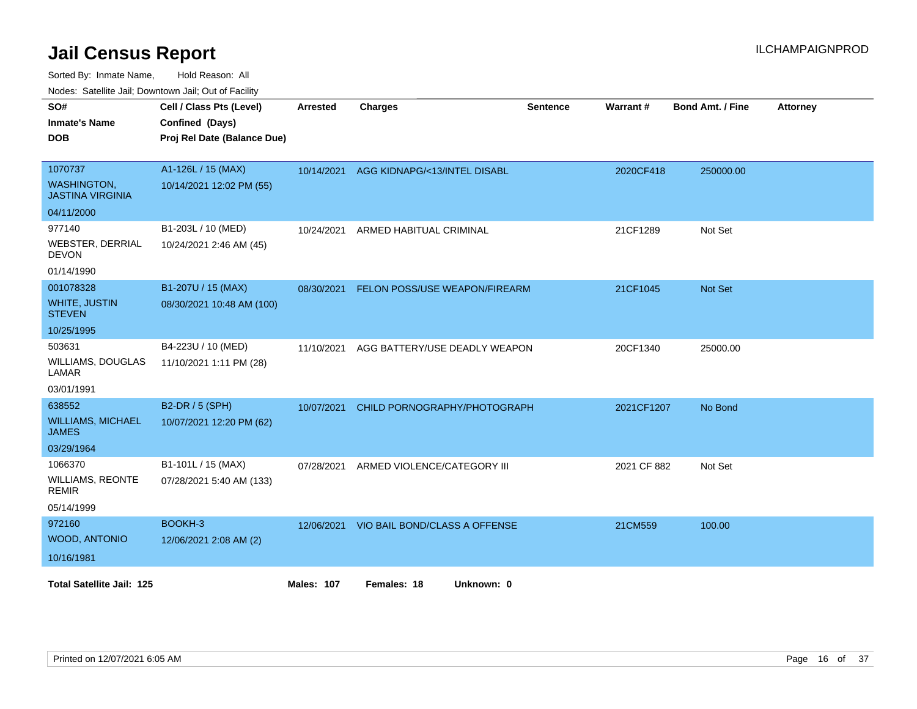# Jail Census Report

ILCHAMPAIGNPROD

Sorted By: Inmate Name, Hold Reason: All

Nodes: Satellite Jail; Downtown Jail; Out of Facility

| SO# / Inmate's Name / DOB | Cell / Class Pts (Level) / Confined (Days) / Proj Rel Date (Balance Due) | Arrested | Charges | Sentence | Warrant # | Bond Amt. / Fine | Attorney |
|---|---|---|---|---|---|---|---|
| 1070737<br>WASHINGTON, JASTINA VIRGINIA<br>04/11/2000 | A1-126L / 15 (MAX)<br>10/14/2021 12:02 PM (55) | 10/14/2021 | AGG KIDNAPG/<13/INTEL DISABL | | 2020CF418 | 250000.00 | |
| 977140<br>WEBSTER, DERRIAL DEVON<br>01/14/1990 | B1-203L / 10 (MED)<br>10/24/2021 2:46 AM (45) | 10/24/2021 | ARMED HABITUAL CRIMINAL | | 21CF1289 | Not Set | |
| 001078328<br>WHITE, JUSTIN STEVEN<br>10/25/1995 | B1-207U / 15 (MAX)<br>08/30/2021 10:48 AM (100) | 08/30/2021 | FELON POSS/USE WEAPON/FIREARM | | 21CF1045 | Not Set | |
| 503631<br>WILLIAMS, DOUGLAS LAMAR<br>03/01/1991 | B4-223U / 10 (MED)<br>11/10/2021 1:11 PM (28) | 11/10/2021 | AGG BATTERY/USE DEADLY WEAPON | | 20CF1340 | 25000.00 | |
| 638552<br>WILLIAMS, MICHAEL JAMES<br>03/29/1964 | B2-DR / 5 (SPH)<br>10/07/2021 12:20 PM (62) | 10/07/2021 | CHILD PORNOGRAPHY/PHOTOGRAPH | | 2021CF1207 | No Bond | |
| 1066370<br>WILLIAMS, REONTE REMIR<br>05/14/1999 | B1-101L / 15 (MAX)<br>07/28/2021 5:40 AM (133) | 07/28/2021 | ARMED VIOLENCE/CATEGORY III | | 2021 CF 882 | Not Set | |
| 972160<br>WOOD, ANTONIO<br>10/16/1981 | BOOKH-3<br>12/06/2021 2:08 AM (2) | 12/06/2021 | VIO BAIL BOND/CLASS A OFFENSE | | 21CM559 | 100.00 | |

**Total Satellite Jail: 125** **Males: 107** **Females: 18** **Unknown: 0**

Printed on 12/07/2021 6:05 AM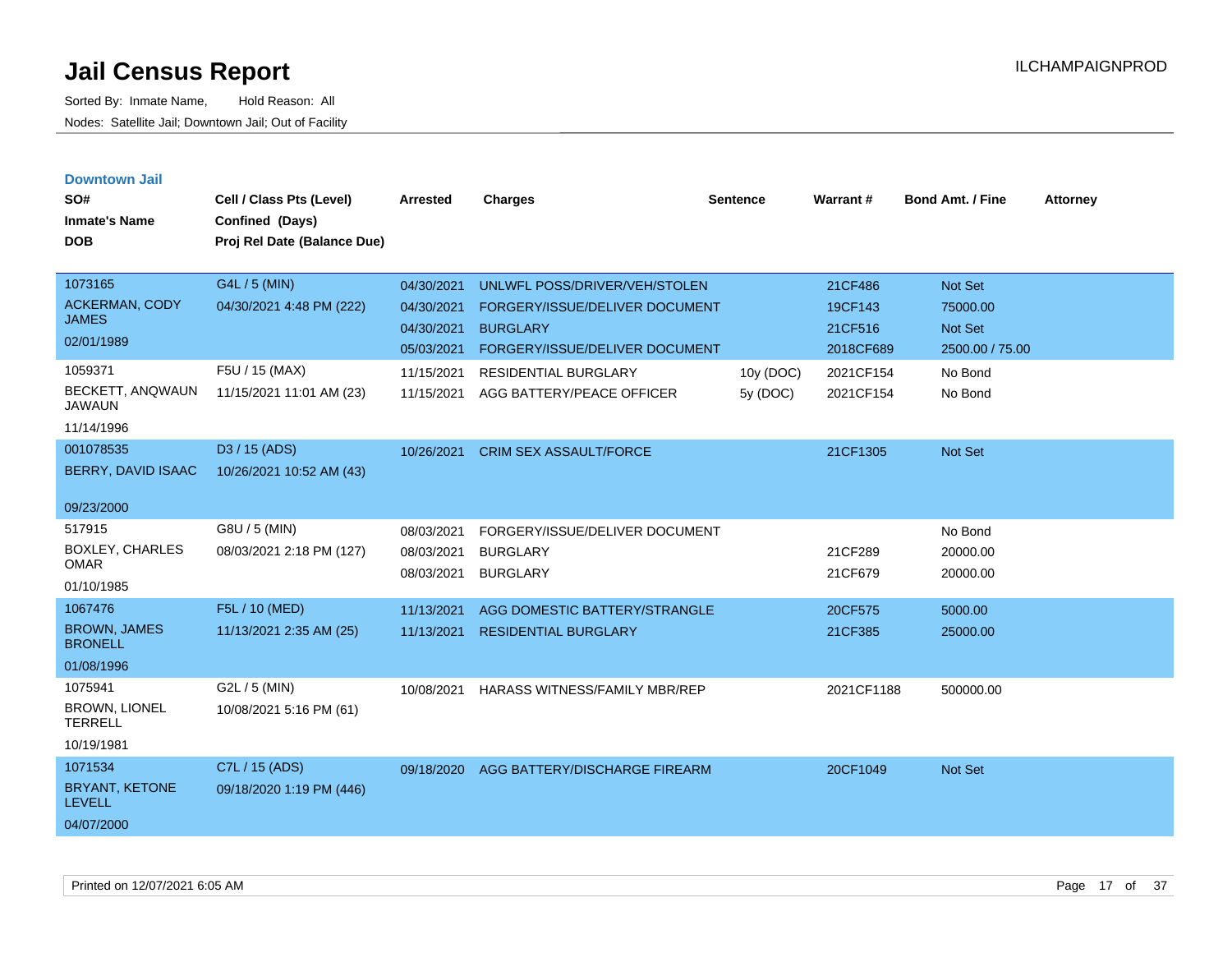# Jail Census Report

Sorted By: Inmate Name, Hold Reason: All

Nodes: Satellite Jail; Downtown Jail; Out of Facility

ILCHAMPAIGNPROD

## Downtown Jail

| SO# / Inmate's Name / DOB | Cell / Class Pts (Level) / Confined (Days) / Proj Rel Date (Balance Due) | Arrested | Charges | Sentence | Warrant # | Bond Amt. / Fine | Attorney |
|---|---|---|---|---|---|---|---|
| 1073165<br>ACKERMAN, CODY JAMES<br>02/01/1989 | G4L / 5 (MIN)<br>04/30/2021 4:48 PM (222) | 04/30/2021 | UNLWFL POSS/DRIVER/VEH/STOLEN | | 21CF486 | Not Set | |
| | | 04/30/2021 | FORGERY/ISSUE/DELIVER DOCUMENT | | 19CF143 | 75000.00 | |
| | | 04/30/2021 | BURGLARY | | 21CF516 | Not Set | |
| | | 05/03/2021 | FORGERY/ISSUE/DELIVER DOCUMENT | | 2018CF689 | 2500.00 / 75.00 | |
| 1059371<br>BECKETT, ANQWAUN JAWAUN<br>11/14/1996 | F5U / 15 (MAX)<br>11/15/2021 11:01 AM (23) | 11/15/2021 | RESIDENTIAL BURGLARY | 10y (DOC) | 2021CF154 | No Bond | |
| | | 11/15/2021 | AGG BATTERY/PEACE OFFICER | 5y (DOC) | 2021CF154 | No Bond | |
| 001078535<br>BERRY, DAVID ISAAC<br>09/23/2000 | D3 / 15 (ADS)<br>10/26/2021 10:52 AM (43) | 10/26/2021 | CRIM SEX ASSAULT/FORCE | | 21CF1305 | Not Set | |
| 517915<br>BOXLEY, CHARLES OMAR<br>01/10/1985 | G8U / 5 (MIN)<br>08/03/2021 2:18 PM (127) | 08/03/2021 | FORGERY/ISSUE/DELIVER DOCUMENT | | | No Bond | |
| | | 08/03/2021 | BURGLARY | | 21CF289 | 20000.00 | |
| | | 08/03/2021 | BURGLARY | | 21CF679 | 20000.00 | |
| 1067476<br>BROWN, JAMES BRONELL<br>01/08/1996 | F5L / 10 (MED)<br>11/13/2021 2:35 AM (25) | 11/13/2021 | AGG DOMESTIC BATTERY/STRANGLE | | 20CF575 | 5000.00 | |
| | | 11/13/2021 | RESIDENTIAL BURGLARY | | 21CF385 | 25000.00 | |
| 1075941<br>BROWN, LIONEL TERRELL<br>10/19/1981 | G2L / 5 (MIN)<br>10/08/2021 5:16 PM (61) | 10/08/2021 | HARASS WITNESS/FAMILY MBR/REP | | 2021CF1188 | 500000.00 | |
| 1071534<br>BRYANT, KETONE LEVELL<br>04/07/2000 | C7L / 15 (ADS)<br>09/18/2020 1:19 PM (446) | 09/18/2020 | AGG BATTERY/DISCHARGE FIREARM | | 20CF1049 | Not Set | |

Printed on 12/07/2021 6:05 AM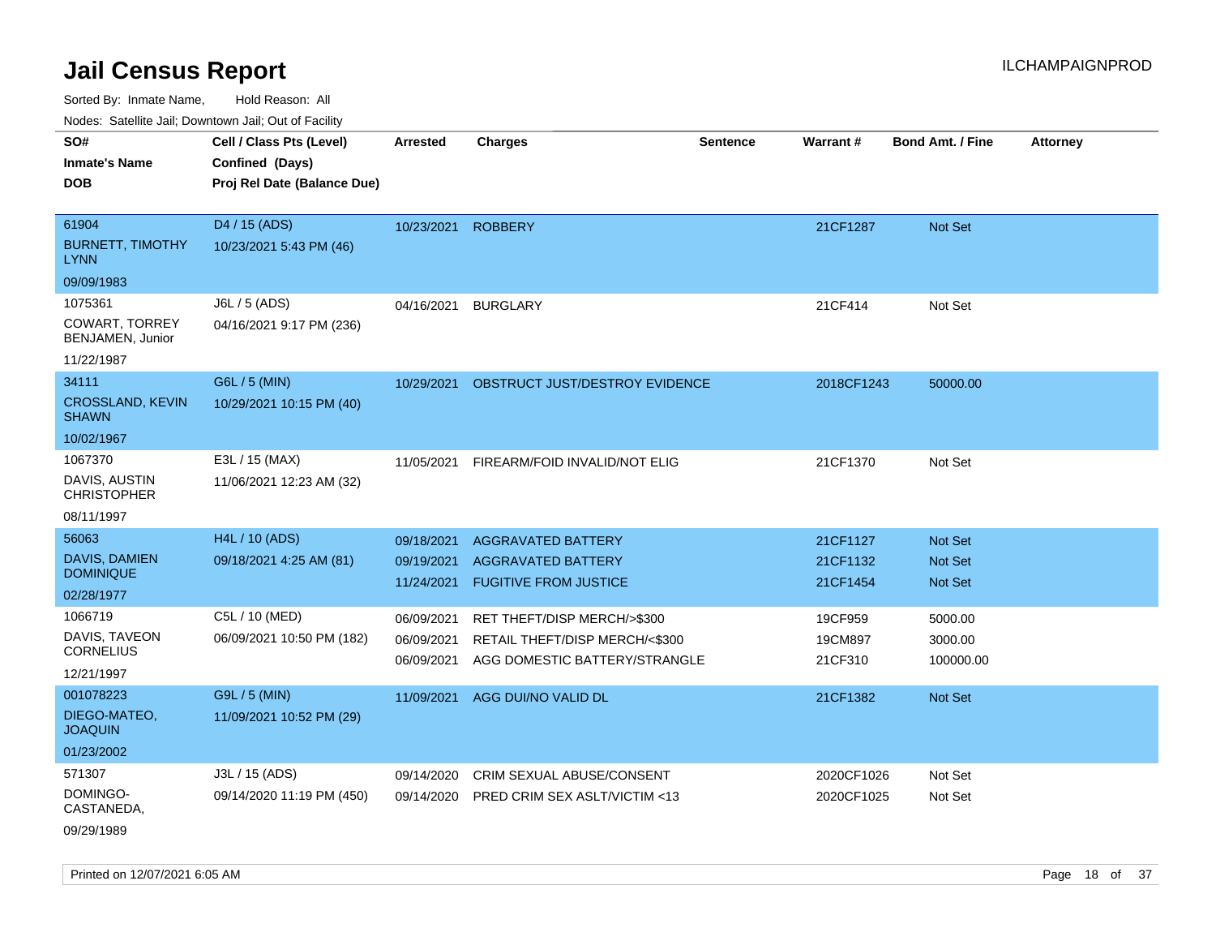# Jail Census Report

ILCHAMPAIGNPROD

Sorted By: Inmate Name, Hold Reason: All

Nodes: Satellite Jail; Downtown Jail; Out of Facility

| SO# / Inmate's Name / DOB | Cell / Class Pts (Level) / Confined (Days) / Proj Rel Date (Balance Due) | Arrested | Charges | Sentence | Warrant # | Bond Amt. / Fine | Attorney |
|---|---|---|---|---|---|---|---|
| 61904<br>BURNETT, TIMOTHY LYNN<br>09/09/1983 | D4 / 15 (ADS)<br>10/23/2021 5:43 PM (46) | 10/23/2021 | ROBBERY | | 21CF1287 | Not Set | |
| 1075361<br>COWART, TORREY BENJAMEN, Junior<br>11/22/1987 | J6L / 5 (ADS)<br>04/16/2021 9:17 PM (236) | 04/16/2021 | BURGLARY | | 21CF414 | Not Set | |
| 34111<br>CROSSLAND, KEVIN SHAWN<br>10/02/1967 | G6L / 5 (MIN)<br>10/29/2021 10:15 PM (40) | 10/29/2021 | OBSTRUCT JUST/DESTROY EVIDENCE | | 2018CF1243 | 50000.00 | |
| 1067370<br>DAVIS, AUSTIN CHRISTOPHER<br>08/11/1997 | E3L / 15 (MAX)<br>11/06/2021 12:23 AM (32) | 11/05/2021 | FIREARM/FOID INVALID/NOT ELIG | | 21CF1370 | Not Set | |
| 56063<br>DAVIS, DAMIEN DOMINIQUE<br>02/28/1977 | H4L / 10 (ADS)<br>09/18/2021 4:25 AM (81) | 09/18/2021<br>09/19/2021<br>11/24/2021 | AGGRAVATED BATTERY<br>AGGRAVATED BATTERY<br>FUGITIVE FROM JUSTICE | | 21CF1127<br>21CF1132<br>21CF1454 | Not Set<br>Not Set<br>Not Set | |
| 1066719<br>DAVIS, TAVEON CORNELIUS<br>12/21/1997 | C5L / 10 (MED)<br>06/09/2021 10:50 PM (182) | 06/09/2021<br>06/09/2021<br>06/09/2021 | RET THEFT/DISP MERCH/>$300<br>RETAIL THEFT/DISP MERCH/<$300<br>AGG DOMESTIC BATTERY/STRANGLE | | 19CF959<br>19CM897<br>21CF310 | 5000.00<br>3000.00<br>100000.00 | |
| 001078223<br>DIEGO-MATEO, JOAQUIN<br>01/23/2002 | G9L / 5 (MIN)<br>11/09/2021 10:52 PM (29) | 11/09/2021 | AGG DUI/NO VALID DL | | 21CF1382 | Not Set | |
| 571307<br>DOMINGO-CASTANEDA,<br>09/29/1989 | J3L / 15 (ADS)<br>09/14/2020 11:19 PM (450) | 09/14/2020<br>09/14/2020 | CRIM SEXUAL ABUSE/CONSENT<br>PRED CRIM SEX ASLT/VICTIM <13 | | 2020CF1026<br>2020CF1025 | Not Set<br>Not Set | |

Printed on 12/07/2021 6:05 AM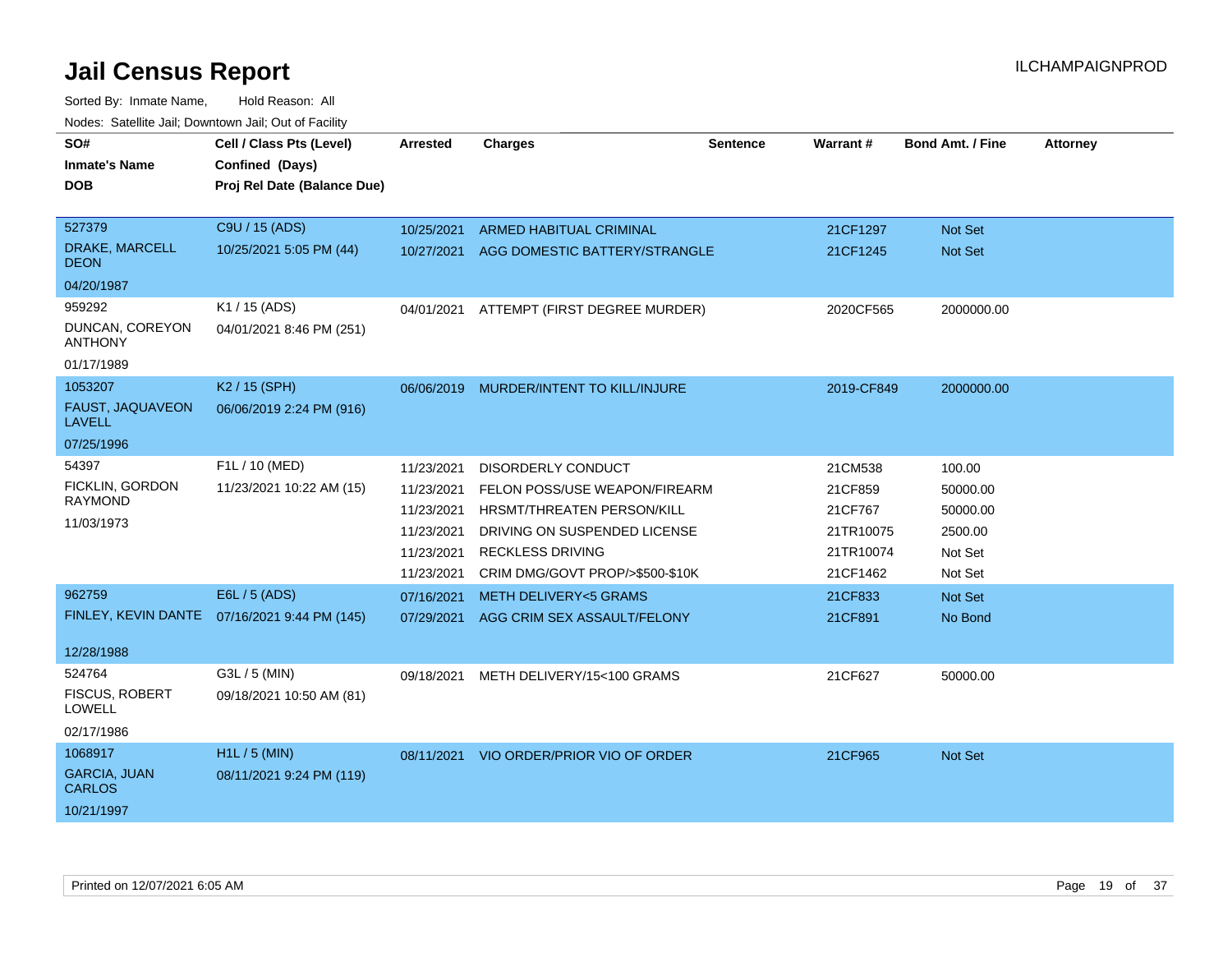# Jail Census Report

ILCHAMPAIGNPROD

Sorted By: Inmate Name, Hold Reason: All

Nodes: Satellite Jail; Downtown Jail; Out of Facility

| SO# / Inmate's Name / DOB | Cell / Class Pts (Level) / Confined (Days) / Proj Rel Date (Balance Due) | Arrested | Charges | Sentence | Warrant # | Bond Amt. / Fine | Attorney |
|---|---|---|---|---|---|---|---|
| 527379<br>DRAKE, MARCELL DEON<br>04/20/1987 | C9U / 15 (ADS)<br>10/25/2021 5:05 PM (44) | 10/25/2021 | ARMED HABITUAL CRIMINAL | | 21CF1297 | Not Set | |
| | | 10/27/2021 | AGG DOMESTIC BATTERY/STRANGLE | | 21CF1245 | Not Set | |
| 959292<br>DUNCAN, COREYON ANTHONY<br>01/17/1989 | K1 / 15 (ADS)<br>04/01/2021 8:46 PM (251) | 04/01/2021 | ATTEMPT (FIRST DEGREE MURDER) | | 2020CF565 | 2000000.00 | |
| 1053207<br>FAUST, JAQUAVEON LAVELL<br>07/25/1996 | K2 / 15 (SPH)<br>06/06/2019 2:24 PM (916) | 06/06/2019 | MURDER/INTENT TO KILL/INJURE | | 2019-CF849 | 2000000.00 | |
| 54397<br>FICKLIN, GORDON RAYMOND<br>11/03/1973 | F1L / 10 (MED)<br>11/23/2021 10:22 AM (15) | 11/23/2021 | DISORDERLY CONDUCT | | 21CM538 | 100.00 | |
| | | 11/23/2021 | FELON POSS/USE WEAPON/FIREARM | | 21CF859 | 50000.00 | |
| | | 11/23/2021 | HRSMT/THREATEN PERSON/KILL | | 21CF767 | 50000.00 | |
| | | 11/23/2021 | DRIVING ON SUSPENDED LICENSE | | 21TR10075 | 2500.00 | |
| | | 11/23/2021 | RECKLESS DRIVING | | 21TR10074 | Not Set | |
| | | 11/23/2021 | CRIM DMG/GOVT PROP/>$500-$10K | | 21CF1462 | Not Set | |
| 962759<br>FINLEY, KEVIN DANTE<br>12/28/1988 | E6L / 5 (ADS)<br>07/16/2021 9:44 PM (145) | 07/16/2021 | METH DELIVERY<5 GRAMS | | 21CF833 | Not Set | |
| | | 07/29/2021 | AGG CRIM SEX ASSAULT/FELONY | | 21CF891 | No Bond | |
| 524764<br>FISCUS, ROBERT LOWELL<br>02/17/1986 | G3L / 5 (MIN)<br>09/18/2021 10:50 AM (81) | 09/18/2021 | METH DELIVERY/15<100 GRAMS | | 21CF627 | 50000.00 | |
| 1068917<br>GARCIA, JUAN CARLOS<br>10/21/1997 | H1L / 5 (MIN)<br>08/11/2021 9:24 PM (119) | 08/11/2021 | VIO ORDER/PRIOR VIO OF ORDER | | 21CF965 | Not Set | |

Printed on 12/07/2021 6:05 AM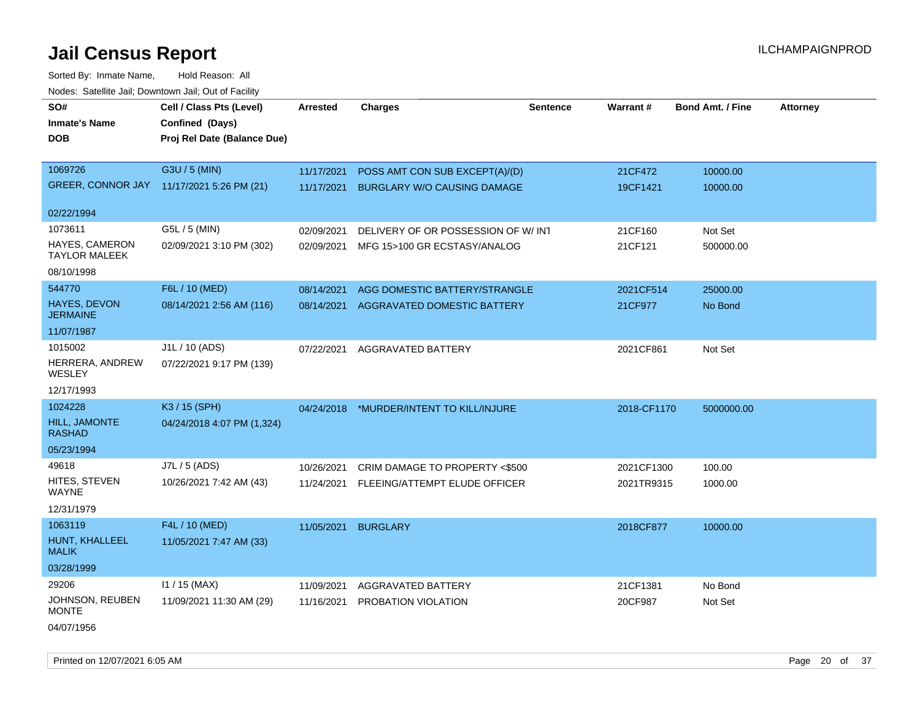# Jail Census Report

ILCHAMPAIGNPROD

Sorted By: Inmate Name, Hold Reason: All

Nodes: Satellite Jail; Downtown Jail; Out of Facility

| SO# / Inmate's Name / DOB | Cell / Class Pts (Level) / Confined (Days) / Proj Rel Date (Balance Due) | Arrested | Charges | Sentence | Warrant # | Bond Amt. / Fine | Attorney |
|---|---|---|---|---|---|---|---|
| 1069726<br>GREER, CONNOR JAY<br>02/22/1994 | G3U / 5 (MIN)<br>11/17/2021 5:26 PM (21) | 11/17/2021<br>11/17/2021 | POSS AMT CON SUB EXCEPT(A)/(D)<br>BURGLARY W/O CAUSING DAMAGE | | 21CF472<br>19CF1421 | 10000.00<br>10000.00 | |
| 1073611<br>HAYES, CAMERON TAYLOR MALEEK<br>08/10/1998 | G5L / 5 (MIN)<br>02/09/2021 3:10 PM (302) | 02/09/2021<br>02/09/2021 | DELIVERY OF OR POSSESSION OF W/ INT<br>MFG 15>100 GR ECSTASY/ANALOG | | 21CF160<br>21CF121 | Not Set<br>500000.00 | |
| 544770<br>HAYES, DEVON JERMAINE<br>11/07/1987 | F6L / 10 (MED)<br>08/14/2021 2:56 AM (116) | 08/14/2021<br>08/14/2021 | AGG DOMESTIC BATTERY/STRANGLE<br>AGGRAVATED DOMESTIC BATTERY | | 2021CF514<br>21CF977 | 25000.00<br>No Bond | |
| 1015002<br>HERRERA, ANDREW WESLEY<br>12/17/1993 | J1L / 10 (ADS)<br>07/22/2021 9:17 PM (139) | 07/22/2021 | AGGRAVATED BATTERY | | 2021CF861 | Not Set | |
| 1024228<br>HILL, JAMONTE RASHAD<br>05/23/1994 | K3 / 15 (SPH)<br>04/24/2018 4:07 PM (1,324) | 04/24/2018 | *MURDER/INTENT TO KILL/INJURE | | 2018-CF1170 | 5000000.00 | |
| 49618<br>HITES, STEVEN WAYNE<br>12/31/1979 | J7L / 5 (ADS)<br>10/26/2021 7:42 AM (43) | 10/26/2021<br>11/24/2021 | CRIM DAMAGE TO PROPERTY <$500<br>FLEEING/ATTEMPT ELUDE OFFICER | | 2021CF1300<br>2021TR9315 | 100.00<br>1000.00 | |
| 1063119<br>HUNT, KHALLEEL MALIK<br>03/28/1999 | F4L / 10 (MED)<br>11/05/2021 7:47 AM (33) | 11/05/2021 | BURGLARY | | 2018CF877 | 10000.00 | |
| 29206<br>JOHNSON, REUBEN MONTE<br>04/07/1956 | I1 / 15 (MAX)<br>11/09/2021 11:30 AM (29) | 11/09/2021<br>11/16/2021 | AGGRAVATED BATTERY<br>PROBATION VIOLATION | | 21CF1381<br>20CF987 | No Bond<br>Not Set | |

Printed on 12/07/2021 6:05 AM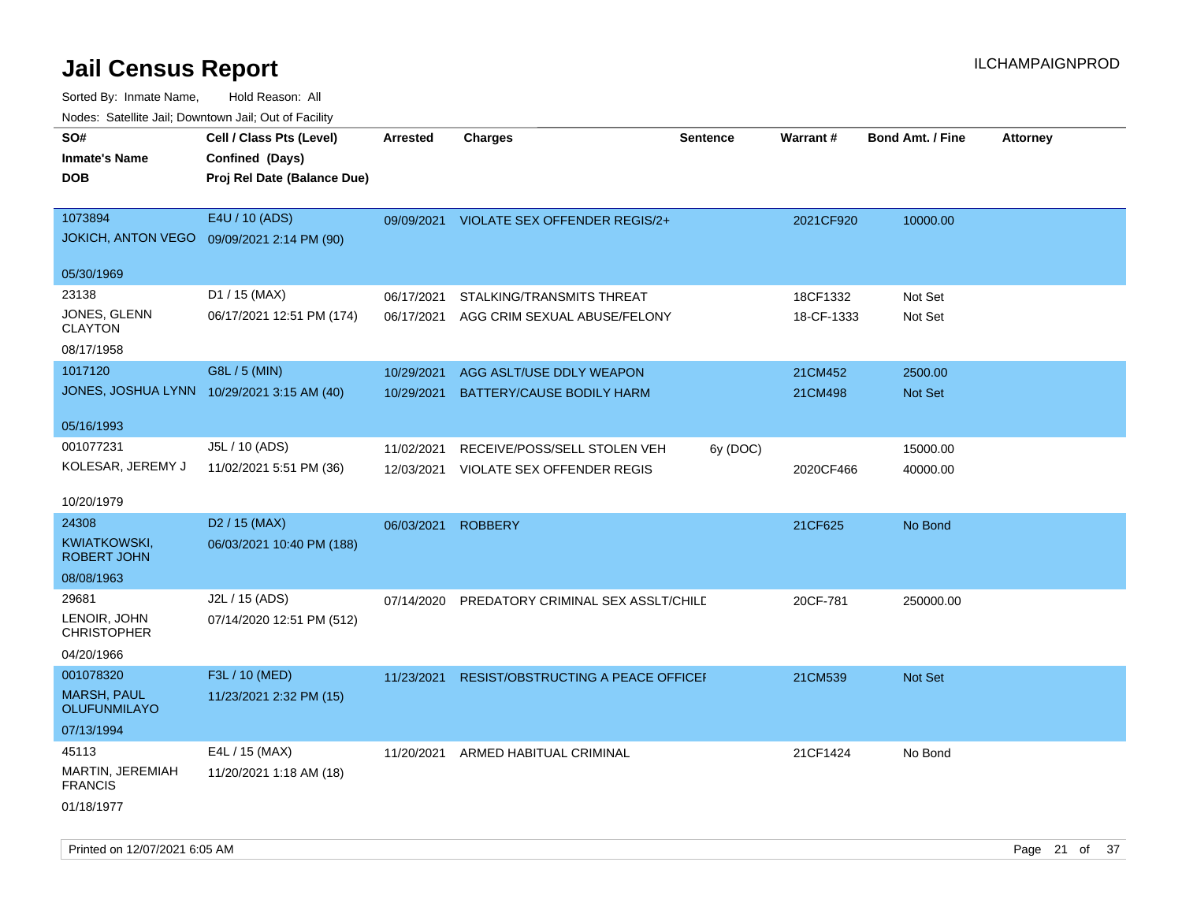# Jail Census Report

ILCHAMPAIGNPROD

Sorted By: Inmate Name, Hold Reason: All

Nodes: Satellite Jail; Downtown Jail; Out of Facility

| SO# / Inmate's Name / DOB | Cell / Class Pts (Level) / Confined (Days) / Proj Rel Date (Balance Due) | Arrested | Charges | Sentence | Warrant # | Bond Amt. / Fine | Attorney |
|---|---|---|---|---|---|---|---|
| 1073894 JOKICH, ANTON VEGO 05/30/1969 | E4U / 10 (ADS) 09/09/2021 2:14 PM (90) | 09/09/2021 | VIOLATE SEX OFFENDER REGIS/2+ | | 2021CF920 | 10000.00 | |
| 23138 JONES, GLENN CLAYTON 08/17/1958 | D1 / 15 (MAX) 06/17/2021 12:51 PM (174) | 06/17/2021 | STALKING/TRANSMITS THREAT | | 18CF1332 | Not Set | |
| | | 06/17/2021 | AGG CRIM SEXUAL ABUSE/FELONY | | 18-CF-1333 | Not Set | |
| 1017120 JONES, JOSHUA LYNN 05/16/1993 | G8L / 5 (MIN) 10/29/2021 3:15 AM (40) | 10/29/2021 | AGG ASLT/USE DDLY WEAPON | | 21CM452 | 2500.00 | |
| | | 10/29/2021 | BATTERY/CAUSE BODILY HARM | | 21CM498 | Not Set | |
| 001077231 KOLESAR, JEREMY J 10/20/1979 | J5L / 10 (ADS) 11/02/2021 5:51 PM (36) | 11/02/2021 | RECEIVE/POSS/SELL STOLEN VEH | 6y (DOC) | | 15000.00 | |
| | | 12/03/2021 | VIOLATE SEX OFFENDER REGIS | | 2020CF466 | 40000.00 | |
| 24308 KWIATKOWSKI, ROBERT JOHN 08/08/1963 | D2 / 15 (MAX) 06/03/2021 10:40 PM (188) | 06/03/2021 | ROBBERY | | 21CF625 | No Bond | |
| 29681 LENOIR, JOHN CHRISTOPHER 04/20/1966 | J2L / 15 (ADS) 07/14/2020 12:51 PM (512) | 07/14/2020 | PREDATORY CRIMINAL SEX ASSLT/CHILD | | 20CF-781 | 250000.00 | |
| 001078320 MARSH, PAUL OLUFUNMILAYO 07/13/1994 | F3L / 10 (MED) 11/23/2021 2:32 PM (15) | 11/23/2021 | RESIST/OBSTRUCTING A PEACE OFFICER | | 21CM539 | Not Set | |
| 45113 MARTIN, JEREMIAH FRANCIS 01/18/1977 | E4L / 15 (MAX) 11/20/2021 1:18 AM (18) | 11/20/2021 | ARMED HABITUAL CRIMINAL | | 21CF1424 | No Bond | |

Printed on 12/07/2021 6:05 AM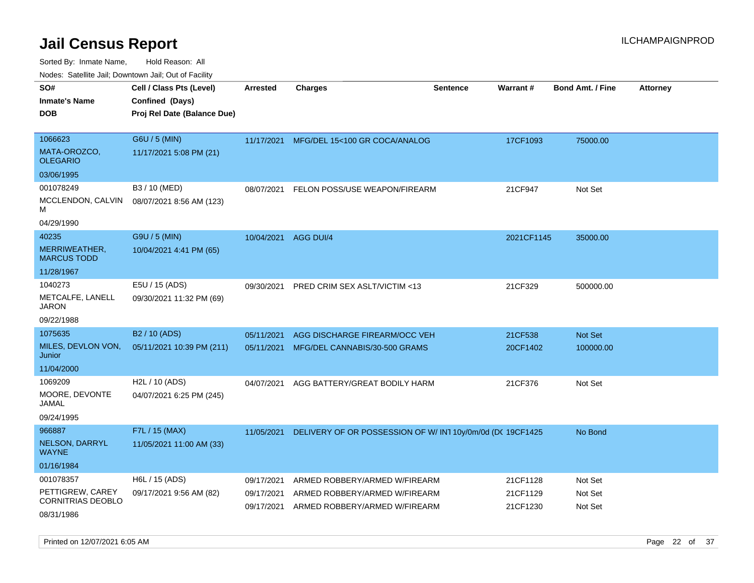# Jail Census Report

ILCHAMPAIGNPROD

Sorted By: Inmate Name, Hold Reason: All

Nodes: Satellite Jail; Downtown Jail; Out of Facility

| SO# / Inmate's Name / DOB | Cell / Class Pts (Level) / Confined (Days) / Proj Rel Date (Balance Due) | Arrested | Charges | Sentence | Warrant # | Bond Amt. / Fine | Attorney |
|---|---|---|---|---|---|---|---|
| 1066623<br>MATA-OROZCO, OLEGARIO<br>03/06/1995 | G6U / 5 (MIN)<br>11/17/2021 5:08 PM (21) | 11/17/2021 | MFG/DEL 15<100 GR COCA/ANALOG | | 17CF1093 | 75000.00 | |
| 001078249<br>MCCLENDON, CALVIN M<br>04/29/1990 | B3 / 10 (MED)<br>08/07/2021 8:56 AM (123) | 08/07/2021 | FELON POSS/USE WEAPON/FIREARM | | 21CF947 | Not Set | |
| 40235<br>MERRIWEATHER, MARCUS TODD<br>11/28/1967 | G9U / 5 (MIN)<br>10/04/2021 4:41 PM (65) | 10/04/2021 | AGG DUI/4 | | 2021CF1145 | 35000.00 | |
| 1040273<br>METCALFE, LANELL JARON<br>09/22/1988 | E5U / 15 (ADS)<br>09/30/2021 11:32 PM (69) | 09/30/2021 | PRED CRIM SEX ASLT/VICTIM <13 | | 21CF329 | 500000.00 | |
| 1075635<br>MILES, DEVLON VON, Junior<br>11/04/2000 | B2 / 10 (ADS)<br>05/11/2021 10:39 PM (211) | 05/11/2021 | AGG DISCHARGE FIREARM/OCC VEH | | 21CF538 | Not Set | |
| | | 05/11/2021 | MFG/DEL CANNABIS/30-500 GRAMS | | 20CF1402 | 100000.00 | |
| 1069209<br>MOORE, DEVONTE JAMAL<br>09/24/1995 | H2L / 10 (ADS)<br>04/07/2021 6:25 PM (245) | 04/07/2021 | AGG BATTERY/GREAT BODILY HARM | | 21CF376 | Not Set | |
| 966887<br>NELSON, DARRYL WAYNE<br>01/16/1984 | F7L / 15 (MAX)<br>11/05/2021 11:00 AM (33) | 11/05/2021 | DELIVERY OF OR POSSESSION OF W/ INT | 10y/0m/0d (D( | 19CF1425 | No Bond | |
| 001078357<br>PETTIGREW, CAREY CORNITRIAS DEOBLO<br>08/31/1986 | H6L / 15 (ADS)<br>09/17/2021 9:56 AM (82) | 09/17/2021 | ARMED ROBBERY/ARMED W/FIREARM | | 21CF1128 | Not Set | |
| | | 09/17/2021 | ARMED ROBBERY/ARMED W/FIREARM | | 21CF1129 | Not Set | |
| | | 09/17/2021 | ARMED ROBBERY/ARMED W/FIREARM | | 21CF1230 | Not Set | |

Printed on 12/07/2021 6:05 AM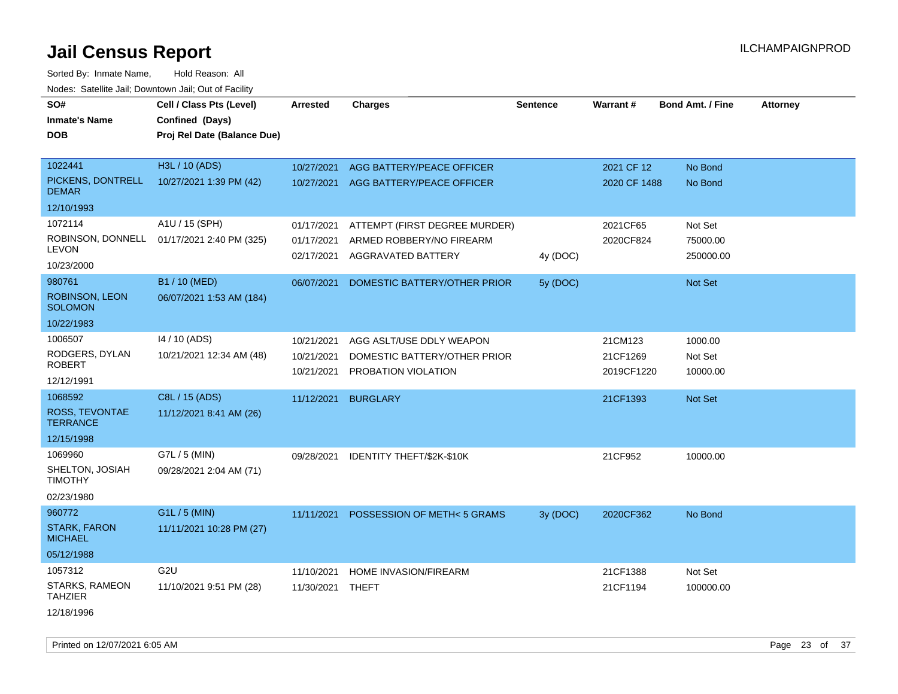# Jail Census Report

Sorted By: Inmate Name, Hold Reason: All

Nodes: Satellite Jail; Downtown Jail; Out of Facility

| SO# / Inmate's Name / DOB | Cell / Class Pts (Level) / Confined (Days) / Proj Rel Date (Balance Due) | Arrested | Charges | Sentence | Warrant # | Bond Amt. / Fine | Attorney |
|---|---|---|---|---|---|---|---|
| 1022441 PICKENS, DONTRELL DEMAR 12/10/1993 | H3L / 10 (ADS) 10/27/2021 1:39 PM (42) | 10/27/2021 | AGG BATTERY/PEACE OFFICER | | 2021 CF 12 | No Bond | |
| | | 10/27/2021 | AGG BATTERY/PEACE OFFICER | | 2020 CF 1488 | No Bond | |
| 1072114 ROBINSON, DONNELL LEVON 10/23/2000 | A1U / 15 (SPH) 01/17/2021 2:40 PM (325) | 01/17/2021 | ATTEMPT (FIRST DEGREE MURDER) | | 2021CF65 | Not Set | |
| | | 01/17/2021 | ARMED ROBBERY/NO FIREARM | | 2020CF824 | 75000.00 | |
| | | 02/17/2021 | AGGRAVATED BATTERY | 4y (DOC) | | 250000.00 | |
| 980761 ROBINSON, LEON SOLOMON 10/22/1983 | B1 / 10 (MED) 06/07/2021 1:53 AM (184) | 06/07/2021 | DOMESTIC BATTERY/OTHER PRIOR | 5y (DOC) | | Not Set | |
| 1006507 RODGERS, DYLAN ROBERT 12/12/1991 | I4 / 10 (ADS) 10/21/2021 12:34 AM (48) | 10/21/2021 | AGG ASLT/USE DDLY WEAPON | | 21CM123 | 1000.00 | |
| | | 10/21/2021 | DOMESTIC BATTERY/OTHER PRIOR | | 21CF1269 | Not Set | |
| | | 10/21/2021 | PROBATION VIOLATION | | 2019CF1220 | 10000.00 | |
| 1068592 ROSS, TEVONTAE TERRANCE 12/15/1998 | C8L / 15 (ADS) 11/12/2021 8:41 AM (26) | 11/12/2021 | BURGLARY | | 21CF1393 | Not Set | |
| 1069960 SHELTON, JOSIAH TIMOTHY 02/23/1980 | G7L / 5 (MIN) 09/28/2021 2:04 AM (71) | 09/28/2021 | IDENTITY THEFT/$2K-$10K | | 21CF952 | 10000.00 | |
| 960772 STARK, FARON MICHAEL 05/12/1988 | G1L / 5 (MIN) 11/11/2021 10:28 PM (27) | 11/11/2021 | POSSESSION OF METH< 5 GRAMS | 3y (DOC) | 2020CF362 | No Bond | |
| 1057312 STARKS, RAMEON TAHZIER 12/18/1996 | G2U 11/10/2021 9:51 PM (28) | 11/10/2021 | HOME INVASION/FIREARM | | 21CF1388 | Not Set | |
| | | 11/30/2021 | THEFT | | 21CF1194 | 100000.00 | |

Printed on 12/07/2021 6:05 AM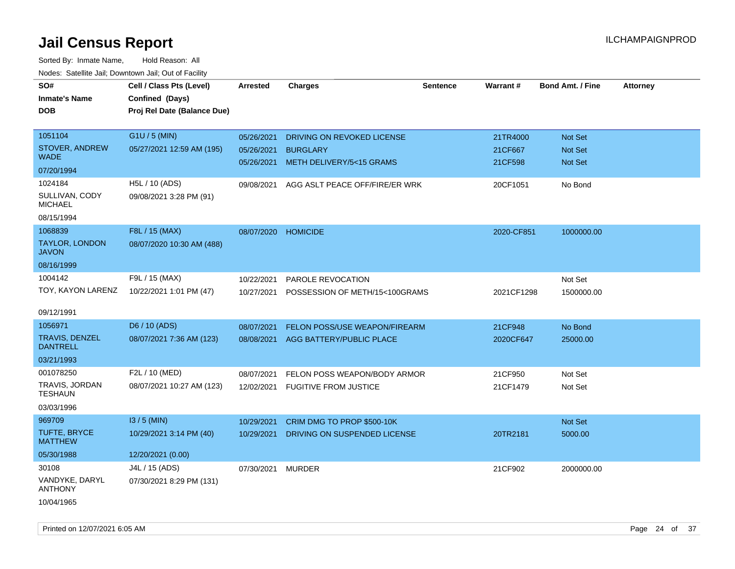# Jail Census Report

ILCHAMPAIGNPROD

Sorted By: Inmate Name, Hold Reason: All

Nodes: Satellite Jail; Downtown Jail; Out of Facility

| SO# / Inmate's Name / DOB | Cell / Class Pts (Level) / Confined (Days) / Proj Rel Date (Balance Due) | Arrested | Charges | Sentence | Warrant # | Bond Amt. / Fine | Attorney |
|---|---|---|---|---|---|---|---|
| 1051104<br>STOVER, ANDREW WADE<br>07/20/1994 | G1U / 5 (MIN)<br>05/27/2021 12:59 AM (195) | 05/26/2021 | DRIVING ON REVOKED LICENSE | | 21TR4000 | Not Set | |
| | | 05/26/2021 | BURGLARY | | 21CF667 | Not Set | |
| | | 05/26/2021 | METH DELIVERY/5<15 GRAMS | | 21CF598 | Not Set | |
| 1024184<br>SULLIVAN, CODY MICHAEL<br>08/15/1994 | H5L / 10 (ADS)<br>09/08/2021 3:28 PM (91) | 09/08/2021 | AGG ASLT PEACE OFF/FIRE/ER WRK | | 20CF1051 | No Bond | |
| 1068839<br>TAYLOR, LONDON JAVON<br>08/16/1999 | F8L / 15 (MAX)<br>08/07/2020 10:30 AM (488) | 08/07/2020 | HOMICIDE | | 2020-CF851 | 1000000.00 | |
| 1004142<br>TOY, KAYON LARENZ<br>09/12/1991 | F9L / 15 (MAX)<br>10/22/2021 1:01 PM (47) | 10/22/2021 | PAROLE REVOCATION | | | Not Set | |
| | | 10/27/2021 | POSSESSION OF METH/15<100GRAMS | | 2021CF1298 | 1500000.00 | |
| 1056971<br>TRAVIS, DENZEL DANTRELL<br>03/21/1993 | D6 / 10 (ADS)<br>08/07/2021 7:36 AM (123) | 08/07/2021 | FELON POSS/USE WEAPON/FIREARM | | 21CF948 | No Bond | |
| | | 08/08/2021 | AGG BATTERY/PUBLIC PLACE | | 2020CF647 | 25000.00 | |
| 001078250<br>TRAVIS, JORDAN TESHAUN<br>03/03/1996 | F2L / 10 (MED)<br>08/07/2021 10:27 AM (123) | 08/07/2021 | FELON POSS WEAPON/BODY ARMOR | | 21CF950 | Not Set | |
| | | 12/02/2021 | FUGITIVE FROM JUSTICE | | 21CF1479 | Not Set | |
| 969709<br>TUFTE, BRYCE MATTHEW<br>05/30/1988 | I3 / 5 (MIN)<br>10/29/2021 3:14 PM (40)<br>12/20/2021 (0.00) | 10/29/2021 | CRIM DMG TO PROP $500-10K | | | Not Set | |
| | | 10/29/2021 | DRIVING ON SUSPENDED LICENSE | | 20TR2181 | 5000.00 | |
| 30108<br>VANDYKE, DARYL ANTHONY<br>10/04/1965 | J4L / 15 (ADS)<br>07/30/2021 8:29 PM (131) | 07/30/2021 | MURDER | | 21CF902 | 2000000.00 | |

Printed on 12/07/2021 6:05 AM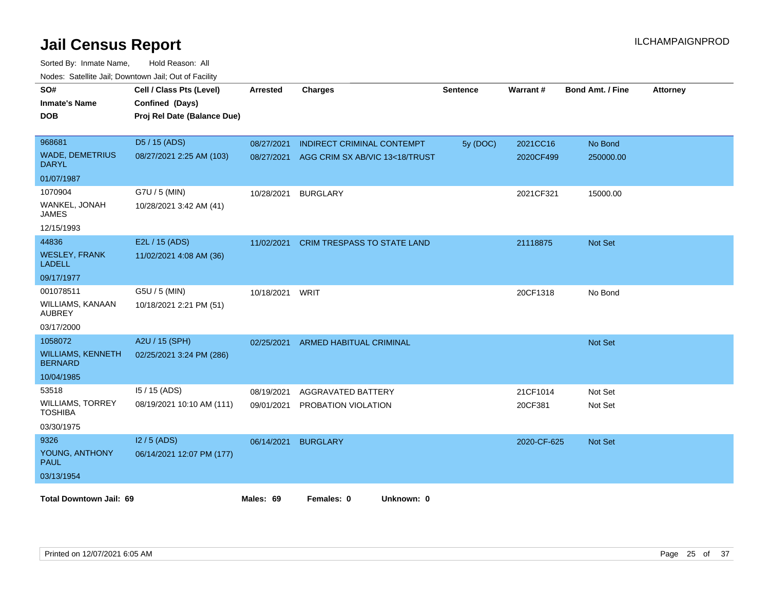# Jail Census Report

ILCHAMPAIGNPROD

Sorted By: Inmate Name, Hold Reason: All

Nodes: Satellite Jail; Downtown Jail; Out of Facility

| SO# / Inmate's Name / DOB | Cell / Class Pts (Level) / Confined (Days) / Proj Rel Date (Balance Due) | Arrested | Charges | Sentence | Warrant # | Bond Amt. / Fine | Attorney |
|---|---|---|---|---|---|---|---|
| 968681<br>WADE, DEMETRIUS DARYL<br>01/07/1987 | D5 / 15 (ADS)<br>08/27/2021 2:25 AM (103) | 08/27/2021<br>08/27/2021 | INDIRECT CRIMINAL CONTEMPT<br>AGG CRIM SX AB/VIC 13<18/TRUST | 5y (DOC) | 2021CC16<br>2020CF499 | No Bond<br>250000.00 | |
| 1070904<br>WANKEL, JONAH JAMES<br>12/15/1993 | G7U / 5 (MIN)<br>10/28/2021 3:42 AM (41) | 10/28/2021 | BURGLARY | | 2021CF321 | 15000.00 | |
| 44836<br>WESLEY, FRANK LADELL<br>09/17/1977 | E2L / 15 (ADS)<br>11/02/2021 4:08 AM (36) | 11/02/2021 | CRIM TRESPASS TO STATE LAND | | 21118875 | Not Set | |
| 001078511<br>WILLIAMS, KANAAN AUBREY<br>03/17/2000 | G5U / 5 (MIN)<br>10/18/2021 2:21 PM (51) | 10/18/2021 | WRIT | | 20CF1318 | No Bond | |
| 1058072<br>WILLIAMS, KENNETH BERNARD<br>10/04/1985 | A2U / 15 (SPH)<br>02/25/2021 3:24 PM (286) | 02/25/2021 | ARMED HABITUAL CRIMINAL | | | Not Set | |
| 53518<br>WILLIAMS, TORREY TOSHIBA<br>03/30/1975 | I5 / 15 (ADS)<br>08/19/2021 10:10 AM (111) | 08/19/2021<br>09/01/2021 | AGGRAVATED BATTERY<br>PROBATION VIOLATION | | 21CF1014<br>20CF381 | Not Set<br>Not Set | |
| 9326<br>YOUNG, ANTHONY PAUL<br>03/13/1954 | I2 / 5 (ADS)<br>06/14/2021 12:07 PM (177) | 06/14/2021 | BURGLARY | | 2020-CF-625 | Not Set | |

**Total Downtown Jail: 69** **Males: 69** **Females: 0** **Unknown: 0**

Printed on 12/07/2021 6:05 AM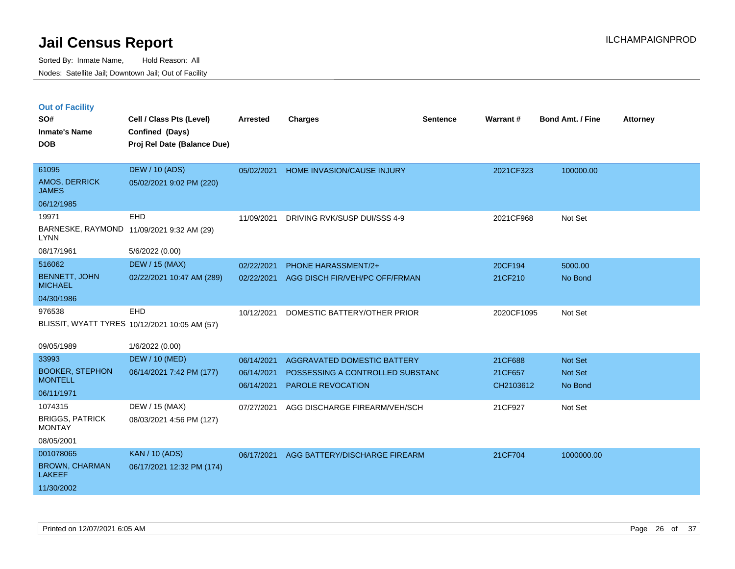# Jail Census Report

Sorted By: Inmate Name, Hold Reason: All

Nodes: Satellite Jail; Downtown Jail; Out of Facility

ILCHAMPAIGNPROD

### Out of Facility

| SO# / Inmate's Name / DOB | Cell / Class Pts (Level) / Confined (Days) / Proj Rel Date (Balance Due) | Arrested | Charges | Sentence | Warrant # | Bond Amt. / Fine | Attorney |
|---|---|---|---|---|---|---|---|
| 61095<br>AMOS, DERRICK JAMES<br>06/12/1985 | DEW / 10 (ADS)<br>05/02/2021 9:02 PM (220) | 05/02/2021 | HOME INVASION/CAUSE INJURY | | 2021CF323 | 100000.00 | |
| 19971<br>BARNESKE, RAYMOND LYNN<br>08/17/1961 | EHD<br>11/09/2021 9:32 AM (29)<br>5/6/2022 (0.00) | 11/09/2021 | DRIVING RVK/SUSP DUI/SSS 4-9 | | 2021CF968 | Not Set | |
| 516062<br>BENNETT, JOHN MICHAEL<br>04/30/1986 | DEW / 15 (MAX)<br>02/22/2021 10:47 AM (289) | 02/22/2021 | PHONE HARASSMENT/2+ | | 20CF194 | 5000.00 | |
| | | 02/22/2021 | AGG DISCH FIR/VEH/PC OFF/FRMAN | | 21CF210 | No Bond | |
| 976538<br>BLISSIT, WYATT TYRES<br>09/05/1989 | EHD<br>10/12/2021 10:05 AM (57)<br>1/6/2022 (0.00) | 10/12/2021 | DOMESTIC BATTERY/OTHER PRIOR | | 2020CF1095 | Not Set | |
| 33993<br>BOOKER, STEPHON MONTELL<br>06/11/1971 | DEW / 10 (MED)<br>06/14/2021 7:42 PM (177) | 06/14/2021 | AGGRAVATED DOMESTIC BATTERY | | 21CF688 | Not Set | |
| | | 06/14/2021 | POSSESSING A CONTROLLED SUBSTANC | | 21CF657 | Not Set | |
| | | 06/14/2021 | PAROLE REVOCATION | | CH2103612 | No Bond | |
| 1074315<br>BRIGGS, PATRICK MONTAY<br>08/05/2001 | DEW / 15 (MAX)<br>08/03/2021 4:56 PM (127) | 07/27/2021 | AGG DISCHARGE FIREARM/VEH/SCH | | 21CF927 | Not Set | |
| 001078065<br>BROWN, CHARMAN LAKEEF<br>11/30/2002 | KAN / 10 (ADS)<br>06/17/2021 12:32 PM (174) | 06/17/2021 | AGG BATTERY/DISCHARGE FIREARM | | 21CF704 | 1000000.00 | |

Printed on 12/07/2021 6:05 AM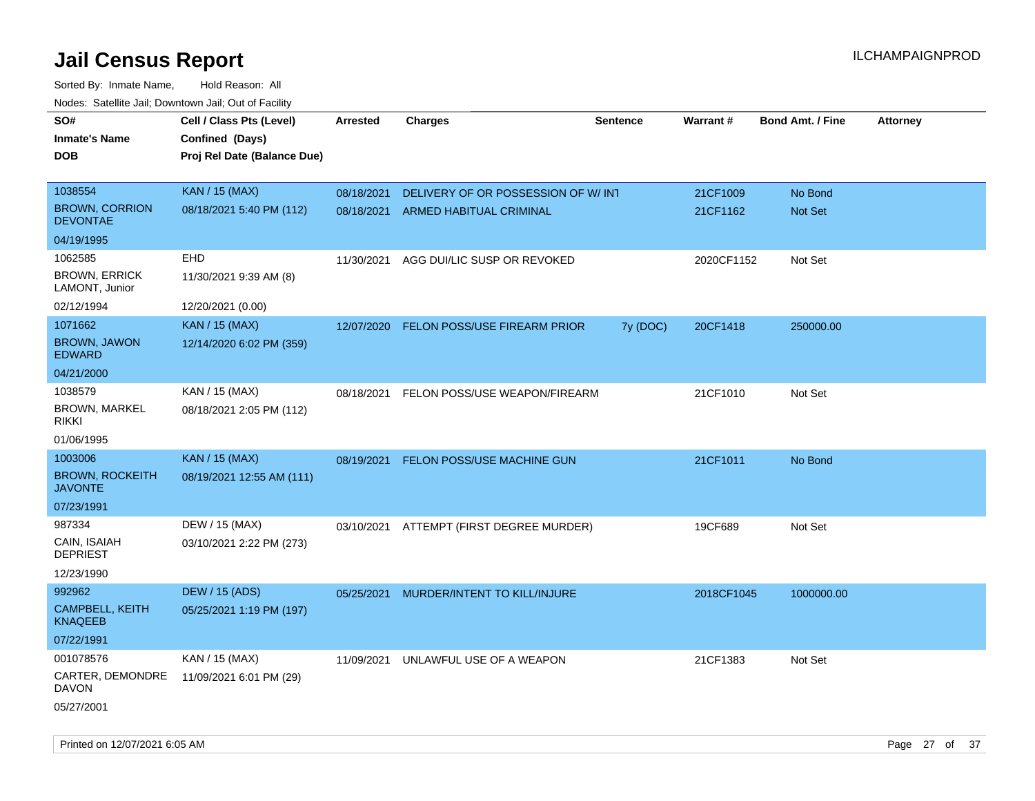# Jail Census Report

ILCHAMPAIGNPROD

Sorted By: Inmate Name, Hold Reason: All

Nodes: Satellite Jail; Downtown Jail; Out of Facility

| SO# / Inmate's Name / DOB | Cell / Class Pts (Level) / Confined (Days) / Proj Rel Date (Balance Due) | Arrested | Charges | Sentence | Warrant # | Bond Amt. / Fine | Attorney |
|---|---|---|---|---|---|---|---|
| 1038554 BROWN, CORRION DEVONTAE 04/19/1995 | KAN / 15 (MAX) 08/18/2021 5:40 PM (112) | 08/18/2021 | DELIVERY OF OR POSSESSION OF W/ INT | | 21CF1009 | No Bond | |
| | | 08/18/2021 | ARMED HABITUAL CRIMINAL | | 21CF1162 | Not Set | |
| 1062585 BROWN, ERRICK LAMONT, Junior 02/12/1994 | EHD 11/30/2021 9:39 AM (8) 12/20/2021 (0.00) | 11/30/2021 | AGG DUI/LIC SUSP OR REVOKED | | 2020CF1152 | Not Set | |
| 1071662 BROWN, JAWON EDWARD 04/21/2000 | KAN / 15 (MAX) 12/14/2020 6:02 PM (359) | 12/07/2020 | FELON POSS/USE FIREARM PRIOR | 7y (DOC) | 20CF1418 | 250000.00 | |
| 1038579 BROWN, MARKEL RIKKI 01/06/1995 | KAN / 15 (MAX) 08/18/2021 2:05 PM (112) | 08/18/2021 | FELON POSS/USE WEAPON/FIREARM | | 21CF1010 | Not Set | |
| 1003006 BROWN, ROCKEITH JAVONTE 07/23/1991 | KAN / 15 (MAX) 08/19/2021 12:55 AM (111) | 08/19/2021 | FELON POSS/USE MACHINE GUN | | 21CF1011 | No Bond | |
| 987334 CAIN, ISAIAH DEPRIEST 12/23/1990 | DEW / 15 (MAX) 03/10/2021 2:22 PM (273) | 03/10/2021 | ATTEMPT (FIRST DEGREE MURDER) | | 19CF689 | Not Set | |
| 992962 CAMPBELL, KEITH KNAQEEB 07/22/1991 | DEW / 15 (ADS) 05/25/2021 1:19 PM (197) | 05/25/2021 | MURDER/INTENT TO KILL/INJURE | | 2018CF1045 | 1000000.00 | |
| 001078576 CARTER, DEMONDRE DAVON 05/27/2001 | KAN / 15 (MAX) 11/09/2021 6:01 PM (29) | 11/09/2021 | UNLAWFUL USE OF A WEAPON | | 21CF1383 | Not Set | |

Printed on 12/07/2021 6:05 AM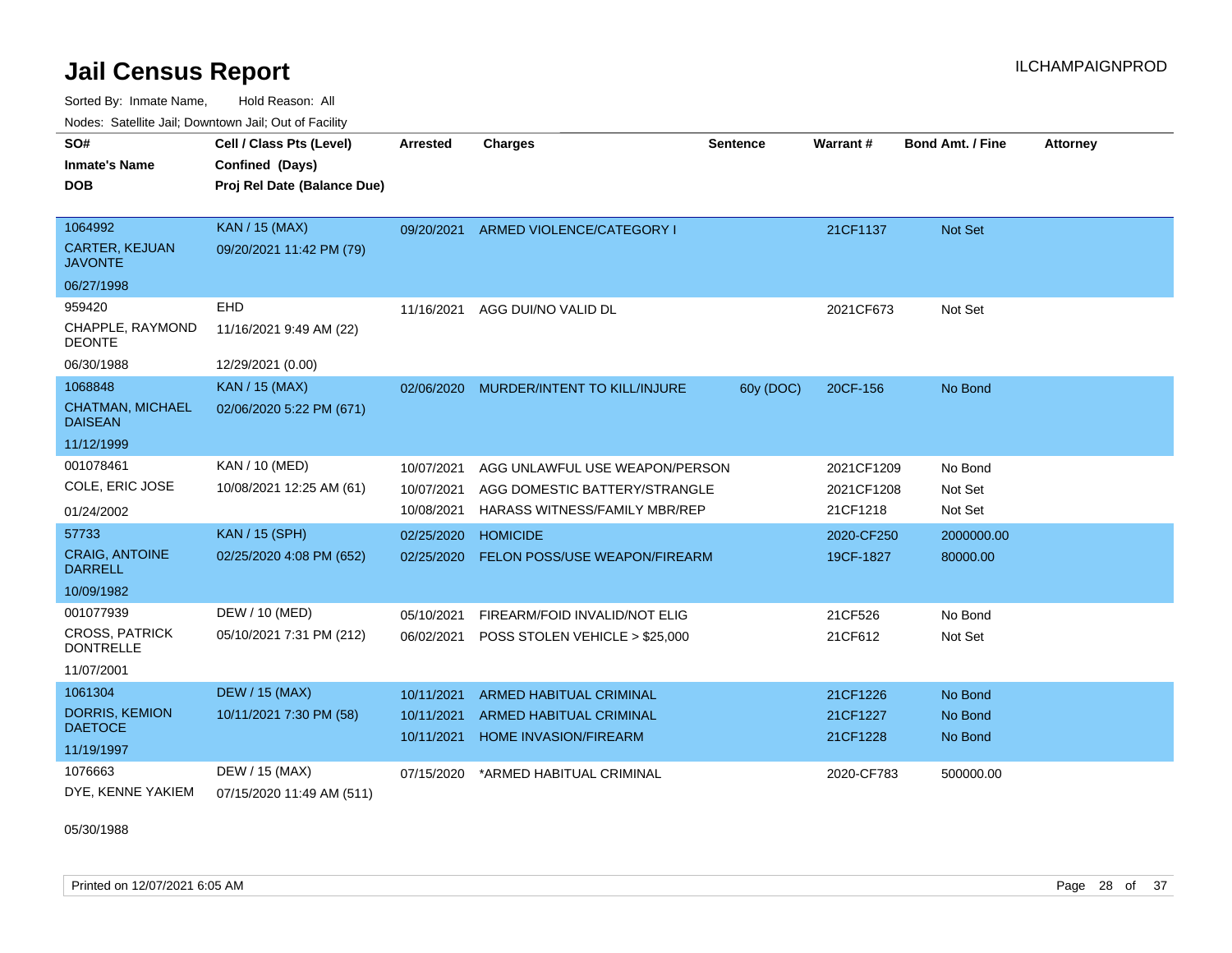# Jail Census Report

Sorted By: Inmate Name, Hold Reason: All

Nodes: Satellite Jail; Downtown Jail; Out of Facility

| SO# / Inmate's Name / DOB | Cell / Class Pts (Level) / Confined (Days) / Proj Rel Date (Balance Due) | Arrested | Charges | Sentence | Warrant # | Bond Amt. / Fine | Attorney |
|---|---|---|---|---|---|---|---|
| 1064992 CARTER, KEJUAN JAVONTE 06/27/1998 | KAN / 15 (MAX) 09/20/2021 11:42 PM (79) | 09/20/2021 | ARMED VIOLENCE/CATEGORY I | | 21CF1137 | Not Set | |
| 959420 CHAPPLE, RAYMOND DEONTE 06/30/1988 | EHD 11/16/2021 9:49 AM (22) 12/29/2021 (0.00) | 11/16/2021 | AGG DUI/NO VALID DL | | 2021CF673 | Not Set | |
| 1068848 CHATMAN, MICHAEL DAISEAN 11/12/1999 | KAN / 15 (MAX) 02/06/2020 5:22 PM (671) | 02/06/2020 | MURDER/INTENT TO KILL/INJURE | 60y (DOC) | 20CF-156 | No Bond | |
| 001078461 COLE, ERIC JOSE 01/24/2002 | KAN / 10 (MED) 10/08/2021 12:25 AM (61) | 10/07/2021 | AGG UNLAWFUL USE WEAPON/PERSON | | 2021CF1209 | No Bond | |
| | | 10/07/2021 | AGG DOMESTIC BATTERY/STRANGLE | | 2021CF1208 | Not Set | |
| | | 10/08/2021 | HARASS WITNESS/FAMILY MBR/REP | | 21CF1218 | Not Set | |
| 57733 CRAIG, ANTOINE DARRELL 10/09/1982 | KAN / 15 (SPH) 02/25/2020 4:08 PM (652) | 02/25/2020 | HOMICIDE | | 2020-CF250 | 2000000.00 | |
| | | 02/25/2020 | FELON POSS/USE WEAPON/FIREARM | | 19CF-1827 | 80000.00 | |
| 001077939 CROSS, PATRICK DONTRELLE 11/07/2001 | DEW / 10 (MED) 05/10/2021 7:31 PM (212) | 05/10/2021 | FIREARM/FOID INVALID/NOT ELIG | | 21CF526 | No Bond | |
| | | 06/02/2021 | POSS STOLEN VEHICLE > $25,000 | | 21CF612 | Not Set | |
| 1061304 DORRIS, KEMION DAETOCE 11/19/1997 | DEW / 15 (MAX) 10/11/2021 7:30 PM (58) | 10/11/2021 | ARMED HABITUAL CRIMINAL | | 21CF1226 | No Bond | |
| | | 10/11/2021 | ARMED HABITUAL CRIMINAL | | 21CF1227 | No Bond | |
| | | 10/11/2021 | HOME INVASION/FIREARM | | 21CF1228 | No Bond | |
| 1076663 DYE, KENNE YAKIEM 05/30/1988 | DEW / 15 (MAX) 07/15/2020 11:49 AM (511) | 07/15/2020 | *ARMED HABITUAL CRIMINAL | | 2020-CF783 | 500000.00 | |

Printed on 12/07/2021 6:05 AM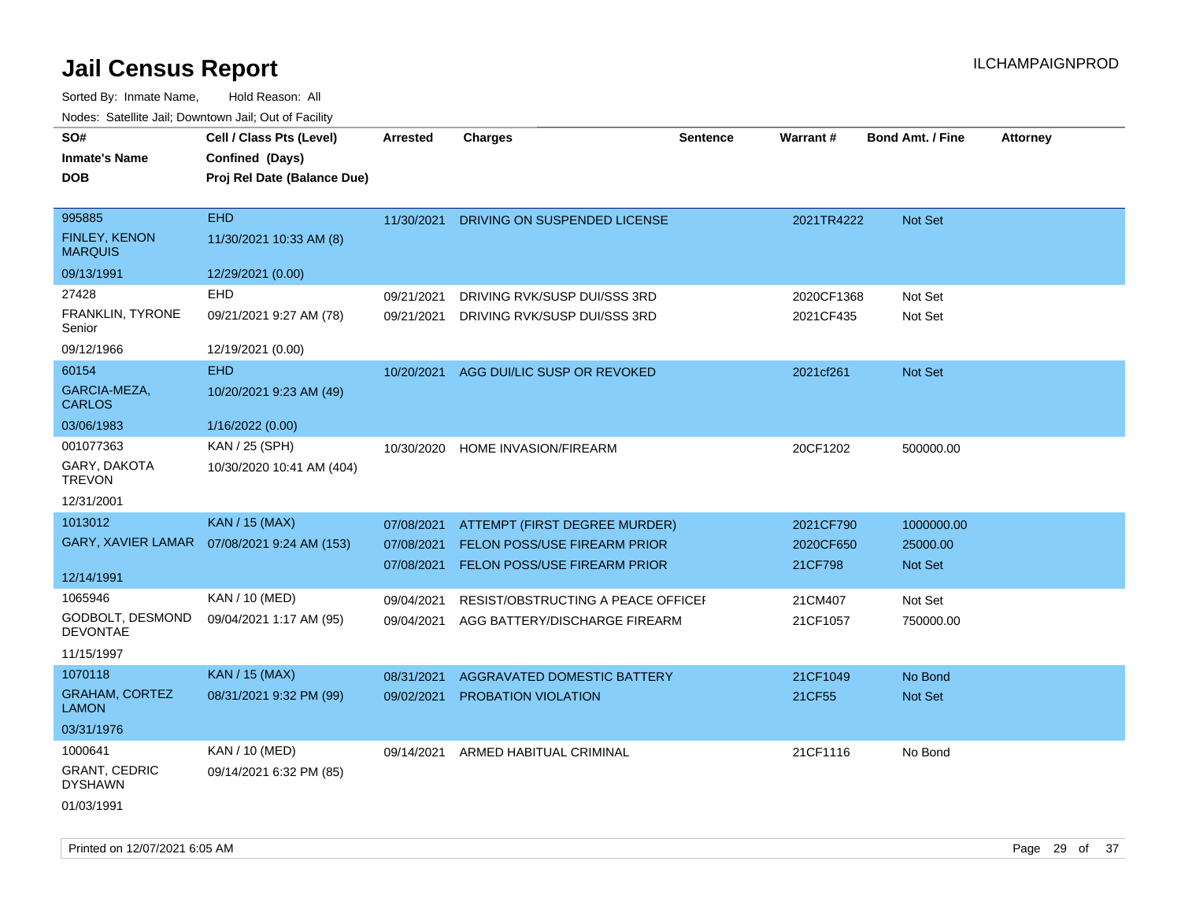# Jail Census Report

Sorted By: Inmate Name, Hold Reason: All

Nodes: Satellite Jail; Downtown Jail; Out of Facility

| SO# / Inmate's Name / DOB | Cell / Class Pts (Level) / Confined (Days) / Proj Rel Date (Balance Due) | Arrested | Charges | Sentence | Warrant # | Bond Amt. / Fine | Attorney |
|---|---|---|---|---|---|---|---|
| 995885<br>FINLEY, KENON MARQUIS<br>09/13/1991 | EHD<br>11/30/2021 10:33 AM (8)<br>12/29/2021 (0.00) | 11/30/2021 | DRIVING ON SUSPENDED LICENSE | | 2021TR4222 | Not Set | |
| 27428<br>FRANKLIN, TYRONE Senior<br>09/12/1966 | EHD<br>09/21/2021 9:27 AM (78)<br>12/19/2021 (0.00) | 09/21/2021<br>09/21/2021 | DRIVING RVK/SUSP DUI/SSS 3RD<br>DRIVING RVK/SUSP DUI/SSS 3RD | | 2020CF1368<br>2021CF435 | Not Set<br>Not Set | |
| 60154<br>GARCIA-MEZA, CARLOS<br>03/06/1983 | EHD<br>10/20/2021 9:23 AM (49)<br>1/16/2022 (0.00) | 10/20/2021 | AGG DUI/LIC SUSP OR REVOKED | | 2021cf261 | Not Set | |
| 001077363<br>GARY, DAKOTA TREVON<br>12/31/2001 | KAN / 25 (SPH)<br>10/30/2020 10:41 AM (404) | 10/30/2020 | HOME INVASION/FIREARM | | 20CF1202 | 500000.00 | |
| 1013012<br>GARY, XAVIER LAMAR<br>12/14/1991 | KAN / 15 (MAX)<br>07/08/2021 9:24 AM (153) | 07/08/2021<br>07/08/2021<br>07/08/2021 | ATTEMPT (FIRST DEGREE MURDER)<br>FELON POSS/USE FIREARM PRIOR<br>FELON POSS/USE FIREARM PRIOR | | 2021CF790<br>2020CF650<br>21CF798 | 1000000.00<br>25000.00<br>Not Set | |
| 1065946<br>GODBOLT, DESMOND DEVONTAE<br>11/15/1997 | KAN / 10 (MED)<br>09/04/2021 1:17 AM (95) | 09/04/2021<br>09/04/2021 | RESIST/OBSTRUCTING A PEACE OFFICEI<br>AGG BATTERY/DISCHARGE FIREARM | | 21CM407<br>21CF1057 | Not Set<br>750000.00 | |
| 1070118<br>GRAHAM, CORTEZ LAMON<br>03/31/1976 | KAN / 15 (MAX)<br>08/31/2021 9:32 PM (99) | 08/31/2021<br>09/02/2021 | AGGRAVATED DOMESTIC BATTERY<br>PROBATION VIOLATION | | 21CF1049<br>21CF55 | No Bond<br>Not Set | |
| 1000641<br>GRANT, CEDRIC DYSHAWN<br>01/03/1991 | KAN / 10 (MED)<br>09/14/2021 6:32 PM (85) | 09/14/2021 | ARMED HABITUAL CRIMINAL | | 21CF1116 | No Bond | |

Printed on 12/07/2021 6:05 AM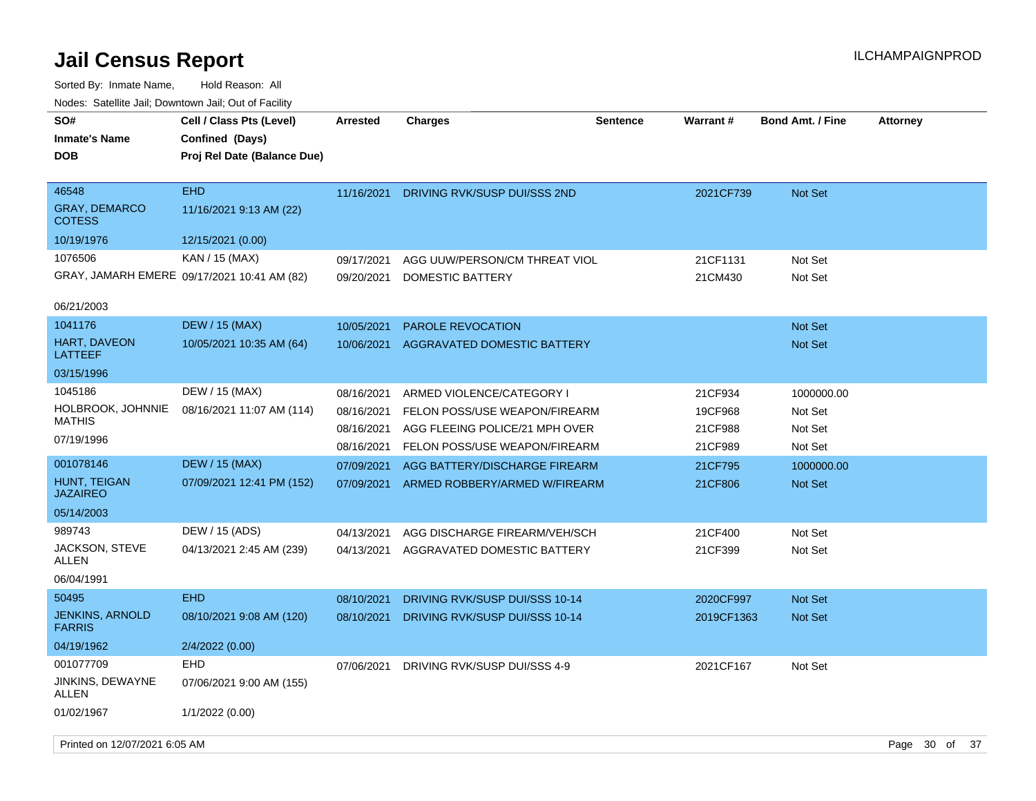# Jail Census Report

ILCHAMPAIGNPROD

Sorted By: Inmate Name, Hold Reason: All

Nodes: Satellite Jail; Downtown Jail; Out of Facility

| SO# / Inmate's Name / DOB | Cell / Class Pts (Level) / Confined (Days) / Proj Rel Date (Balance Due) | Arrested | Charges | Sentence | Warrant # | Bond Amt. / Fine | Attorney |
|---|---|---|---|---|---|---|---|
| 46548<br>GRAY, DEMARCO COTESS<br>10/19/1976 | EHD<br>11/16/2021 9:13 AM (22)<br>12/15/2021 (0.00) | 11/16/2021 | DRIVING RVK/SUSP DUI/SSS 2ND | | 2021CF739 | Not Set | |
| 1076506<br>GRAY, JAMARH EMERE<br>06/21/2003 | KAN / 15 (MAX)<br>09/17/2021 10:41 AM (82) | 09/17/2021 | AGG UUW/PERSON/CM THREAT VIOL | | 21CF1131 | Not Set | |
| | | 09/20/2021 | DOMESTIC BATTERY | | 21CM430 | Not Set | |
| 1041176<br>HART, DAVEON LATTEEF<br>03/15/1996 | DEW / 15 (MAX)<br>10/05/2021 10:35 AM (64) | 10/05/2021 | PAROLE REVOCATION | | | Not Set | |
| | | 10/06/2021 | AGGRAVATED DOMESTIC BATTERY | | | Not Set | |
| 1045186<br>HOLBROOK, JOHNNIE MATHIS<br>07/19/1996 | DEW / 15 (MAX)<br>08/16/2021 11:07 AM (114) | 08/16/2021 | ARMED VIOLENCE/CATEGORY I | | 21CF934 | 1000000.00 | |
| | | 08/16/2021 | FELON POSS/USE WEAPON/FIREARM | | 19CF968 | Not Set | |
| | | 08/16/2021 | AGG FLEEING POLICE/21 MPH OVER | | 21CF988 | Not Set | |
| | | 08/16/2021 | FELON POSS/USE WEAPON/FIREARM | | 21CF989 | Not Set | |
| 001078146<br>HUNT, TEIGAN JAZAIREO<br>05/14/2003 | DEW / 15 (MAX)<br>07/09/2021 12:41 PM (152) | 07/09/2021 | AGG BATTERY/DISCHARGE FIREARM | | 21CF795 | 1000000.00 | |
| | | 07/09/2021 | ARMED ROBBERY/ARMED W/FIREARM | | 21CF806 | Not Set | |
| 989743<br>JACKSON, STEVE ALLEN<br>06/04/1991 | DEW / 15 (ADS)<br>04/13/2021 2:45 AM (239) | 04/13/2021 | AGG DISCHARGE FIREARM/VEH/SCH | | 21CF400 | Not Set | |
| | | 04/13/2021 | AGGRAVATED DOMESTIC BATTERY | | 21CF399 | Not Set | |
| 50495<br>JENKINS, ARNOLD FARRIS<br>04/19/1962 | EHD<br>08/10/2021 9:08 AM (120)<br>2/4/2022 (0.00) | 08/10/2021 | DRIVING RVK/SUSP DUI/SSS 10-14 | | 2020CF997 | Not Set | |
| | | 08/10/2021 | DRIVING RVK/SUSP DUI/SSS 10-14 | | 2019CF1363 | Not Set | |
| 001077709<br>JINKINS, DEWAYNE ALLEN<br>01/02/1967 | EHD<br>07/06/2021 9:00 AM (155)<br>1/1/2022 (0.00) | 07/06/2021 | DRIVING RVK/SUSP DUI/SSS 4-9 | | 2021CF167 | Not Set | |

Printed on 12/07/2021 6:05 AM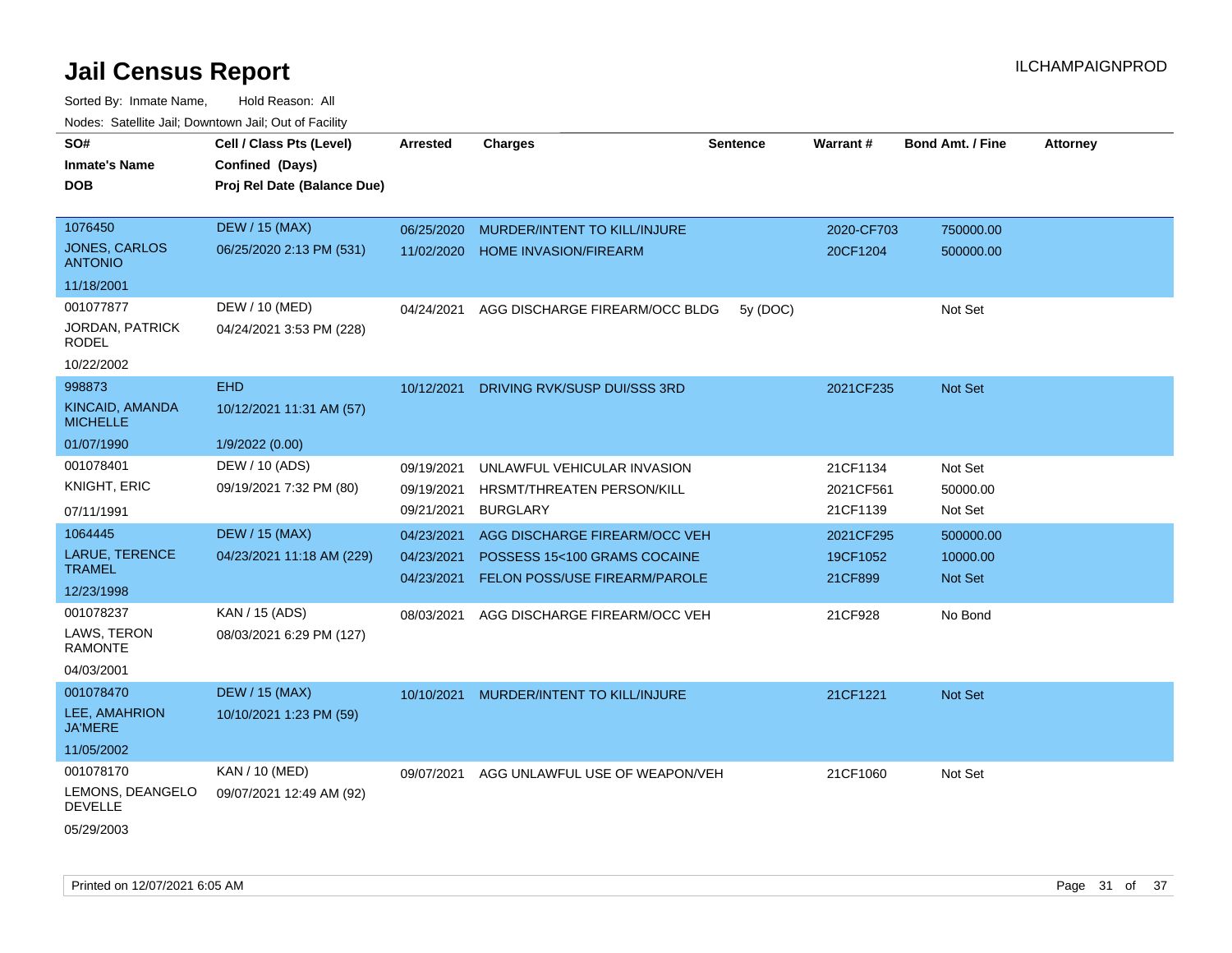# Jail Census Report

ILCHAMPAIGNPROD

Sorted By: Inmate Name, Hold Reason: All

Nodes: Satellite Jail; Downtown Jail; Out of Facility

| SO# / Inmate's Name / DOB | Cell / Class Pts (Level) / Confined (Days) / Proj Rel Date (Balance Due) | Arrested | Charges | Sentence | Warrant # | Bond Amt. / Fine | Attorney |
|---|---|---|---|---|---|---|---|
| 1076450<br>JONES, CARLOS ANTONIO<br>11/18/2001 | DEW / 15 (MAX)<br>06/25/2020 2:13 PM (531) | 06/25/2020 | MURDER/INTENT TO KILL/INJURE | | 2020-CF703 | 750000.00 | |
| | | 11/02/2020 | HOME INVASION/FIREARM | | 20CF1204 | 500000.00 | |
| 001077877<br>JORDAN, PATRICK RODEL<br>10/22/2002 | DEW / 10 (MED)<br>04/24/2021 3:53 PM (228) | 04/24/2021 | AGG DISCHARGE FIREARM/OCC BLDG | 5y (DOC) | | Not Set | |
| 998873<br>KINCAID, AMANDA MICHELLE<br>01/07/1990 | EHD<br>10/12/2021 11:31 AM (57)<br>1/9/2022 (0.00) | 10/12/2021 | DRIVING RVK/SUSP DUI/SSS 3RD | | 2021CF235 | Not Set | |
| 001078401<br>KNIGHT, ERIC<br>07/11/1991 | DEW / 10 (ADS)<br>09/19/2021 7:32 PM (80) | 09/19/2021 | UNLAWFUL VEHICULAR INVASION | | 21CF1134 | Not Set | |
| | | 09/19/2021 | HRSMT/THREATEN PERSON/KILL | | 2021CF561 | 50000.00 | |
| | | 09/21/2021 | BURGLARY | | 21CF1139 | Not Set | |
| 1064445<br>LARUE, TERENCE TRAMEL<br>12/23/1998 | DEW / 15 (MAX)<br>04/23/2021 11:18 AM (229) | 04/23/2021 | AGG DISCHARGE FIREARM/OCC VEH | | 2021CF295 | 500000.00 | |
| | | 04/23/2021 | POSSESS 15<100 GRAMS COCAINE | | 19CF1052 | 10000.00 | |
| | | 04/23/2021 | FELON POSS/USE FIREARM/PAROLE | | 21CF899 | Not Set | |
| 001078237<br>LAWS, TERON RAMONTE<br>04/03/2001 | KAN / 15 (ADS)<br>08/03/2021 6:29 PM (127) | 08/03/2021 | AGG DISCHARGE FIREARM/OCC VEH | | 21CF928 | No Bond | |
| 001078470<br>LEE, AMAHRION JA'MERE<br>11/05/2002 | DEW / 15 (MAX)<br>10/10/2021 1:23 PM (59) | 10/10/2021 | MURDER/INTENT TO KILL/INJURE | | 21CF1221 | Not Set | |
| 001078170<br>LEMONS, DEANGELO DEVELLE<br>05/29/2003 | KAN / 10 (MED)<br>09/07/2021 12:49 AM (92) | 09/07/2021 | AGG UNLAWFUL USE OF WEAPON/VEH | | 21CF1060 | Not Set | |

Printed on 12/07/2021 6:05 AM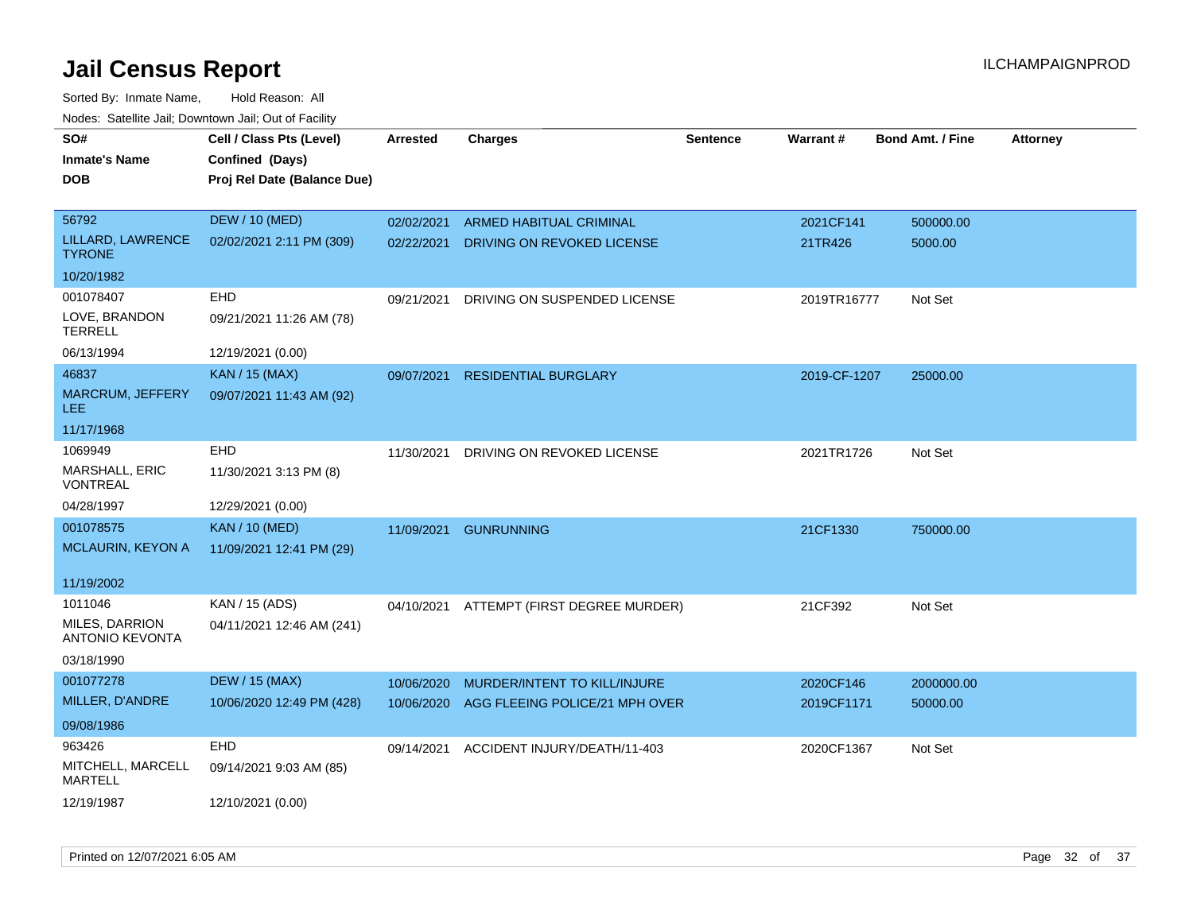# Jail Census Report

ILCHAMPAIGNPROD

Sorted By: Inmate Name, Hold Reason: All

Nodes: Satellite Jail; Downtown Jail; Out of Facility

| SO# / Inmate's Name / DOB | Cell / Class Pts (Level) / Confined (Days) / Proj Rel Date (Balance Due) | Arrested | Charges | Sentence | Warrant # | Bond Amt. / Fine | Attorney |
|---|---|---|---|---|---|---|---|
| 56792<br>LILLARD, LAWRENCE TYRONE<br>10/20/1982 | DEW / 10 (MED)<br>02/02/2021 2:11 PM (309) | 02/02/2021<br>02/22/2021 | ARMED HABITUAL CRIMINAL<br>DRIVING ON REVOKED LICENSE | | 2021CF141<br>21TR426 | 500000.00<br>5000.00 | |
| 001078407<br>LOVE, BRANDON TERRELL<br>06/13/1994 | EHD<br>09/21/2021 11:26 AM (78)<br>12/19/2021 (0.00) | 09/21/2021 | DRIVING ON SUSPENDED LICENSE | | 2019TR16777 | Not Set | |
| 46837<br>MARCRUM, JEFFERY LEE<br>11/17/1968 | KAN / 15 (MAX)<br>09/07/2021 11:43 AM (92) | 09/07/2021 | RESIDENTIAL BURGLARY | | 2019-CF-1207 | 25000.00 | |
| 1069949<br>MARSHALL, ERIC VONTREAL<br>04/28/1997 | EHD<br>11/30/2021 3:13 PM (8)<br>12/29/2021 (0.00) | 11/30/2021 | DRIVING ON REVOKED LICENSE | | 2021TR1726 | Not Set | |
| 001078575<br>MCLAURIN, KEYON A<br>11/19/2002 | KAN / 10 (MED)<br>11/09/2021 12:41 PM (29) | 11/09/2021 | GUNRUNNING | | 21CF1330 | 750000.00 | |
| 1011046<br>MILES, DARRION ANTONIO KEVONTA<br>03/18/1990 | KAN / 15 (ADS)<br>04/11/2021 12:46 AM (241) | 04/10/2021 | ATTEMPT (FIRST DEGREE MURDER) | | 21CF392 | Not Set | |
| 001077278<br>MILLER, D'ANDRE<br>09/08/1986 | DEW / 15 (MAX)<br>10/06/2020 12:49 PM (428) | 10/06/2020<br>10/06/2020 | MURDER/INTENT TO KILL/INJURE<br>AGG FLEEING POLICE/21 MPH OVER | | 2020CF146<br>2019CF1171 | 2000000.00<br>50000.00 | |
| 963426<br>MITCHELL, MARCELL MARTELL<br>12/19/1987 | EHD<br>09/14/2021 9:03 AM (85)<br>12/10/2021 (0.00) | 09/14/2021 | ACCIDENT INJURY/DEATH/11-403 | | 2020CF1367 | Not Set | |

Printed on 12/07/2021 6:05 AM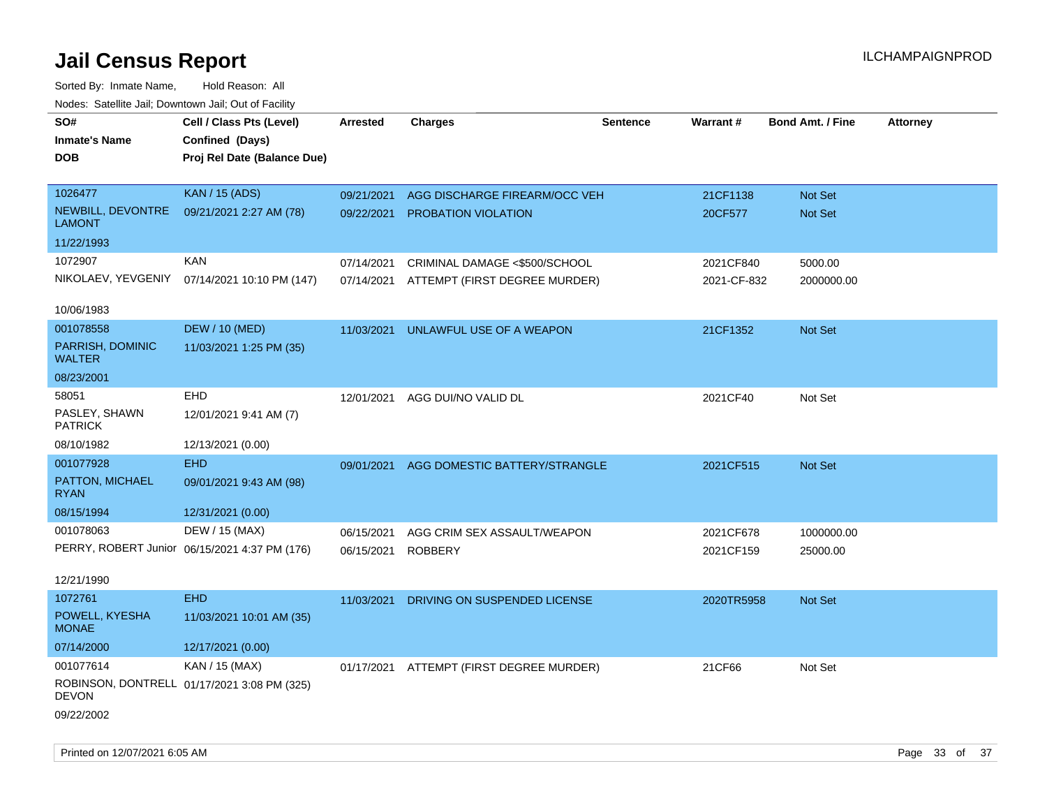# Jail Census Report

Sorted By: Inmate Name, Hold Reason: All

Nodes: Satellite Jail; Downtown Jail; Out of Facility

| SO# / Inmate's Name / DOB | Cell / Class Pts (Level) / Confined (Days) / Proj Rel Date (Balance Due) | Arrested | Charges | Sentence | Warrant # | Bond Amt. / Fine | Attorney |
|---|---|---|---|---|---|---|---|
| 1026477<br>NEWBILL, DEVONTRE LAMONT<br>11/22/1993 | KAN / 15 (ADS)<br>09/21/2021 2:27 AM (78) | 09/21/2021<br>09/22/2021 | AGG DISCHARGE FIREARM/OCC VEH<br>PROBATION VIOLATION | | 21CF1138<br>20CF577 | Not Set<br>Not Set | |
| 1072907<br>NIKOLAEV, YEVGENIY<br>10/06/1983 | KAN<br>07/14/2021 10:10 PM (147) | 07/14/2021<br>07/14/2021 | CRIMINAL DAMAGE <$500/SCHOOL<br>ATTEMPT (FIRST DEGREE MURDER) | | 2021CF840<br>2021-CF-832 | 5000.00<br>2000000.00 | |
| 001078558<br>PARRISH, DOMINIC WALTER<br>08/23/2001 | DEW / 10 (MED)<br>11/03/2021 1:25 PM (35) | 11/03/2021 | UNLAWFUL USE OF A WEAPON | | 21CF1352 | Not Set | |
| 58051<br>PASLEY, SHAWN PATRICK<br>08/10/1982 | EHD<br>12/01/2021 9:41 AM (7)<br>12/13/2021 (0.00) | 12/01/2021 | AGG DUI/NO VALID DL | | 2021CF40 | Not Set | |
| 001077928<br>PATTON, MICHAEL RYAN<br>08/15/1994 | EHD<br>09/01/2021 9:43 AM (98)<br>12/31/2021 (0.00) | 09/01/2021 | AGG DOMESTIC BATTERY/STRANGLE | | 2021CF515 | Not Set | |
| 001078063<br>PERRY, ROBERT Junior<br>12/21/1990 | DEW / 15 (MAX)<br>06/15/2021 4:37 PM (176) | 06/15/2021<br>06/15/2021 | AGG CRIM SEX ASSAULT/WEAPON<br>ROBBERY | | 2021CF678<br>2021CF159 | 1000000.00<br>25000.00 | |
| 1072761<br>POWELL, KYESHA MONAE<br>07/14/2000 | EHD<br>11/03/2021 10:01 AM (35)<br>12/17/2021 (0.00) | 11/03/2021 | DRIVING ON SUSPENDED LICENSE | | 2020TR5958 | Not Set | |
| 001077614<br>ROBINSON, DONTRELL DEVON<br>09/22/2002 | KAN / 15 (MAX)<br>01/17/2021 3:08 PM (325) | 01/17/2021 | ATTEMPT (FIRST DEGREE MURDER) | | 21CF66 | Not Set | |

Printed on 12/07/2021 6:05 AM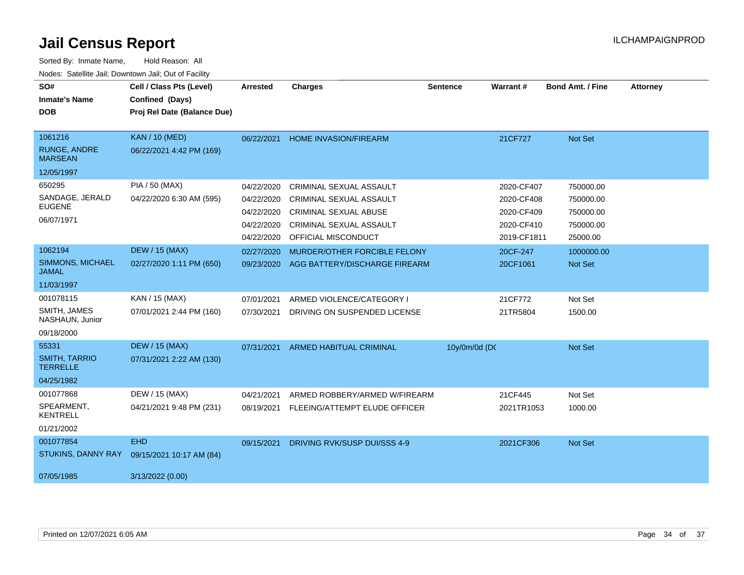# Jail Census Report

ILCHAMPAIGNPROD

Sorted By: Inmate Name, Hold Reason: All

Nodes: Satellite Jail; Downtown Jail; Out of Facility

| SO# / Inmate's Name / DOB | Cell / Class Pts (Level) / Confined (Days) / Proj Rel Date (Balance Due) | Arrested | Charges | Sentence | Warrant # | Bond Amt. / Fine | Attorney |
|---|---|---|---|---|---|---|---|
| 1061216<br>RUNGE, ANDRE MARSEAN<br>12/05/1997 | KAN / 10 (MED)<br>06/22/2021 4:42 PM (169) | 06/22/2021 | HOME INVASION/FIREARM | | 21CF727 | Not Set | |
| 650295<br>SANDAGE, JERALD EUGENE<br>06/07/1971 | PIA / 50 (MAX)<br>04/22/2020 6:30 AM (595) | 04/22/2020 | CRIMINAL SEXUAL ASSAULT | | 2020-CF407 | 750000.00 | |
| | | 04/22/2020 | CRIMINAL SEXUAL ASSAULT | | 2020-CF408 | 750000.00 | |
| | | 04/22/2020 | CRIMINAL SEXUAL ABUSE | | 2020-CF409 | 750000.00 | |
| | | 04/22/2020 | CRIMINAL SEXUAL ASSAULT | | 2020-CF410 | 750000.00 | |
| | | 04/22/2020 | OFFICIAL MISCONDUCT | | 2019-CF1811 | 25000.00 | |
| 1062194<br>SIMMONS, MICHAEL JAMAL<br>11/03/1997 | DEW / 15 (MAX)<br>02/27/2020 1:11 PM (650) | 02/27/2020 | MURDER/OTHER FORCIBLE FELONY | | 20CF-247 | 1000000.00 | |
| | | 09/23/2020 | AGG BATTERY/DISCHARGE FIREARM | | 20CF1061 | Not Set | |
| 001078115<br>SMITH, JAMES NASHAUN, Junior<br>09/18/2000 | KAN / 15 (MAX)<br>07/01/2021 2:44 PM (160) | 07/01/2021 | ARMED VIOLENCE/CATEGORY I | | 21CF772 | Not Set | |
| | | 07/30/2021 | DRIVING ON SUSPENDED LICENSE | | 21TR5804 | 1500.00 | |
| 55331<br>SMITH, TARRIO TERRELLE<br>04/25/1982 | DEW / 15 (MAX)<br>07/31/2021 2:22 AM (130) | 07/31/2021 | ARMED HABITUAL CRIMINAL | 10y/0m/0d (DC | | Not Set | |
| 001077868<br>SPEARMENT, KENTRELL<br>01/21/2002 | DEW / 15 (MAX)<br>04/21/2021 9:48 PM (231) | 04/21/2021 | ARMED ROBBERY/ARMED W/FIREARM | | 21CF445 | Not Set | |
| | | 08/19/2021 | FLEEING/ATTEMPT ELUDE OFFICER | | 2021TR1053 | 1000.00 | |
| 001077854<br>STUKINS, DANNY RAY<br>07/05/1985 | EHD<br>09/15/2021 10:17 AM (84)<br>3/13/2022 (0.00) | 09/15/2021 | DRIVING RVK/SUSP DUI/SSS 4-9 | | 2021CF306 | Not Set | |

Printed on 12/07/2021 6:05 AM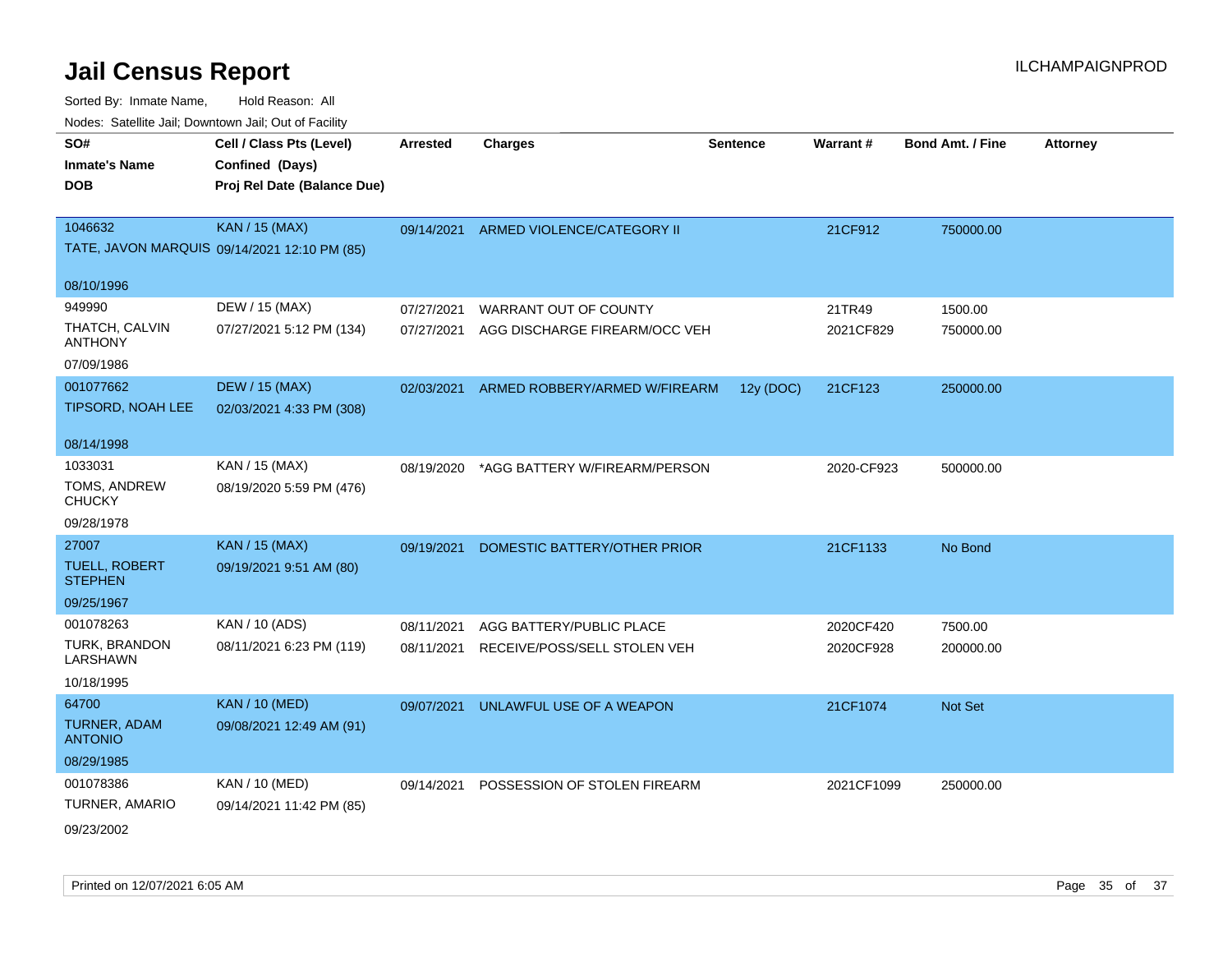# Jail Census Report

ILCHAMPAIGNPROD

Sorted By: Inmate Name, Hold Reason: All

Nodes: Satellite Jail; Downtown Jail; Out of Facility

| SO# / Inmate's Name / DOB | Cell / Class Pts (Level) / Confined (Days) / Proj Rel Date (Balance Due) | Arrested | Charges | Sentence | Warrant # | Bond Amt. / Fine | Attorney |
|---|---|---|---|---|---|---|---|
| 1046632<br>TATE, JAVON MARQUIS<br>08/10/1996 | KAN / 15 (MAX)<br>09/14/2021 12:10 PM (85) | 09/14/2021 | ARMED VIOLENCE/CATEGORY II | | 21CF912 | 750000.00 | |
| 949990<br>THATCH, CALVIN ANTHONY<br>07/09/1986 | DEW / 15 (MAX)<br>07/27/2021 5:12 PM (134) | 07/27/2021 | WARRANT OUT OF COUNTY | | 21TR49 | 1500.00 | |
| | | 07/27/2021 | AGG DISCHARGE FIREARM/OCC VEH | | 2021CF829 | 750000.00 | |
| 001077662<br>TIPSORD, NOAH LEE<br>08/14/1998 | DEW / 15 (MAX)<br>02/03/2021 4:33 PM (308) | 02/03/2021 | ARMED ROBBERY/ARMED W/FIREARM | 12y (DOC) | 21CF123 | 250000.00 | |
| 1033031<br>TOMS, ANDREW CHUCKY<br>09/28/1978 | KAN / 15 (MAX)<br>08/19/2020 5:59 PM (476) | 08/19/2020 | *AGG BATTERY W/FIREARM/PERSON | | 2020-CF923 | 500000.00 | |
| 27007<br>TUELL, ROBERT STEPHEN<br>09/25/1967 | KAN / 15 (MAX)<br>09/19/2021 9:51 AM (80) | 09/19/2021 | DOMESTIC BATTERY/OTHER PRIOR | | 21CF1133 | No Bond | |
| 001078263<br>TURK, BRANDON LARSHAWN<br>10/18/1995 | KAN / 10 (ADS)<br>08/11/2021 6:23 PM (119) | 08/11/2021 | AGG BATTERY/PUBLIC PLACE | | 2020CF420 | 7500.00 | |
| | | 08/11/2021 | RECEIVE/POSS/SELL STOLEN VEH | | 2020CF928 | 200000.00 | |
| 64700<br>TURNER, ADAM ANTONIO<br>08/29/1985 | KAN / 10 (MED)<br>09/08/2021 12:49 AM (91) | 09/07/2021 | UNLAWFUL USE OF A WEAPON | | 21CF1074 | Not Set | |
| 001078386<br>TURNER, AMARIO<br>09/23/2002 | KAN / 10 (MED)<br>09/14/2021 11:42 PM (85) | 09/14/2021 | POSSESSION OF STOLEN FIREARM | | 2021CF1099 | 250000.00 | |

Printed on 12/07/2021 6:05 AM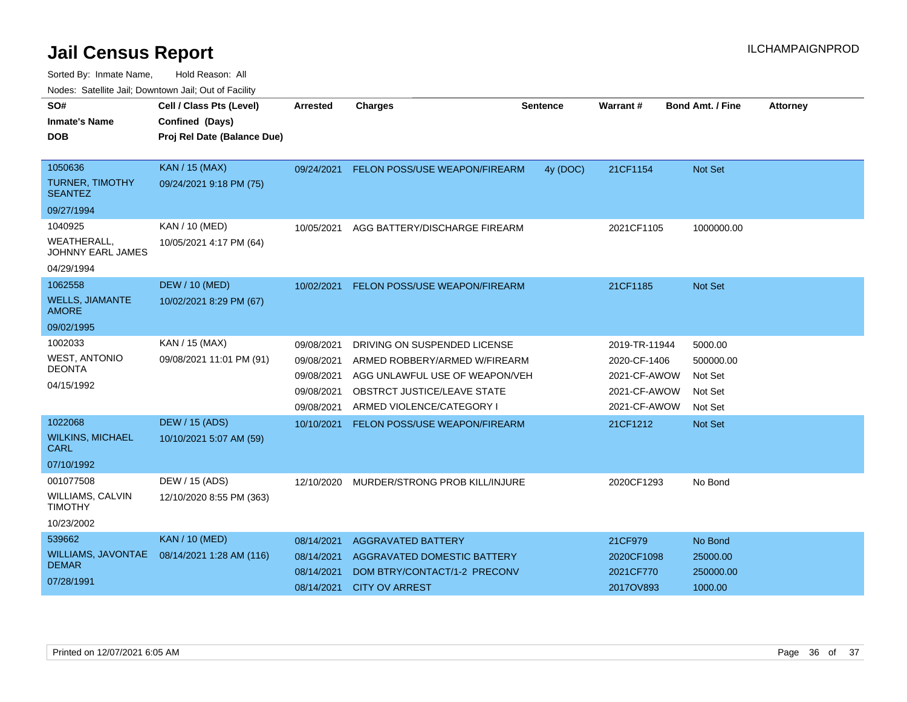# Jail Census Report

ILCHAMPAIGNPROD

Sorted By: Inmate Name, Hold Reason: All

Nodes: Satellite Jail; Downtown Jail; Out of Facility

| SO# / Inmate's Name / DOB | Cell / Class Pts (Level) / Confined (Days) / Proj Rel Date (Balance Due) | Arrested | Charges | Sentence | Warrant # | Bond Amt. / Fine | Attorney |
|---|---|---|---|---|---|---|---|
| 1050636<br>TURNER, TIMOTHY SEANTEZ<br>09/27/1994 | KAN / 15 (MAX)<br>09/24/2021 9:18 PM (75) | 09/24/2021 | FELON POSS/USE WEAPON/FIREARM | 4y (DOC) | 21CF1154 | Not Set | |
| 1040925<br>WEATHERALL, JOHNNY EARL JAMES<br>04/29/1994 | KAN / 10 (MED)<br>10/05/2021 4:17 PM (64) | 10/05/2021 | AGG BATTERY/DISCHARGE FIREARM | | 2021CF1105 | 1000000.00 | |
| 1062558<br>WELLS, JIAMANTE AMORE<br>09/02/1995 | DEW / 10 (MED)<br>10/02/2021 8:29 PM (67) | 10/02/2021 | FELON POSS/USE WEAPON/FIREARM | | 21CF1185 | Not Set | |
| 1002033<br>WEST, ANTONIO DEONTA<br>04/15/1992 | KAN / 15 (MAX)<br>09/08/2021 11:01 PM (91) | 09/08/2021 | DRIVING ON SUSPENDED LICENSE | | 2019-TR-11944 | 5000.00 | |
| | | 09/08/2021 | ARMED ROBBERY/ARMED W/FIREARM | | 2020-CF-1406 | 500000.00 | |
| | | 09/08/2021 | AGG UNLAWFUL USE OF WEAPON/VEH | | 2021-CF-AWOW | Not Set | |
| | | 09/08/2021 | OBSTRCT JUSTICE/LEAVE STATE | | 2021-CF-AWOW | Not Set | |
| | | 09/08/2021 | ARMED VIOLENCE/CATEGORY I | | 2021-CF-AWOW | Not Set | |
| 1022068<br>WILKINS, MICHAEL CARL<br>07/10/1992 | DEW / 15 (ADS)<br>10/10/2021 5:07 AM (59) | 10/10/2021 | FELON POSS/USE WEAPON/FIREARM | | 21CF1212 | Not Set | |
| 001077508<br>WILLIAMS, CALVIN TIMOTHY<br>10/23/2002 | DEW / 15 (ADS)<br>12/10/2020 8:55 PM (363) | 12/10/2020 | MURDER/STRONG PROB KILL/INJURE | | 2020CF1293 | No Bond | |
| 539662<br>WILLIAMS, JAVONTAE DEMAR<br>07/28/1991 | KAN / 10 (MED)<br>08/14/2021 1:28 AM (116) | 08/14/2021 | AGGRAVATED BATTERY | | 21CF979 | No Bond | |
| | | 08/14/2021 | AGGRAVATED DOMESTIC BATTERY | | 2020CF1098 | 25000.00 | |
| | | 08/14/2021 | DOM BTRY/CONTACT/1-2 PRECONV | | 2021CF770 | 250000.00 | |
| | | 08/14/2021 | CITY OV ARREST | | 2017OV893 | 1000.00 | |

Printed on 12/07/2021 6:05 AM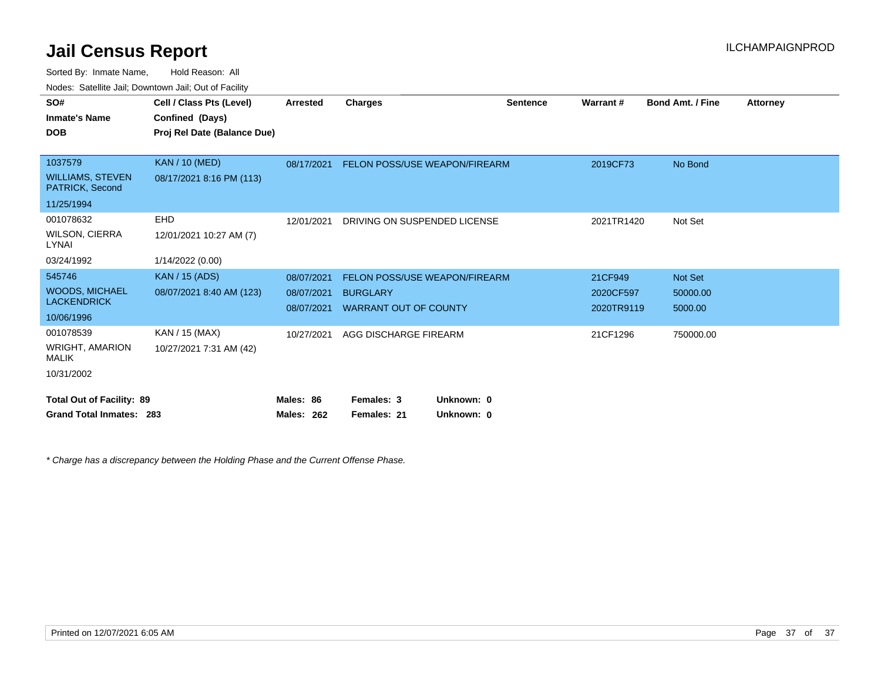# Jail Census Report

ILCHAMPAIGNPROD

Sorted By: Inmate Name, Hold Reason: All

Nodes: Satellite Jail; Downtown Jail; Out of Facility

| SO# / Inmate's Name / DOB | Cell / Class Pts (Level) / Confined (Days) / Proj Rel Date (Balance Due) | Arrested | Charges | Sentence | Warrant # | Bond Amt. / Fine | Attorney |
|---|---|---|---|---|---|---|---|
| 1037579<br>WILLIAMS, STEVEN PATRICK, Second<br>11/25/1994 | KAN / 10 (MED)<br>08/17/2021 8:16 PM (113) | 08/17/2021 | FELON POSS/USE WEAPON/FIREARM | | 2019CF73 | No Bond | |
| 001078632<br>WILSON, CIERRA LYNAI<br>03/24/1992 | EHD<br>12/01/2021 10:27 AM (7)<br>1/14/2022 (0.00) | 12/01/2021 | DRIVING ON SUSPENDED LICENSE | | 2021TR1420 | Not Set | |
| 545746<br>WOODS, MICHAEL LACKENDRICK<br>10/06/1996 | KAN / 15 (ADS)<br>08/07/2021 8:40 AM (123) | 08/07/2021<br>08/07/2021<br>08/07/2021 | FELON POSS/USE WEAPON/FIREARM<br>BURGLARY<br>WARRANT OUT OF COUNTY | | 21CF949<br>2020CF597<br>2020TR9119 | Not Set<br>50000.00<br>5000.00 | |
| 001078539<br>WRIGHT, AMARION MALIK<br>10/31/2002 | KAN / 15 (MAX)<br>10/27/2021 7:31 AM (42) | 10/27/2021 | AGG DISCHARGE FIREARM | | 21CF1296 | 750000.00 | |

| | | | |
|---|---|---|---|
| **Total Out of Facility: 89** | **Males: 86** | **Females: 3** | **Unknown: 0** |
| **Grand Total Inmates: 283** | **Males: 262** | **Females: 21** | **Unknown: 0** |

*\* Charge has a discrepancy between the Holding Phase and the Current Offense Phase.*

Printed on 12/07/2021 6:05 AM